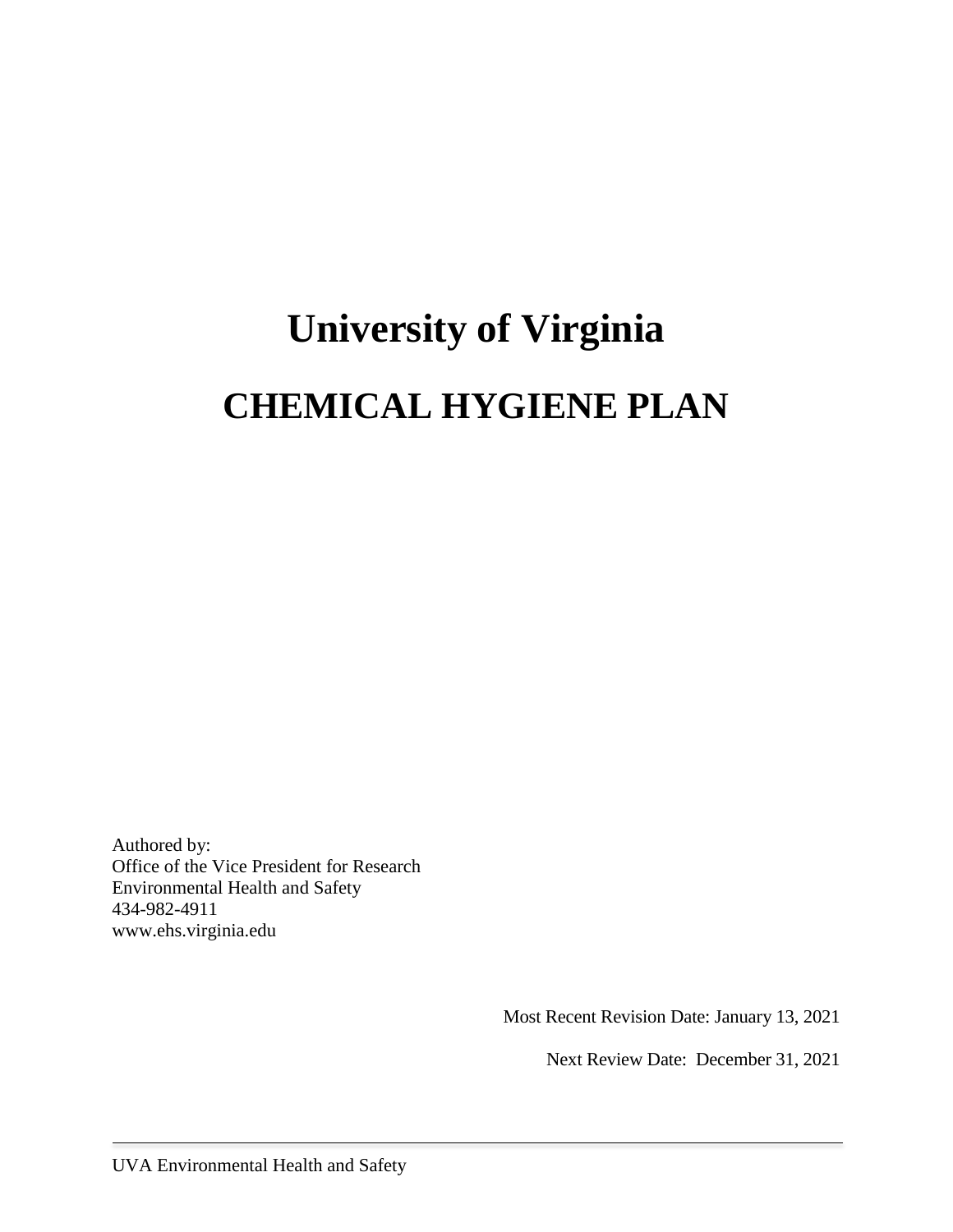# University of Virginia

# CHEMICAL HYGIENE PLAN

Authored by:
Office of the Vice President for Research
Environmental Health and Safety
434-982-4911
www.ehs.virginia.edu

Most Recent Revision Date: January 13, 2021

Next Review Date: December 31, 2021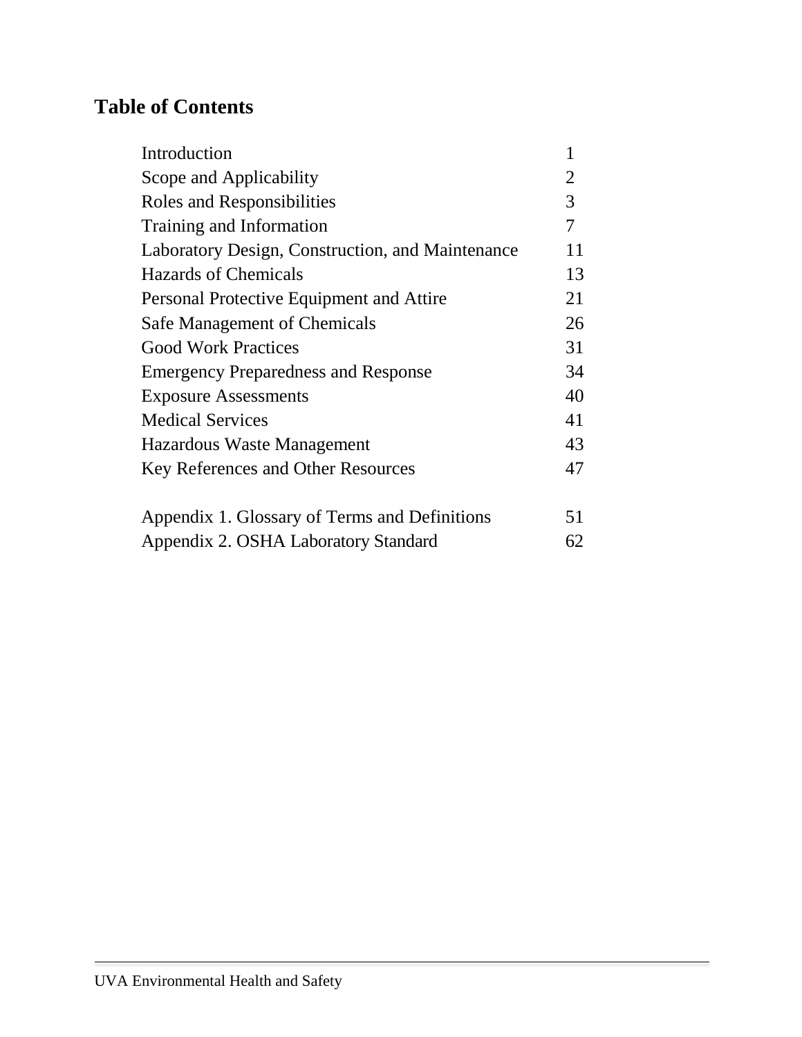## Table of Contents

| | |
|---|---|
| Introduction | 1 |
| Scope and Applicability | 2 |
| Roles and Responsibilities | 3 |
| Training and Information | 7 |
| Laboratory Design, Construction, and Maintenance | 11 |
| Hazards of Chemicals | 13 |
| Personal Protective Equipment and Attire | 21 |
| Safe Management of Chemicals | 26 |
| Good Work Practices | 31 |
| Emergency Preparedness and Response | 34 |
| Exposure Assessments | 40 |
| Medical Services | 41 |
| Hazardous Waste Management | 43 |
| Key References and Other Resources | 47 |
| | |
| Appendix 1. Glossary of Terms and Definitions | 51 |
| Appendix 2. OSHA Laboratory Standard | 62 |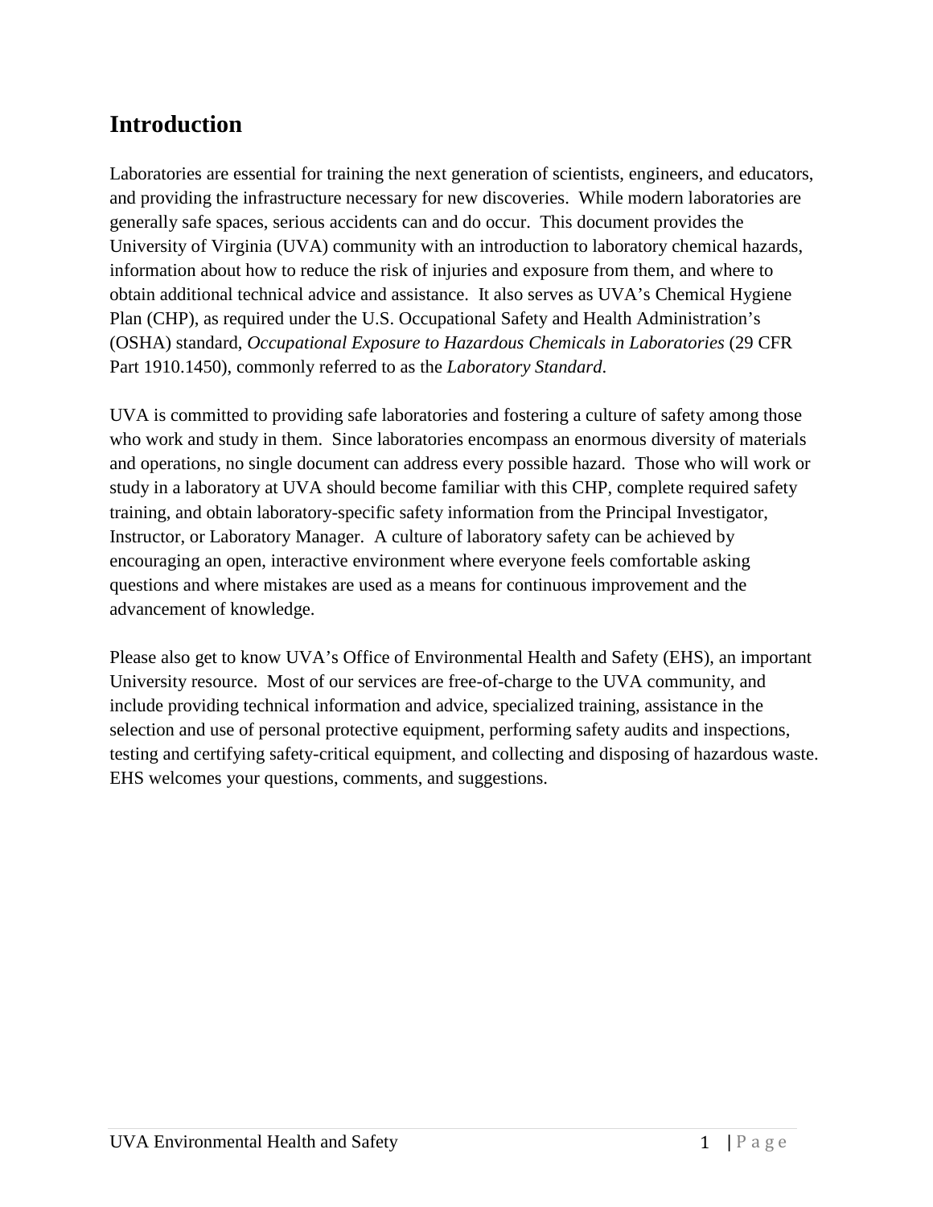# Introduction

Laboratories are essential for training the next generation of scientists, engineers, and educators, and providing the infrastructure necessary for new discoveries. While modern laboratories are generally safe spaces, serious accidents can and do occur. This document provides the University of Virginia (UVA) community with an introduction to laboratory chemical hazards, information about how to reduce the risk of injuries and exposure from them, and where to obtain additional technical advice and assistance. It also serves as UVA's Chemical Hygiene Plan (CHP), as required under the U.S. Occupational Safety and Health Administration's (OSHA) standard, *Occupational Exposure to Hazardous Chemicals in Laboratories* (29 CFR Part 1910.1450), commonly referred to as the *Laboratory Standard*.

UVA is committed to providing safe laboratories and fostering a culture of safety among those who work and study in them. Since laboratories encompass an enormous diversity of materials and operations, no single document can address every possible hazard. Those who will work or study in a laboratory at UVA should become familiar with this CHP, complete required safety training, and obtain laboratory-specific safety information from the Principal Investigator, Instructor, or Laboratory Manager. A culture of laboratory safety can be achieved by encouraging an open, interactive environment where everyone feels comfortable asking questions and where mistakes are used as a means for continuous improvement and the advancement of knowledge.

Please also get to know UVA's Office of Environmental Health and Safety (EHS), an important University resource. Most of our services are free-of-charge to the UVA community, and include providing technical information and advice, specialized training, assistance in the selection and use of personal protective equipment, performing safety audits and inspections, testing and certifying safety-critical equipment, and collecting and disposing of hazardous waste. EHS welcomes your questions, comments, and suggestions.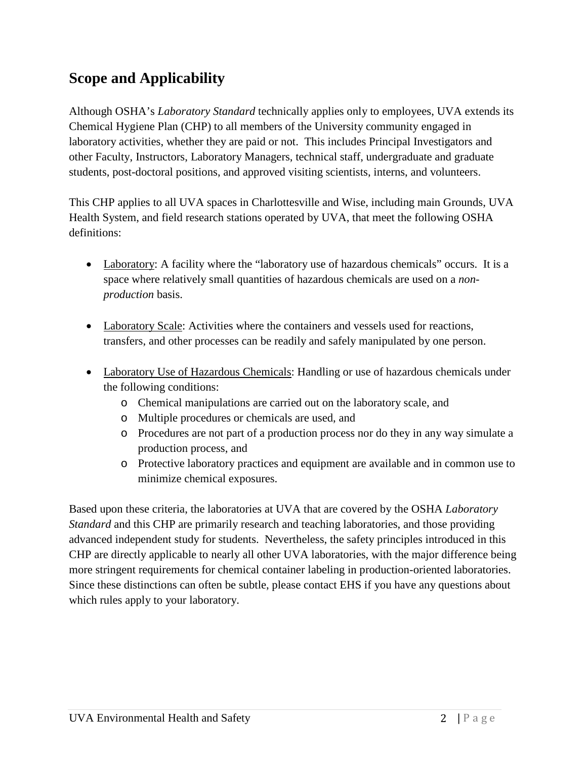## Scope and Applicability

Although OSHA's *Laboratory Standard* technically applies only to employees, UVA extends its Chemical Hygiene Plan (CHP) to all members of the University community engaged in laboratory activities, whether they are paid or not. This includes Principal Investigators and other Faculty, Instructors, Laboratory Managers, technical staff, undergraduate and graduate students, post-doctoral positions, and approved visiting scientists, interns, and volunteers.

This CHP applies to all UVA spaces in Charlottesville and Wise, including main Grounds, UVA Health System, and field research stations operated by UVA, that meet the following OSHA definitions:

- Laboratory: A facility where the "laboratory use of hazardous chemicals" occurs. It is a space where relatively small quantities of hazardous chemicals are used on a *non-production* basis.
- Laboratory Scale: Activities where the containers and vessels used for reactions, transfers, and other processes can be readily and safely manipulated by one person.
- Laboratory Use of Hazardous Chemicals: Handling or use of hazardous chemicals under the following conditions:
  - Chemical manipulations are carried out on the laboratory scale, and
  - Multiple procedures or chemicals are used, and
  - Procedures are not part of a production process nor do they in any way simulate a production process, and
  - Protective laboratory practices and equipment are available and in common use to minimize chemical exposures.

Based upon these criteria, the laboratories at UVA that are covered by the OSHA *Laboratory Standard* and this CHP are primarily research and teaching laboratories, and those providing advanced independent study for students. Nevertheless, the safety principles introduced in this CHP are directly applicable to nearly all other UVA laboratories, with the major difference being more stringent requirements for chemical container labeling in production-oriented laboratories. Since these distinctions can often be subtle, please contact EHS if you have any questions about which rules apply to your laboratory.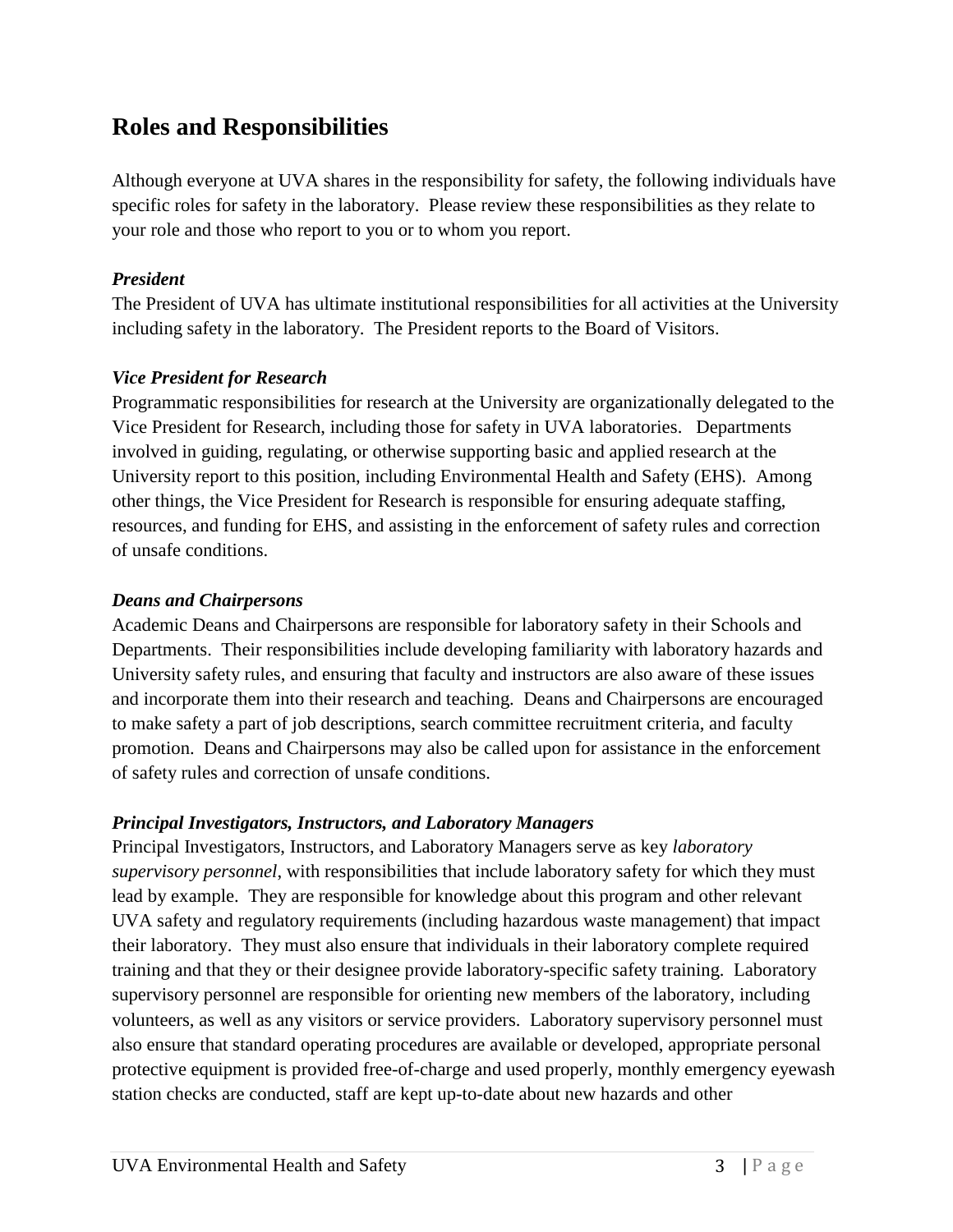## Roles and Responsibilities

Although everyone at UVA shares in the responsibility for safety, the following individuals have specific roles for safety in the laboratory. Please review these responsibilities as they relate to your role and those who report to you or to whom you report.

***President***

The President of UVA has ultimate institutional responsibilities for all activities at the University including safety in the laboratory. The President reports to the Board of Visitors.

***Vice President for Research***

Programmatic responsibilities for research at the University are organizationally delegated to the Vice President for Research, including those for safety in UVA laboratories. Departments involved in guiding, regulating, or otherwise supporting basic and applied research at the University report to this position, including Environmental Health and Safety (EHS). Among other things, the Vice President for Research is responsible for ensuring adequate staffing, resources, and funding for EHS, and assisting in the enforcement of safety rules and correction of unsafe conditions.

***Deans and Chairpersons***

Academic Deans and Chairpersons are responsible for laboratory safety in their Schools and Departments. Their responsibilities include developing familiarity with laboratory hazards and University safety rules, and ensuring that faculty and instructors are also aware of these issues and incorporate them into their research and teaching. Deans and Chairpersons are encouraged to make safety a part of job descriptions, search committee recruitment criteria, and faculty promotion. Deans and Chairpersons may also be called upon for assistance in the enforcement of safety rules and correction of unsafe conditions.

***Principal Investigators, Instructors, and Laboratory Managers***

Principal Investigators, Instructors, and Laboratory Managers serve as key *laboratory supervisory personnel*, with responsibilities that include laboratory safety for which they must lead by example. They are responsible for knowledge about this program and other relevant UVA safety and regulatory requirements (including hazardous waste management) that impact their laboratory. They must also ensure that individuals in their laboratory complete required training and that they or their designee provide laboratory-specific safety training. Laboratory supervisory personnel are responsible for orienting new members of the laboratory, including volunteers, as well as any visitors or service providers. Laboratory supervisory personnel must also ensure that standard operating procedures are available or developed, appropriate personal protective equipment is provided free-of-charge and used properly, monthly emergency eyewash station checks are conducted, staff are kept up-to-date about new hazards and other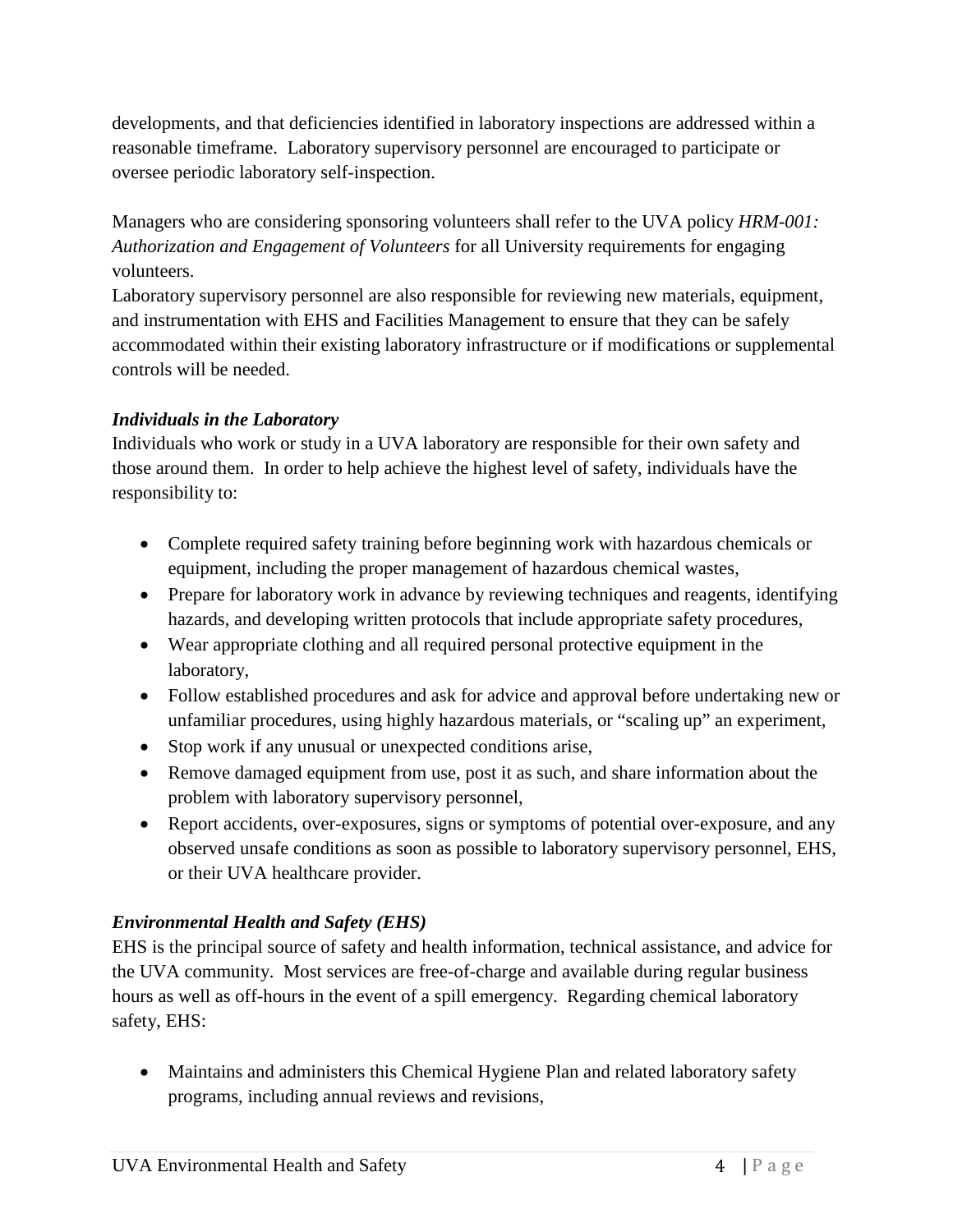developments, and that deficiencies identified in laboratory inspections are addressed within a reasonable timeframe. Laboratory supervisory personnel are encouraged to participate or oversee periodic laboratory self-inspection.

Managers who are considering sponsoring volunteers shall refer to the UVA policy *HRM-001: Authorization and Engagement of Volunteers* for all University requirements for engaging volunteers.
Laboratory supervisory personnel are also responsible for reviewing new materials, equipment, and instrumentation with EHS and Facilities Management to ensure that they can be safely accommodated within their existing laboratory infrastructure or if modifications or supplemental controls will be needed.

***Individuals in the Laboratory***

Individuals who work or study in a UVA laboratory are responsible for their own safety and those around them. In order to help achieve the highest level of safety, individuals have the responsibility to:

- Complete required safety training before beginning work with hazardous chemicals or equipment, including the proper management of hazardous chemical wastes,
- Prepare for laboratory work in advance by reviewing techniques and reagents, identifying hazards, and developing written protocols that include appropriate safety procedures,
- Wear appropriate clothing and all required personal protective equipment in the laboratory,
- Follow established procedures and ask for advice and approval before undertaking new or unfamiliar procedures, using highly hazardous materials, or "scaling up" an experiment,
- Stop work if any unusual or unexpected conditions arise,
- Remove damaged equipment from use, post it as such, and share information about the problem with laboratory supervisory personnel,
- Report accidents, over-exposures, signs or symptoms of potential over-exposure, and any observed unsafe conditions as soon as possible to laboratory supervisory personnel, EHS, or their UVA healthcare provider.

***Environmental Health and Safety (EHS)***

EHS is the principal source of safety and health information, technical assistance, and advice for the UVA community. Most services are free-of-charge and available during regular business hours as well as off-hours in the event of a spill emergency. Regarding chemical laboratory safety, EHS:

- Maintains and administers this Chemical Hygiene Plan and related laboratory safety programs, including annual reviews and revisions,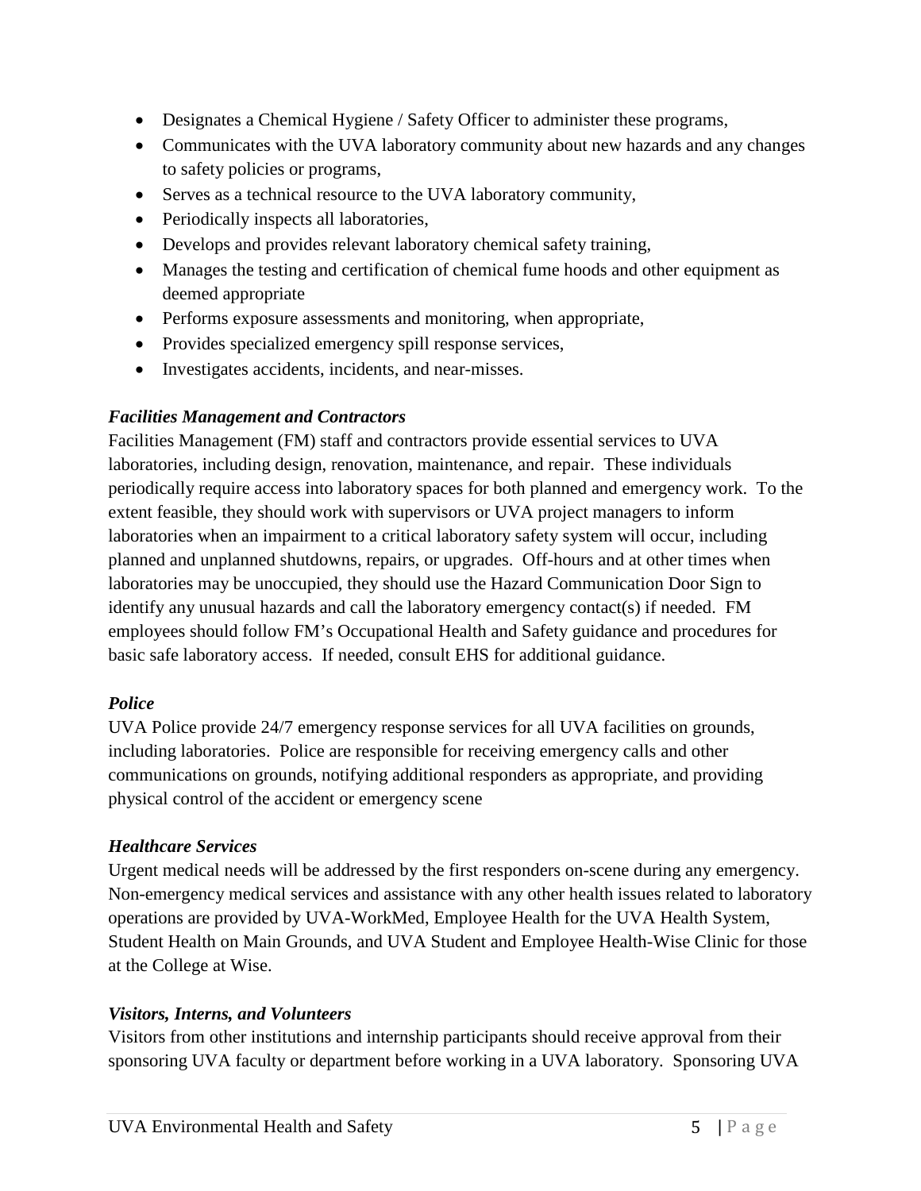- Designates a Chemical Hygiene / Safety Officer to administer these programs,
- Communicates with the UVA laboratory community about new hazards and any changes to safety policies or programs,
- Serves as a technical resource to the UVA laboratory community,
- Periodically inspects all laboratories,
- Develops and provides relevant laboratory chemical safety training,
- Manages the testing and certification of chemical fume hoods and other equipment as deemed appropriate
- Performs exposure assessments and monitoring, when appropriate,
- Provides specialized emergency spill response services,
- Investigates accidents, incidents, and near-misses.

***Facilities Management and Contractors***

Facilities Management (FM) staff and contractors provide essential services to UVA laboratories, including design, renovation, maintenance, and repair. These individuals periodically require access into laboratory spaces for both planned and emergency work. To the extent feasible, they should work with supervisors or UVA project managers to inform laboratories when an impairment to a critical laboratory safety system will occur, including planned and unplanned shutdowns, repairs, or upgrades. Off-hours and at other times when laboratories may be unoccupied, they should use the Hazard Communication Door Sign to identify any unusual hazards and call the laboratory emergency contact(s) if needed. FM employees should follow FM's Occupational Health and Safety guidance and procedures for basic safe laboratory access. If needed, consult EHS for additional guidance.

***Police***

UVA Police provide 24/7 emergency response services for all UVA facilities on grounds, including laboratories. Police are responsible for receiving emergency calls and other communications on grounds, notifying additional responders as appropriate, and providing physical control of the accident or emergency scene

***Healthcare Services***

Urgent medical needs will be addressed by the first responders on-scene during any emergency. Non-emergency medical services and assistance with any other health issues related to laboratory operations are provided by UVA-WorkMed, Employee Health for the UVA Health System, Student Health on Main Grounds, and UVA Student and Employee Health-Wise Clinic for those at the College at Wise.

***Visitors, Interns, and Volunteers***

Visitors from other institutions and internship participants should receive approval from their sponsoring UVA faculty or department before working in a UVA laboratory. Sponsoring UVA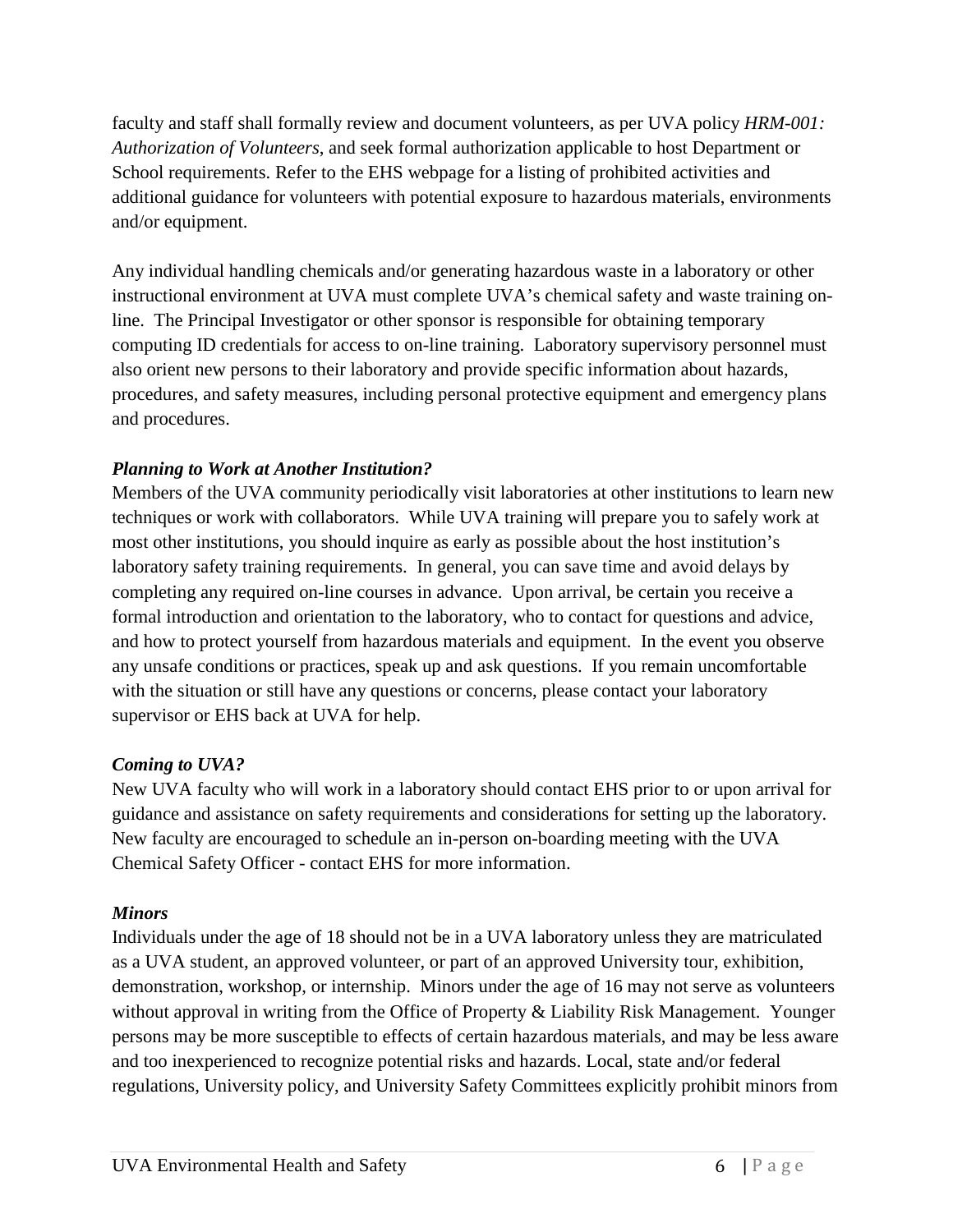faculty and staff shall formally review and document volunteers, as per UVA policy *HRM-001: Authorization of Volunteers*, and seek formal authorization applicable to host Department or School requirements. Refer to the EHS webpage for a listing of prohibited activities and additional guidance for volunteers with potential exposure to hazardous materials, environments and/or equipment.

Any individual handling chemicals and/or generating hazardous waste in a laboratory or other instructional environment at UVA must complete UVA's chemical safety and waste training on-line. The Principal Investigator or other sponsor is responsible for obtaining temporary computing ID credentials for access to on-line training. Laboratory supervisory personnel must also orient new persons to their laboratory and provide specific information about hazards, procedures, and safety measures, including personal protective equipment and emergency plans and procedures.

***Planning to Work at Another Institution?***

Members of the UVA community periodically visit laboratories at other institutions to learn new techniques or work with collaborators. While UVA training will prepare you to safely work at most other institutions, you should inquire as early as possible about the host institution's laboratory safety training requirements. In general, you can save time and avoid delays by completing any required on-line courses in advance. Upon arrival, be certain you receive a formal introduction and orientation to the laboratory, who to contact for questions and advice, and how to protect yourself from hazardous materials and equipment. In the event you observe any unsafe conditions or practices, speak up and ask questions. If you remain uncomfortable with the situation or still have any questions or concerns, please contact your laboratory supervisor or EHS back at UVA for help.

***Coming to UVA?***

New UVA faculty who will work in a laboratory should contact EHS prior to or upon arrival for guidance and assistance on safety requirements and considerations for setting up the laboratory. New faculty are encouraged to schedule an in-person on-boarding meeting with the UVA Chemical Safety Officer - contact EHS for more information.

***Minors***

Individuals under the age of 18 should not be in a UVA laboratory unless they are matriculated as a UVA student, an approved volunteer, or part of an approved University tour, exhibition, demonstration, workshop, or internship. Minors under the age of 16 may not serve as volunteers without approval in writing from the Office of Property & Liability Risk Management. Younger persons may be more susceptible to effects of certain hazardous materials, and may be less aware and too inexperienced to recognize potential risks and hazards. Local, state and/or federal regulations, University policy, and University Safety Committees explicitly prohibit minors from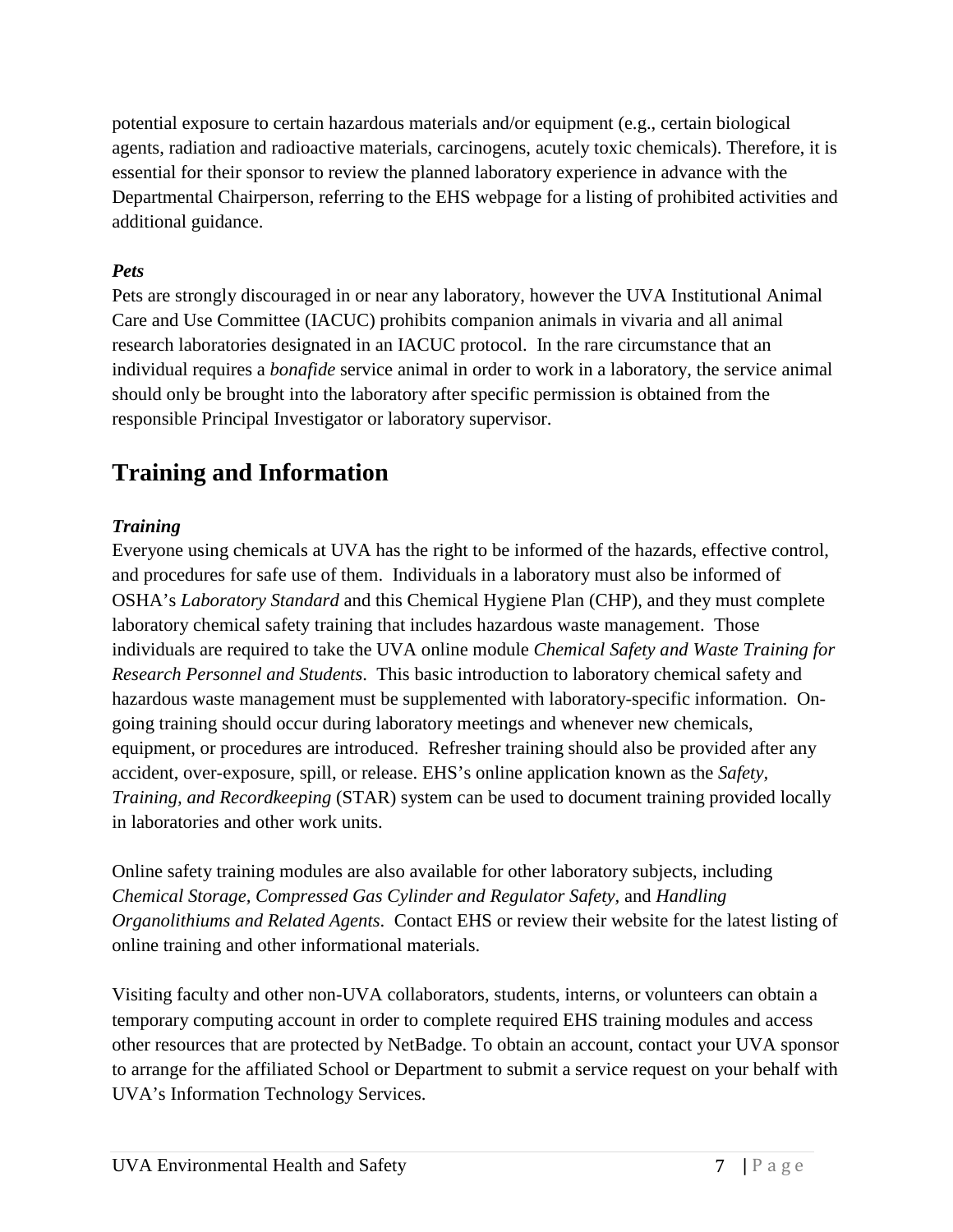potential exposure to certain hazardous materials and/or equipment (e.g., certain biological agents, radiation and radioactive materials, carcinogens, acutely toxic chemicals). Therefore, it is essential for their sponsor to review the planned laboratory experience in advance with the Departmental Chairperson, referring to the EHS webpage for a listing of prohibited activities and additional guidance.

### *Pets*

Pets are strongly discouraged in or near any laboratory, however the UVA Institutional Animal Care and Use Committee (IACUC) prohibits companion animals in vivaria and all animal research laboratories designated in an IACUC protocol. In the rare circumstance that an individual requires a *bonafide* service animal in order to work in a laboratory, the service animal should only be brought into the laboratory after specific permission is obtained from the responsible Principal Investigator or laboratory supervisor.

## Training and Information

### *Training*

Everyone using chemicals at UVA has the right to be informed of the hazards, effective control, and procedures for safe use of them. Individuals in a laboratory must also be informed of OSHA's *Laboratory Standard* and this Chemical Hygiene Plan (CHP), and they must complete laboratory chemical safety training that includes hazardous waste management. Those individuals are required to take the UVA online module *Chemical Safety and Waste Training for Research Personnel and Students*. This basic introduction to laboratory chemical safety and hazardous waste management must be supplemented with laboratory-specific information. On-going training should occur during laboratory meetings and whenever new chemicals, equipment, or procedures are introduced. Refresher training should also be provided after any accident, over-exposure, spill, or release. EHS's online application known as the *Safety, Training, and Recordkeeping* (STAR) system can be used to document training provided locally in laboratories and other work units.

Online safety training modules are also available for other laboratory subjects, including *Chemical Storage, Compressed Gas Cylinder and Regulator Safety*, and *Handling Organolithiums and Related Agents*. Contact EHS or review their website for the latest listing of online training and other informational materials.

Visiting faculty and other non-UVA collaborators, students, interns, or volunteers can obtain a temporary computing account in order to complete required EHS training modules and access other resources that are protected by NetBadge. To obtain an account, contact your UVA sponsor to arrange for the affiliated School or Department to submit a service request on your behalf with UVA's Information Technology Services.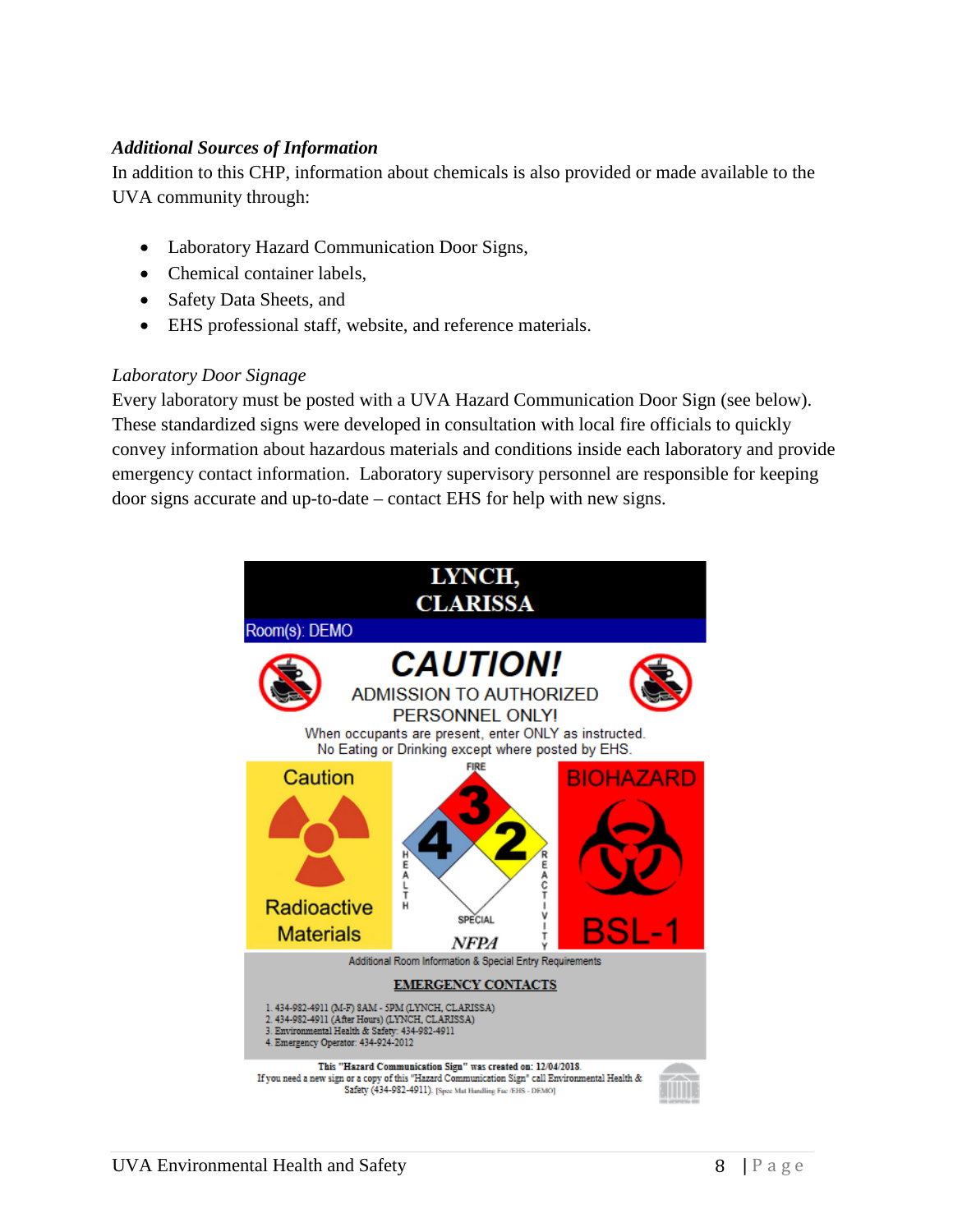***Additional Sources of Information***

In addition to this CHP, information about chemicals is also provided or made available to the UVA community through:

- Laboratory Hazard Communication Door Signs,
- Chemical container labels,
- Safety Data Sheets, and
- EHS professional staff, website, and reference materials.

*Laboratory Door Signage*

Every laboratory must be posted with a UVA Hazard Communication Door Sign (see below). These standardized signs were developed in consultation with local fire officials to quickly convey information about hazardous materials and conditions inside each laboratory and provide emergency contact information. Laboratory supervisory personnel are responsible for keeping door signs accurate and up-to-date – contact EHS for help with new signs.

**LYNCH, CLARISSA**

Room(s): DEMO

**CAUTION!**

ADMISSION TO AUTHORIZED PERSONNEL ONLY!

When occupants are present, enter ONLY as instructed.
No Eating or Drinking except where posted by EHS.

Caution

Radioactive Materials

FIRE 3, HEALTH 4, REACTIVITY 2, SPECIAL

NFPA

BIOHAZARD

BSL-1

Additional Room Information & Special Entry Requirements

**EMERGENCY CONTACTS**

1. 434-982-4911 (M-F) 8AM - 5PM (LYNCH, CLARISSA)
2. 434-982-4911 (After Hours) (LYNCH, CLARISSA)
3. Environmental Health & Safety: 434-982-4911
4. Emergency Operator: 434-924-2012

**This "Hazard Communication Sign" was created on: 12/04/2018.**
If you need a new sign or a copy of this "Hazard Communication Sign" call Environmental Health & Safety (434-982-4911). [Spec Mat Handling Fac /EHS - DEMO]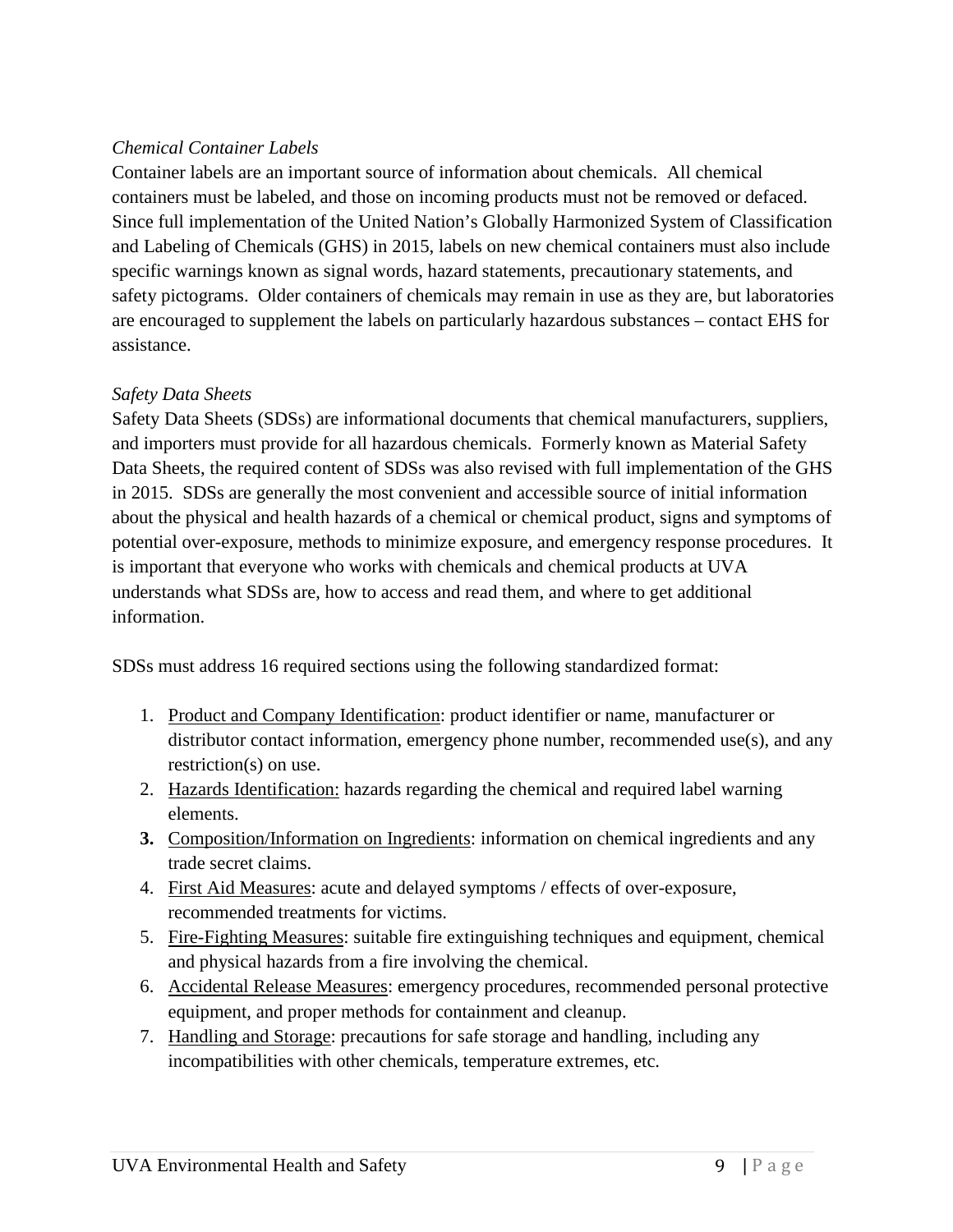*Chemical Container Labels*

Container labels are an important source of information about chemicals. All chemical containers must be labeled, and those on incoming products must not be removed or defaced. Since full implementation of the United Nation's Globally Harmonized System of Classification and Labeling of Chemicals (GHS) in 2015, labels on new chemical containers must also include specific warnings known as signal words, hazard statements, precautionary statements, and safety pictograms. Older containers of chemicals may remain in use as they are, but laboratories are encouraged to supplement the labels on particularly hazardous substances – contact EHS for assistance.

*Safety Data Sheets*

Safety Data Sheets (SDSs) are informational documents that chemical manufacturers, suppliers, and importers must provide for all hazardous chemicals. Formerly known as Material Safety Data Sheets, the required content of SDSs was also revised with full implementation of the GHS in 2015. SDSs are generally the most convenient and accessible source of initial information about the physical and health hazards of a chemical or chemical product, signs and symptoms of potential over-exposure, methods to minimize exposure, and emergency response procedures. It is important that everyone who works with chemicals and chemical products at UVA understands what SDSs are, how to access and read them, and where to get additional information.

SDSs must address 16 required sections using the following standardized format:

1. Product and Company Identification: product identifier or name, manufacturer or distributor contact information, emergency phone number, recommended use(s), and any restriction(s) on use.
2. Hazards Identification: hazards regarding the chemical and required label warning elements.
3. Composition/Information on Ingredients: information on chemical ingredients and any trade secret claims.
4. First Aid Measures: acute and delayed symptoms / effects of over-exposure, recommended treatments for victims.
5. Fire-Fighting Measures: suitable fire extinguishing techniques and equipment, chemical and physical hazards from a fire involving the chemical.
6. Accidental Release Measures: emergency procedures, recommended personal protective equipment, and proper methods for containment and cleanup.
7. Handling and Storage: precautions for safe storage and handling, including any incompatibilities with other chemicals, temperature extremes, etc.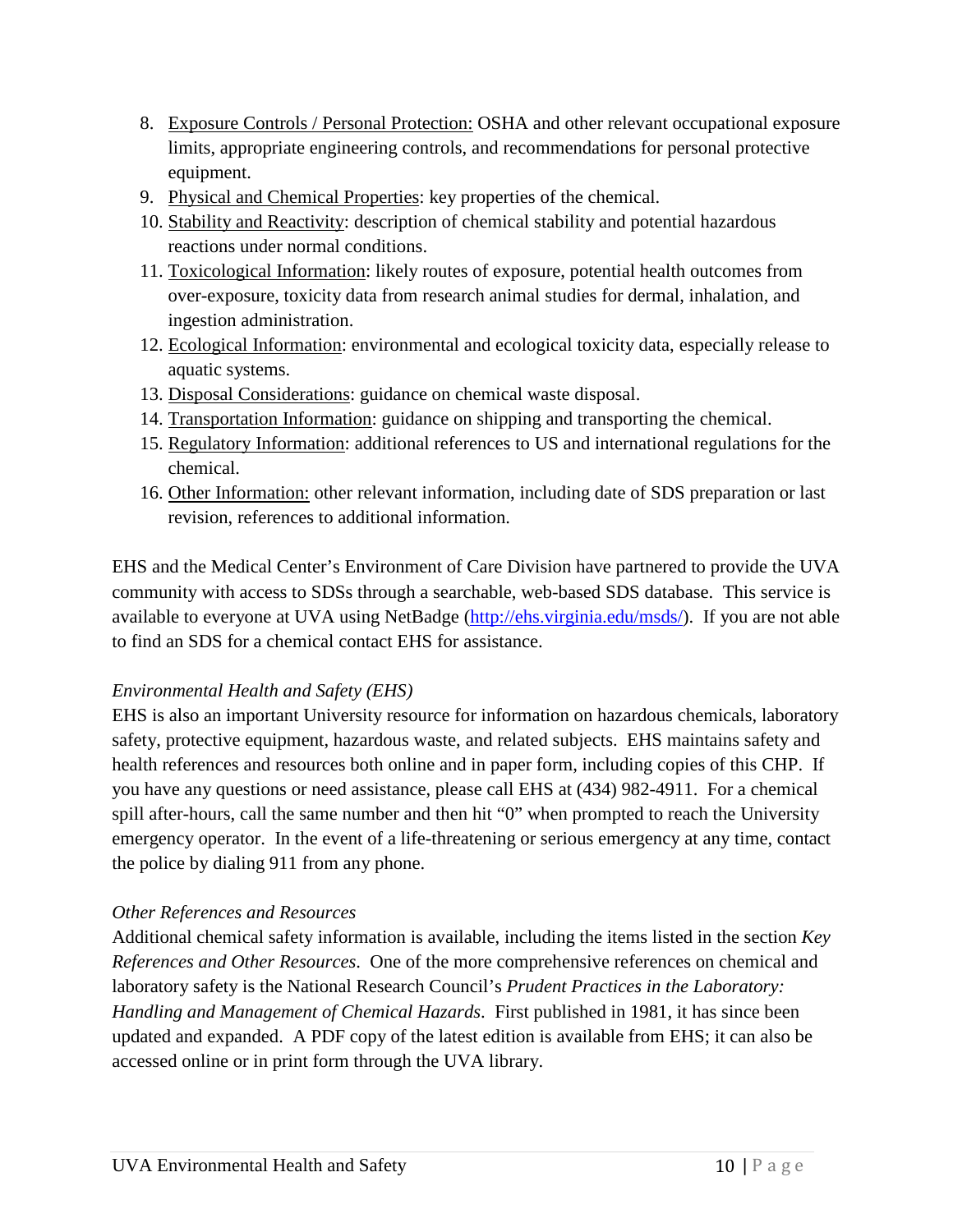8. Exposure Controls / Personal Protection: OSHA and other relevant occupational exposure limits, appropriate engineering controls, and recommendations for personal protective equipment.
9. Physical and Chemical Properties: key properties of the chemical.
10. Stability and Reactivity: description of chemical stability and potential hazardous reactions under normal conditions.
11. Toxicological Information: likely routes of exposure, potential health outcomes from over-exposure, toxicity data from research animal studies for dermal, inhalation, and ingestion administration.
12. Ecological Information: environmental and ecological toxicity data, especially release to aquatic systems.
13. Disposal Considerations: guidance on chemical waste disposal.
14. Transportation Information: guidance on shipping and transporting the chemical.
15. Regulatory Information: additional references to US and international regulations for the chemical.
16. Other Information: other relevant information, including date of SDS preparation or last revision, references to additional information.

EHS and the Medical Center's Environment of Care Division have partnered to provide the UVA community with access to SDSs through a searchable, web-based SDS database. This service is available to everyone at UVA using NetBadge (http://ehs.virginia.edu/msds/). If you are not able to find an SDS for a chemical contact EHS for assistance.

*Environmental Health and Safety (EHS)*

EHS is also an important University resource for information on hazardous chemicals, laboratory safety, protective equipment, hazardous waste, and related subjects. EHS maintains safety and health references and resources both online and in paper form, including copies of this CHP. If you have any questions or need assistance, please call EHS at (434) 982-4911. For a chemical spill after-hours, call the same number and then hit "0" when prompted to reach the University emergency operator. In the event of a life-threatening or serious emergency at any time, contact the police by dialing 911 from any phone.

*Other References and Resources*

Additional chemical safety information is available, including the items listed in the section *Key References and Other Resources*. One of the more comprehensive references on chemical and laboratory safety is the National Research Council's *Prudent Practices in the Laboratory: Handling and Management of Chemical Hazards*. First published in 1981, it has since been updated and expanded. A PDF copy of the latest edition is available from EHS; it can also be accessed online or in print form through the UVA library.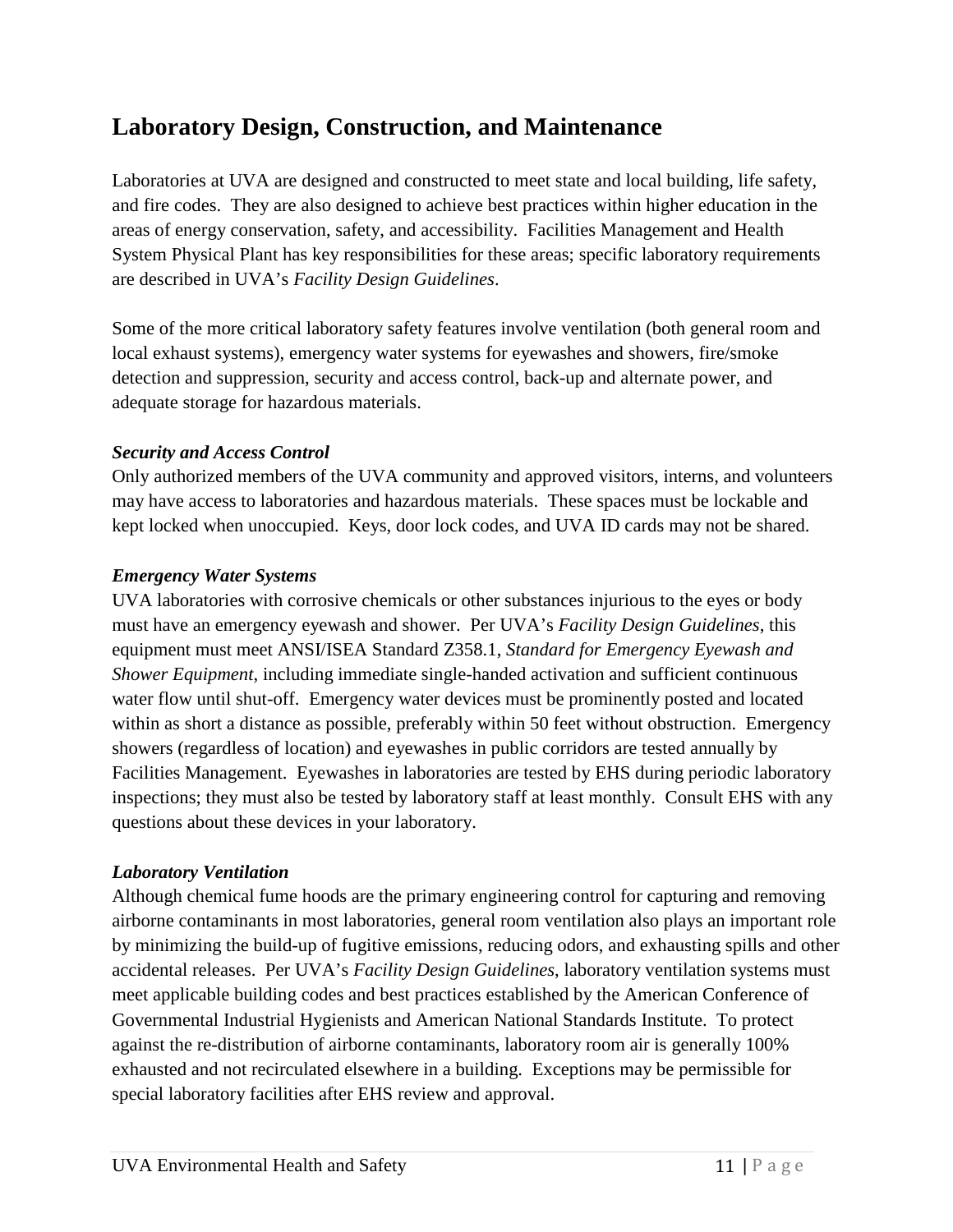## Laboratory Design, Construction, and Maintenance

Laboratories at UVA are designed and constructed to meet state and local building, life safety, and fire codes. They are also designed to achieve best practices within higher education in the areas of energy conservation, safety, and accessibility. Facilities Management and Health System Physical Plant has key responsibilities for these areas; specific laboratory requirements are described in UVA's *Facility Design Guidelines*.

Some of the more critical laboratory safety features involve ventilation (both general room and local exhaust systems), emergency water systems for eyewashes and showers, fire/smoke detection and suppression, security and access control, back-up and alternate power, and adequate storage for hazardous materials.

***Security and Access Control***

Only authorized members of the UVA community and approved visitors, interns, and volunteers may have access to laboratories and hazardous materials. These spaces must be lockable and kept locked when unoccupied. Keys, door lock codes, and UVA ID cards may not be shared.

***Emergency Water Systems***

UVA laboratories with corrosive chemicals or other substances injurious to the eyes or body must have an emergency eyewash and shower. Per UVA's *Facility Design Guidelines*, this equipment must meet ANSI/ISEA Standard Z358.1, *Standard for Emergency Eyewash and Shower Equipment*, including immediate single-handed activation and sufficient continuous water flow until shut-off. Emergency water devices must be prominently posted and located within as short a distance as possible, preferably within 50 feet without obstruction. Emergency showers (regardless of location) and eyewashes in public corridors are tested annually by Facilities Management. Eyewashes in laboratories are tested by EHS during periodic laboratory inspections; they must also be tested by laboratory staff at least monthly. Consult EHS with any questions about these devices in your laboratory.

***Laboratory Ventilation***

Although chemical fume hoods are the primary engineering control for capturing and removing airborne contaminants in most laboratories, general room ventilation also plays an important role by minimizing the build-up of fugitive emissions, reducing odors, and exhausting spills and other accidental releases. Per UVA's *Facility Design Guidelines*, laboratory ventilation systems must meet applicable building codes and best practices established by the American Conference of Governmental Industrial Hygienists and American National Standards Institute. To protect against the re-distribution of airborne contaminants, laboratory room air is generally 100% exhausted and not recirculated elsewhere in a building. Exceptions may be permissible for special laboratory facilities after EHS review and approval.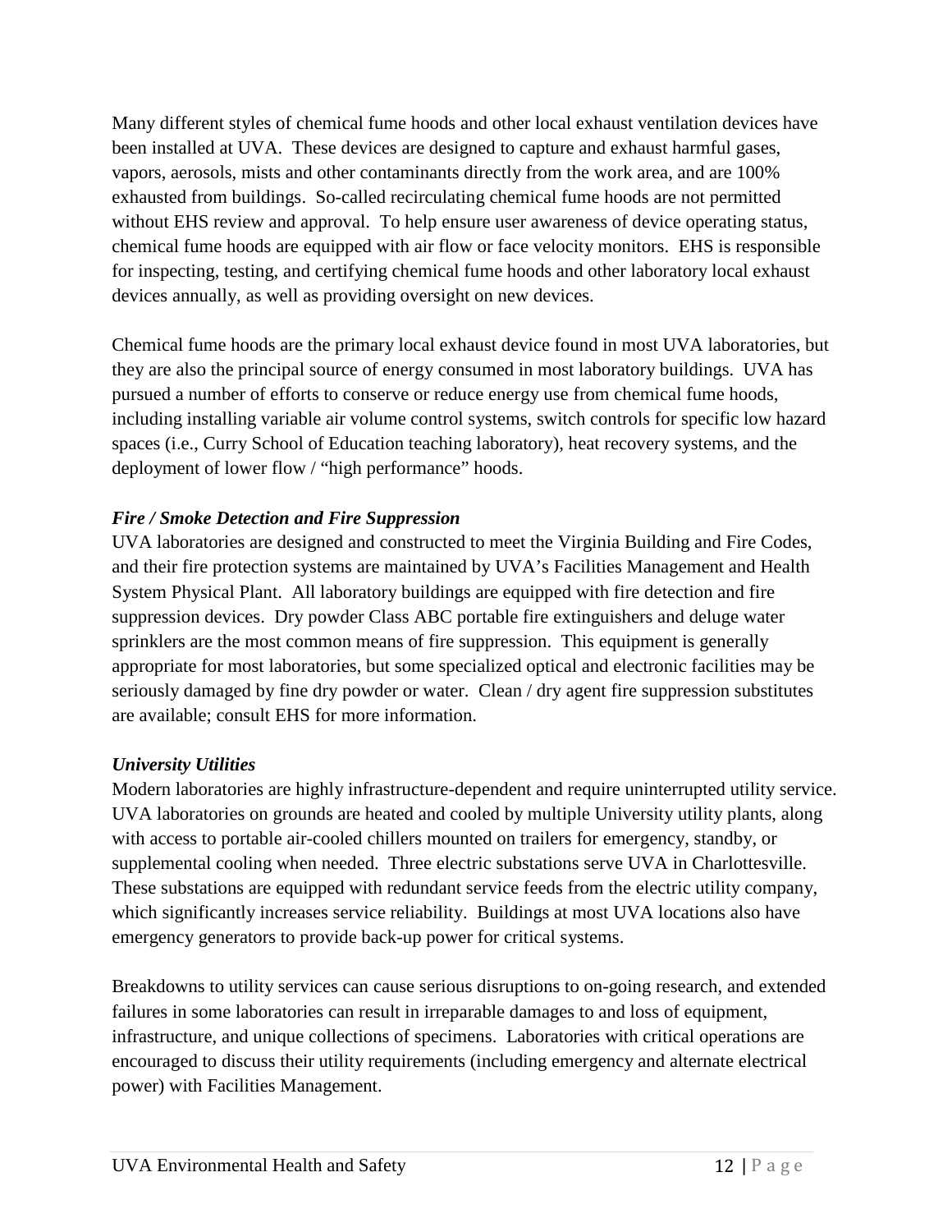Many different styles of chemical fume hoods and other local exhaust ventilation devices have been installed at UVA. These devices are designed to capture and exhaust harmful gases, vapors, aerosols, mists and other contaminants directly from the work area, and are 100% exhausted from buildings. So-called recirculating chemical fume hoods are not permitted without EHS review and approval. To help ensure user awareness of device operating status, chemical fume hoods are equipped with air flow or face velocity monitors. EHS is responsible for inspecting, testing, and certifying chemical fume hoods and other laboratory local exhaust devices annually, as well as providing oversight on new devices.

Chemical fume hoods are the primary local exhaust device found in most UVA laboratories, but they are also the principal source of energy consumed in most laboratory buildings. UVA has pursued a number of efforts to conserve or reduce energy use from chemical fume hoods, including installing variable air volume control systems, switch controls for specific low hazard spaces (i.e., Curry School of Education teaching laboratory), heat recovery systems, and the deployment of lower flow / "high performance" hoods.

***Fire / Smoke Detection and Fire Suppression***

UVA laboratories are designed and constructed to meet the Virginia Building and Fire Codes, and their fire protection systems are maintained by UVA's Facilities Management and Health System Physical Plant. All laboratory buildings are equipped with fire detection and fire suppression devices. Dry powder Class ABC portable fire extinguishers and deluge water sprinklers are the most common means of fire suppression. This equipment is generally appropriate for most laboratories, but some specialized optical and electronic facilities may be seriously damaged by fine dry powder or water. Clean / dry agent fire suppression substitutes are available; consult EHS for more information.

***University Utilities***

Modern laboratories are highly infrastructure-dependent and require uninterrupted utility service. UVA laboratories on grounds are heated and cooled by multiple University utility plants, along with access to portable air-cooled chillers mounted on trailers for emergency, standby, or supplemental cooling when needed. Three electric substations serve UVA in Charlottesville. These substations are equipped with redundant service feeds from the electric utility company, which significantly increases service reliability. Buildings at most UVA locations also have emergency generators to provide back-up power for critical systems.

Breakdowns to utility services can cause serious disruptions to on-going research, and extended failures in some laboratories can result in irreparable damages to and loss of equipment, infrastructure, and unique collections of specimens. Laboratories with critical operations are encouraged to discuss their utility requirements (including emergency and alternate electrical power) with Facilities Management.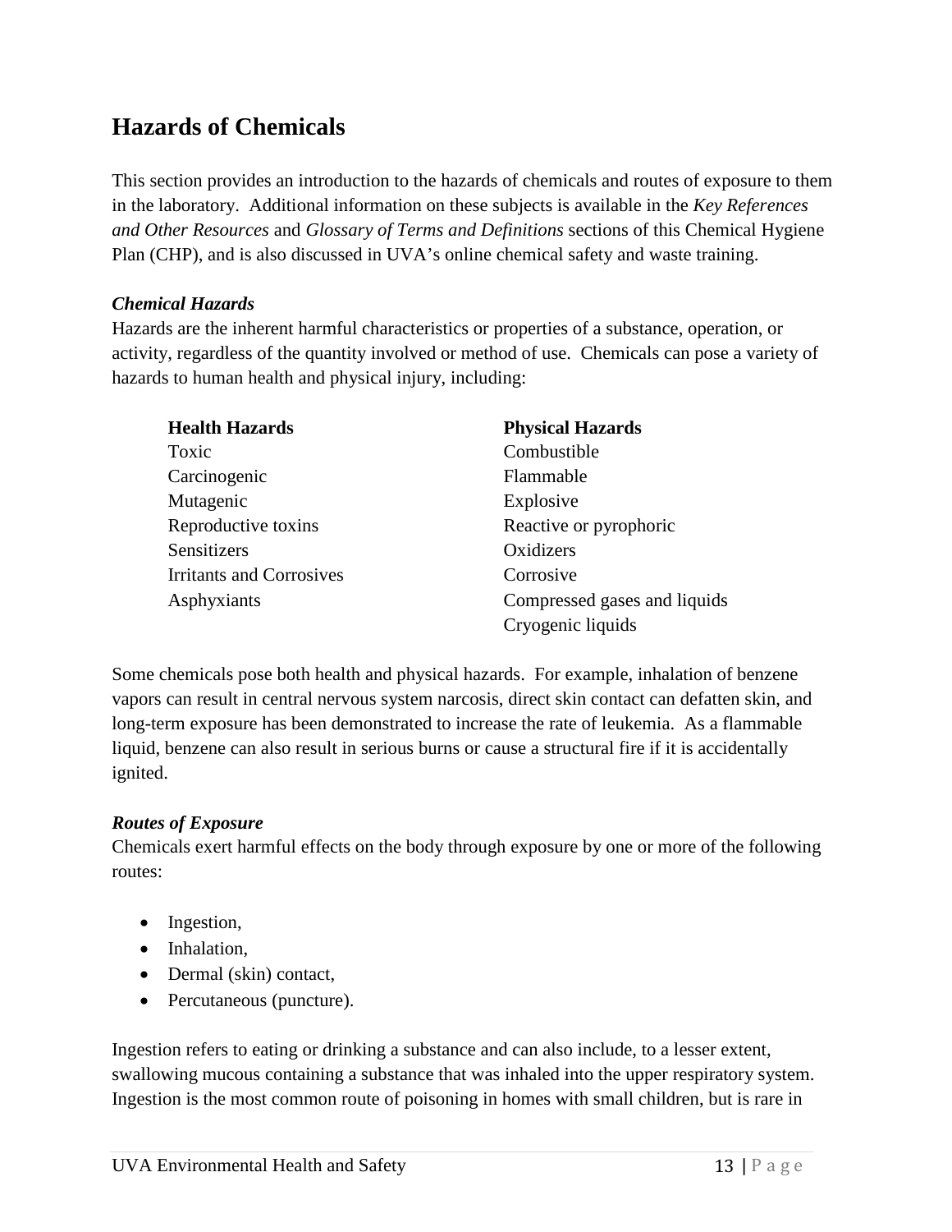## Hazards of Chemicals

This section provides an introduction to the hazards of chemicals and routes of exposure to them in the laboratory. Additional information on these subjects is available in the *Key References and Other Resources* and *Glossary of Terms and Definitions* sections of this Chemical Hygiene Plan (CHP), and is also discussed in UVA's online chemical safety and waste training.

***Chemical Hazards***

Hazards are the inherent harmful characteristics or properties of a substance, operation, or activity, regardless of the quantity involved or method of use. Chemicals can pose a variety of hazards to human health and physical injury, including:

| Health Hazards | Physical Hazards |
|---|---|
| Toxic | Combustible |
| Carcinogenic | Flammable |
| Mutagenic | Explosive |
| Reproductive toxins | Reactive or pyrophoric |
| Sensitizers | Oxidizers |
| Irritants and Corrosives | Corrosive |
| Asphyxiants | Compressed gases and liquids |
| | Cryogenic liquids |

Some chemicals pose both health and physical hazards. For example, inhalation of benzene vapors can result in central nervous system narcosis, direct skin contact can defatten skin, and long-term exposure has been demonstrated to increase the rate of leukemia. As a flammable liquid, benzene can also result in serious burns or cause a structural fire if it is accidentally ignited.

***Routes of Exposure***

Chemicals exert harmful effects on the body through exposure by one or more of the following routes:

- Ingestion,
- Inhalation,
- Dermal (skin) contact,
- Percutaneous (puncture).

Ingestion refers to eating or drinking a substance and can also include, to a lesser extent, swallowing mucous containing a substance that was inhaled into the upper respiratory system. Ingestion is the most common route of poisoning in homes with small children, but is rare in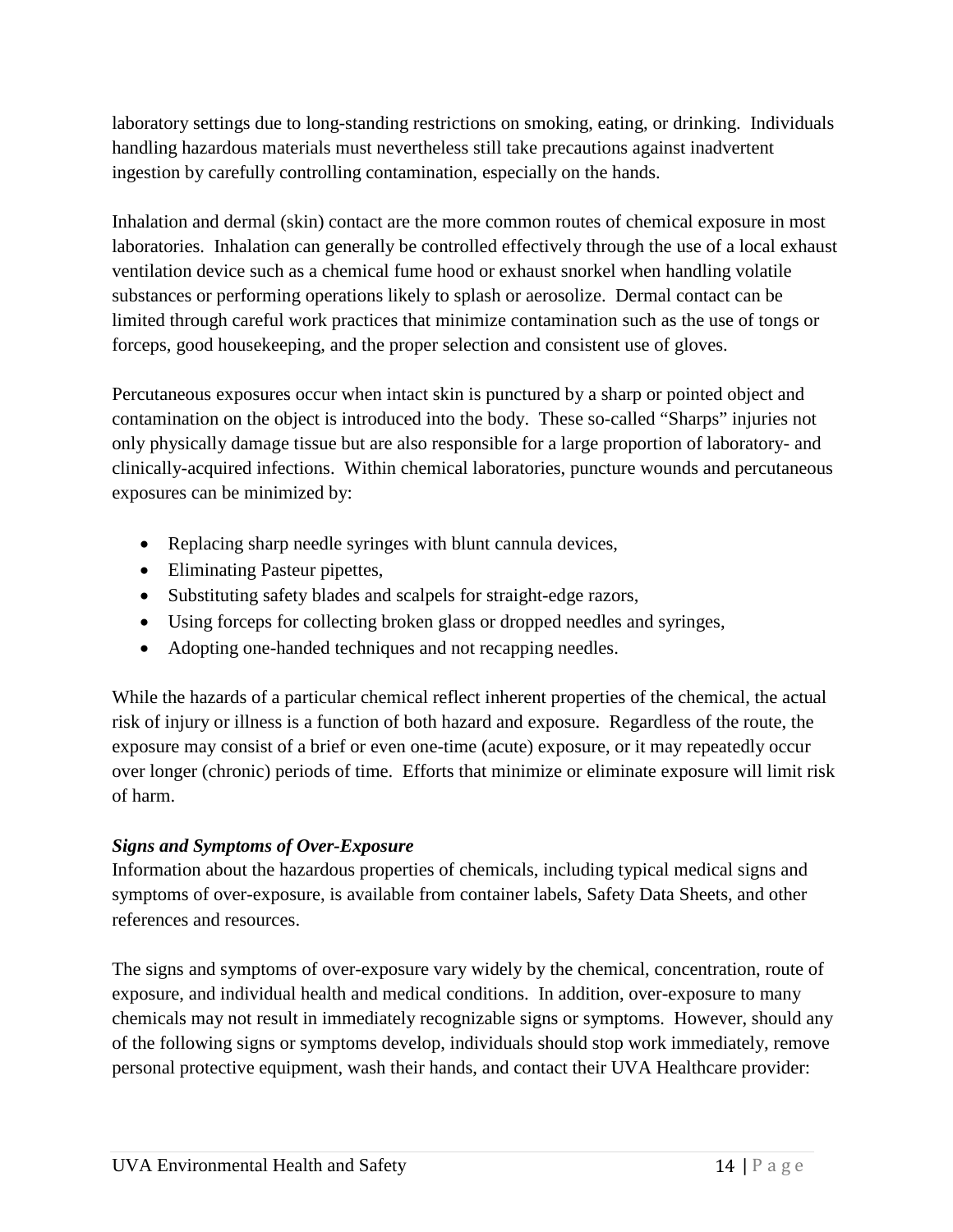laboratory settings due to long-standing restrictions on smoking, eating, or drinking. Individuals handling hazardous materials must nevertheless still take precautions against inadvertent ingestion by carefully controlling contamination, especially on the hands.

Inhalation and dermal (skin) contact are the more common routes of chemical exposure in most laboratories. Inhalation can generally be controlled effectively through the use of a local exhaust ventilation device such as a chemical fume hood or exhaust snorkel when handling volatile substances or performing operations likely to splash or aerosolize. Dermal contact can be limited through careful work practices that minimize contamination such as the use of tongs or forceps, good housekeeping, and the proper selection and consistent use of gloves.

Percutaneous exposures occur when intact skin is punctured by a sharp or pointed object and contamination on the object is introduced into the body. These so-called "Sharps" injuries not only physically damage tissue but are also responsible for a large proportion of laboratory- and clinically-acquired infections. Within chemical laboratories, puncture wounds and percutaneous exposures can be minimized by:

- Replacing sharp needle syringes with blunt cannula devices,
- Eliminating Pasteur pipettes,
- Substituting safety blades and scalpels for straight-edge razors,
- Using forceps for collecting broken glass or dropped needles and syringes,
- Adopting one-handed techniques and not recapping needles.

While the hazards of a particular chemical reflect inherent properties of the chemical, the actual risk of injury or illness is a function of both hazard and exposure. Regardless of the route, the exposure may consist of a brief or even one-time (acute) exposure, or it may repeatedly occur over longer (chronic) periods of time. Efforts that minimize or eliminate exposure will limit risk of harm.

***Signs and Symptoms of Over-Exposure***

Information about the hazardous properties of chemicals, including typical medical signs and symptoms of over-exposure, is available from container labels, Safety Data Sheets, and other references and resources.

The signs and symptoms of over-exposure vary widely by the chemical, concentration, route of exposure, and individual health and medical conditions. In addition, over-exposure to many chemicals may not result in immediately recognizable signs or symptoms. However, should any of the following signs or symptoms develop, individuals should stop work immediately, remove personal protective equipment, wash their hands, and contact their UVA Healthcare provider: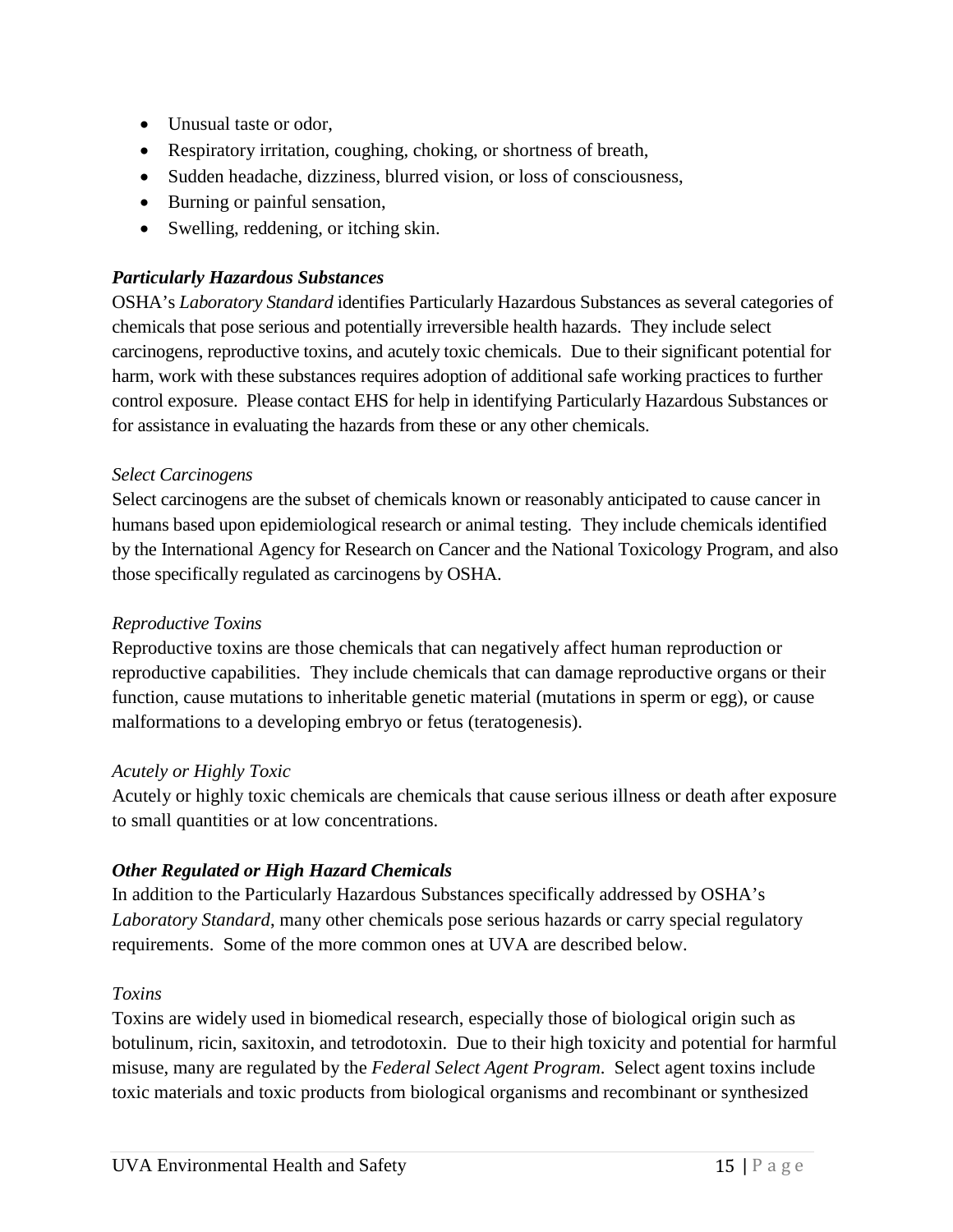- Unusual taste or odor,
- Respiratory irritation, coughing, choking, or shortness of breath,
- Sudden headache, dizziness, blurred vision, or loss of consciousness,
- Burning or painful sensation,
- Swelling, reddening, or itching skin.

### ***Particularly Hazardous Substances***

OSHA's *Laboratory Standard* identifies Particularly Hazardous Substances as several categories of chemicals that pose serious and potentially irreversible health hazards. They include select carcinogens, reproductive toxins, and acutely toxic chemicals. Due to their significant potential for harm, work with these substances requires adoption of additional safe working practices to further control exposure. Please contact EHS for help in identifying Particularly Hazardous Substances or for assistance in evaluating the hazards from these or any other chemicals.

#### *Select Carcinogens*

Select carcinogens are the subset of chemicals known or reasonably anticipated to cause cancer in humans based upon epidemiological research or animal testing. They include chemicals identified by the International Agency for Research on Cancer and the National Toxicology Program, and also those specifically regulated as carcinogens by OSHA.

#### *Reproductive Toxins*

Reproductive toxins are those chemicals that can negatively affect human reproduction or reproductive capabilities. They include chemicals that can damage reproductive organs or their function, cause mutations to inheritable genetic material (mutations in sperm or egg), or cause malformations to a developing embryo or fetus (teratogenesis).

#### *Acutely or Highly Toxic*

Acutely or highly toxic chemicals are chemicals that cause serious illness or death after exposure to small quantities or at low concentrations.

### ***Other Regulated or High Hazard Chemicals***

In addition to the Particularly Hazardous Substances specifically addressed by OSHA's *Laboratory Standard*, many other chemicals pose serious hazards or carry special regulatory requirements. Some of the more common ones at UVA are described below.

#### *Toxins*

Toxins are widely used in biomedical research, especially those of biological origin such as botulinum, ricin, saxitoxin, and tetrodotoxin. Due to their high toxicity and potential for harmful misuse, many are regulated by the *Federal Select Agent Program*. Select agent toxins include toxic materials and toxic products from biological organisms and recombinant or synthesized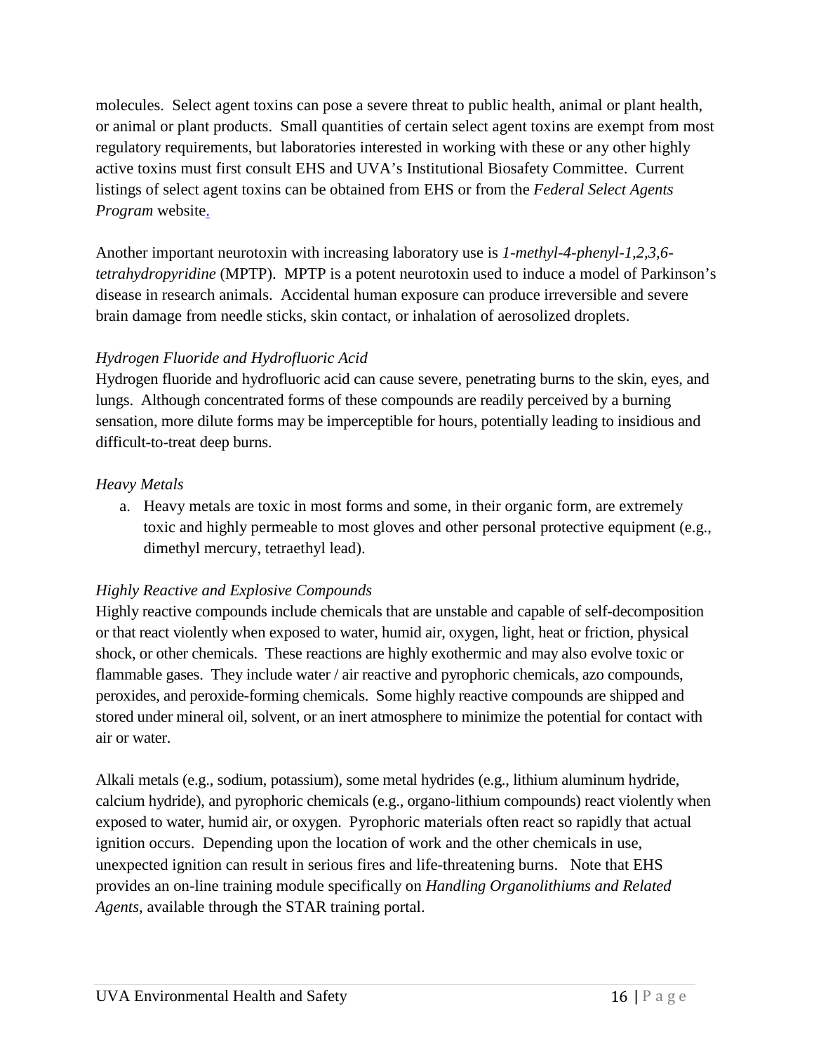molecules. Select agent toxins can pose a severe threat to public health, animal or plant health, or animal or plant products. Small quantities of certain select agent toxins are exempt from most regulatory requirements, but laboratories interested in working with these or any other highly active toxins must first consult EHS and UVA's Institutional Biosafety Committee. Current listings of select agent toxins can be obtained from EHS or from the *Federal Select Agents Program* website.

Another important neurotoxin with increasing laboratory use is *1-methyl-4-phenyl-1,2,3,6-tetrahydropyridine* (MPTP). MPTP is a potent neurotoxin used to induce a model of Parkinson's disease in research animals. Accidental human exposure can produce irreversible and severe brain damage from needle sticks, skin contact, or inhalation of aerosolized droplets.

*Hydrogen Fluoride and Hydrofluoric Acid*

Hydrogen fluoride and hydrofluoric acid can cause severe, penetrating burns to the skin, eyes, and lungs. Although concentrated forms of these compounds are readily perceived by a burning sensation, more dilute forms may be imperceptible for hours, potentially leading to insidious and difficult-to-treat deep burns.

*Heavy Metals*

a. Heavy metals are toxic in most forms and some, in their organic form, are extremely toxic and highly permeable to most gloves and other personal protective equipment (e.g., dimethyl mercury, tetraethyl lead).

*Highly Reactive and Explosive Compounds*

Highly reactive compounds include chemicals that are unstable and capable of self-decomposition or that react violently when exposed to water, humid air, oxygen, light, heat or friction, physical shock, or other chemicals. These reactions are highly exothermic and may also evolve toxic or flammable gases. They include water / air reactive and pyrophoric chemicals, azo compounds, peroxides, and peroxide-forming chemicals. Some highly reactive compounds are shipped and stored under mineral oil, solvent, or an inert atmosphere to minimize the potential for contact with air or water.

Alkali metals (e.g., sodium, potassium), some metal hydrides (e.g., lithium aluminum hydride, calcium hydride), and pyrophoric chemicals (e.g., organo-lithium compounds) react violently when exposed to water, humid air, or oxygen. Pyrophoric materials often react so rapidly that actual ignition occurs. Depending upon the location of work and the other chemicals in use, unexpected ignition can result in serious fires and life-threatening burns. Note that EHS provides an on-line training module specifically on *Handling Organolithiums and Related Agents*, available through the STAR training portal.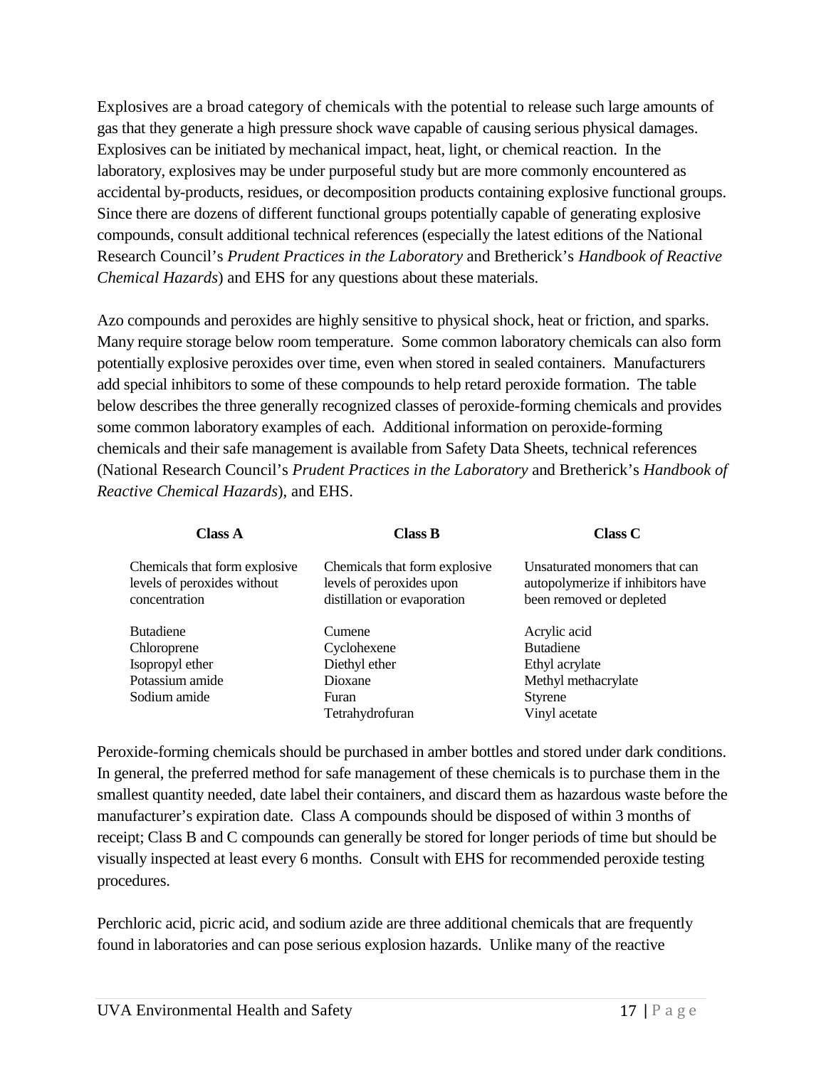Explosives are a broad category of chemicals with the potential to release such large amounts of gas that they generate a high pressure shock wave capable of causing serious physical damages. Explosives can be initiated by mechanical impact, heat, light, or chemical reaction. In the laboratory, explosives may be under purposeful study but are more commonly encountered as accidental by-products, residues, or decomposition products containing explosive functional groups. Since there are dozens of different functional groups potentially capable of generating explosive compounds, consult additional technical references (especially the latest editions of the National Research Council's *Prudent Practices in the Laboratory* and Bretherick's *Handbook of Reactive Chemical Hazards*) and EHS for any questions about these materials.

Azo compounds and peroxides are highly sensitive to physical shock, heat or friction, and sparks. Many require storage below room temperature. Some common laboratory chemicals can also form potentially explosive peroxides over time, even when stored in sealed containers. Manufacturers add special inhibitors to some of these compounds to help retard peroxide formation. The table below describes the three generally recognized classes of peroxide-forming chemicals and provides some common laboratory examples of each. Additional information on peroxide-forming chemicals and their safe management is available from Safety Data Sheets, technical references (National Research Council's *Prudent Practices in the Laboratory* and Bretherick's *Handbook of Reactive Chemical Hazards*), and EHS.

| Class A | Class B | Class C |
|---|---|---|
| Chemicals that form explosive levels of peroxides without concentration | Chemicals that form explosive levels of peroxides upon distillation or evaporation | Unsaturated monomers that can autopolymerize if inhibitors have been removed or depleted |
| Butadiene | Cumene | Acrylic acid |
| Chloroprene | Cyclohexene | Butadiene |
| Isopropyl ether | Diethyl ether | Ethyl acrylate |
| Potassium amide | Dioxane | Methyl methacrylate |
| Sodium amide | Furan | Styrene |
| | Tetrahydrofuran | Vinyl acetate |

Peroxide-forming chemicals should be purchased in amber bottles and stored under dark conditions. In general, the preferred method for safe management of these chemicals is to purchase them in the smallest quantity needed, date label their containers, and discard them as hazardous waste before the manufacturer's expiration date. Class A compounds should be disposed of within 3 months of receipt; Class B and C compounds can generally be stored for longer periods of time but should be visually inspected at least every 6 months. Consult with EHS for recommended peroxide testing procedures.

Perchloric acid, picric acid, and sodium azide are three additional chemicals that are frequently found in laboratories and can pose serious explosion hazards. Unlike many of the reactive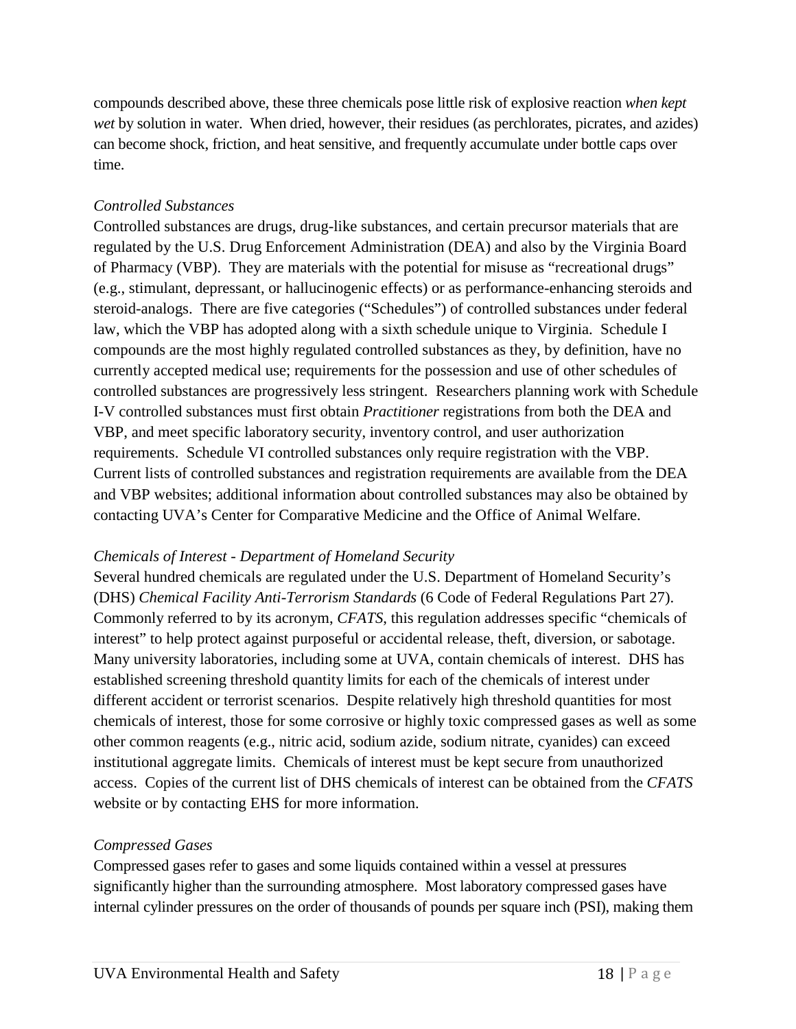compounds described above, these three chemicals pose little risk of explosive reaction *when kept wet* by solution in water. When dried, however, their residues (as perchlorates, picrates, and azides) can become shock, friction, and heat sensitive, and frequently accumulate under bottle caps over time.

*Controlled Substances*

Controlled substances are drugs, drug-like substances, and certain precursor materials that are regulated by the U.S. Drug Enforcement Administration (DEA) and also by the Virginia Board of Pharmacy (VBP). They are materials with the potential for misuse as "recreational drugs" (e.g., stimulant, depressant, or hallucinogenic effects) or as performance-enhancing steroids and steroid-analogs. There are five categories ("Schedules") of controlled substances under federal law, which the VBP has adopted along with a sixth schedule unique to Virginia. Schedule I compounds are the most highly regulated controlled substances as they, by definition, have no currently accepted medical use; requirements for the possession and use of other schedules of controlled substances are progressively less stringent. Researchers planning work with Schedule I-V controlled substances must first obtain *Practitioner* registrations from both the DEA and VBP, and meet specific laboratory security, inventory control, and user authorization requirements. Schedule VI controlled substances only require registration with the VBP. Current lists of controlled substances and registration requirements are available from the DEA and VBP websites; additional information about controlled substances may also be obtained by contacting UVA's Center for Comparative Medicine and the Office of Animal Welfare.

*Chemicals of Interest - Department of Homeland Security*

Several hundred chemicals are regulated under the U.S. Department of Homeland Security's (DHS) *Chemical Facility Anti-Terrorism Standards* (6 Code of Federal Regulations Part 27). Commonly referred to by its acronym, *CFATS*, this regulation addresses specific "chemicals of interest" to help protect against purposeful or accidental release, theft, diversion, or sabotage. Many university laboratories, including some at UVA, contain chemicals of interest. DHS has established screening threshold quantity limits for each of the chemicals of interest under different accident or terrorist scenarios. Despite relatively high threshold quantities for most chemicals of interest, those for some corrosive or highly toxic compressed gases as well as some other common reagents (e.g., nitric acid, sodium azide, sodium nitrate, cyanides) can exceed institutional aggregate limits. Chemicals of interest must be kept secure from unauthorized access. Copies of the current list of DHS chemicals of interest can be obtained from the *CFATS* website or by contacting EHS for more information.

*Compressed Gases*

Compressed gases refer to gases and some liquids contained within a vessel at pressures significantly higher than the surrounding atmosphere. Most laboratory compressed gases have internal cylinder pressures on the order of thousands of pounds per square inch (PSI), making them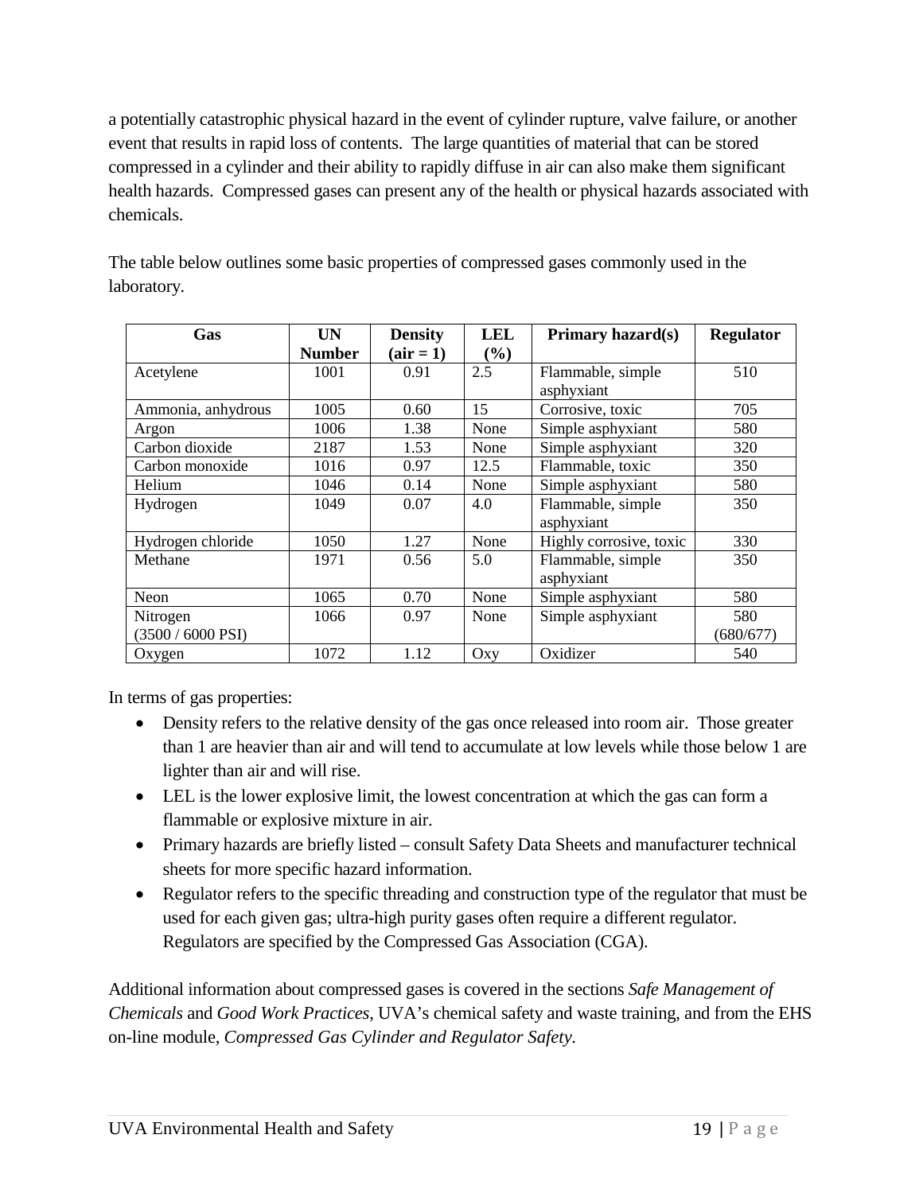a potentially catastrophic physical hazard in the event of cylinder rupture, valve failure, or another event that results in rapid loss of contents. The large quantities of material that can be stored compressed in a cylinder and their ability to rapidly diffuse in air can also make them significant health hazards. Compressed gases can present any of the health or physical hazards associated with chemicals.

The table below outlines some basic properties of compressed gases commonly used in the laboratory.

| Gas | UN Number | Density (air = 1) | LEL (%) | Primary hazard(s) | Regulator |
|---|---|---|---|---|---|
| Acetylene | 1001 | 0.91 | 2.5 | Flammable, simple asphyxiant | 510 |
| Ammonia, anhydrous | 1005 | 0.60 | 15 | Corrosive, toxic | 705 |
| Argon | 1006 | 1.38 | None | Simple asphyxiant | 580 |
| Carbon dioxide | 2187 | 1.53 | None | Simple asphyxiant | 320 |
| Carbon monoxide | 1016 | 0.97 | 12.5 | Flammable, toxic | 350 |
| Helium | 1046 | 0.14 | None | Simple asphyxiant | 580 |
| Hydrogen | 1049 | 0.07 | 4.0 | Flammable, simple asphyxiant | 350 |
| Hydrogen chloride | 1050 | 1.27 | None | Highly corrosive, toxic | 330 |
| Methane | 1971 | 0.56 | 5.0 | Flammable, simple asphyxiant | 350 |
| Neon | 1065 | 0.70 | None | Simple asphyxiant | 580 |
| Nitrogen (3500 / 6000 PSI) | 1066 | 0.97 | None | Simple asphyxiant | 580 (680/677) |
| Oxygen | 1072 | 1.12 | Oxy | Oxidizer | 540 |

In terms of gas properties:

- Density refers to the relative density of the gas once released into room air. Those greater than 1 are heavier than air and will tend to accumulate at low levels while those below 1 are lighter than air and will rise.
- LEL is the lower explosive limit, the lowest concentration at which the gas can form a flammable or explosive mixture in air.
- Primary hazards are briefly listed – consult Safety Data Sheets and manufacturer technical sheets for more specific hazard information.
- Regulator refers to the specific threading and construction type of the regulator that must be used for each given gas; ultra-high purity gases often require a different regulator. Regulators are specified by the Compressed Gas Association (CGA).

Additional information about compressed gases is covered in the sections *Safe Management of Chemicals* and *Good Work Practices*, UVA's chemical safety and waste training, and from the EHS on-line module, *Compressed Gas Cylinder and Regulator Safety*.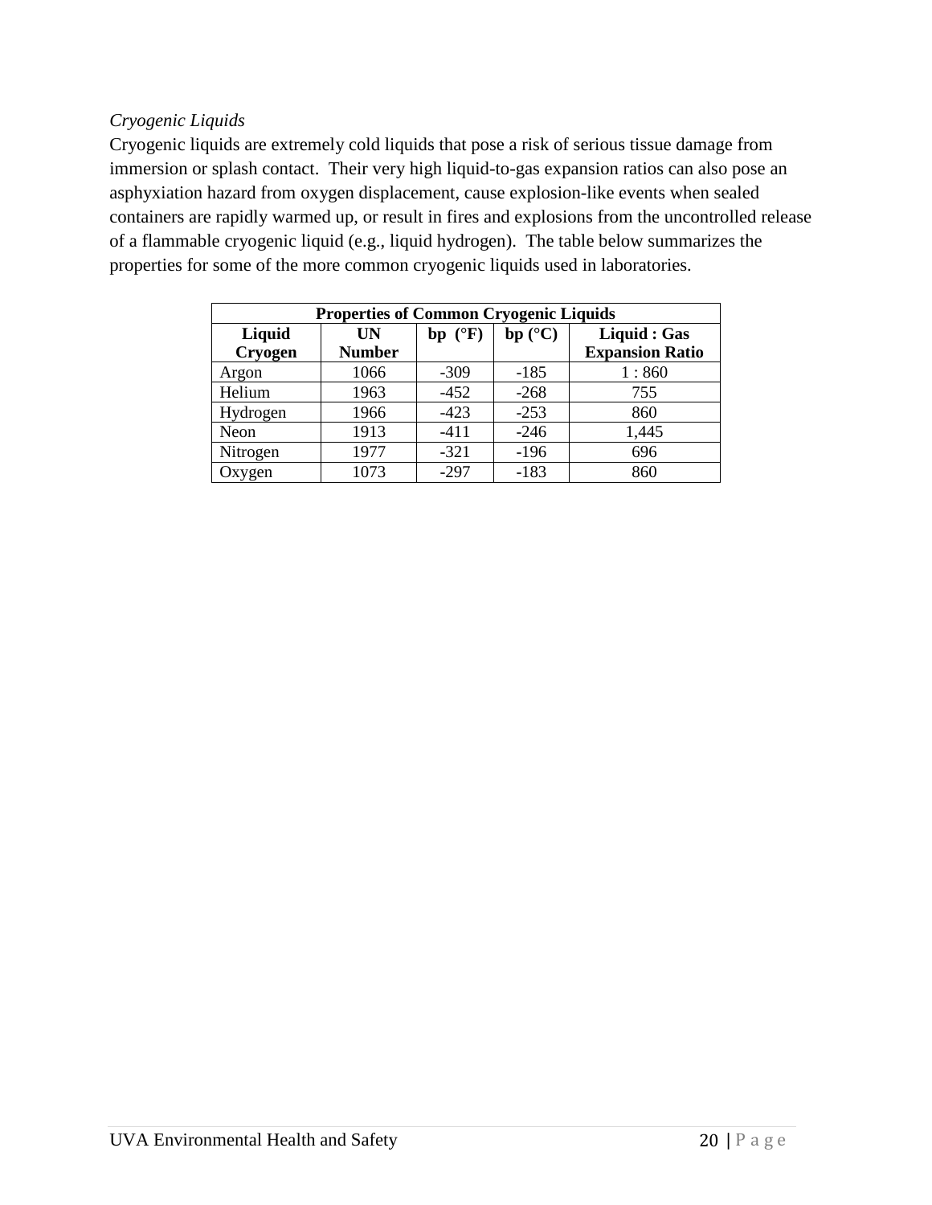*Cryogenic Liquids*

Cryogenic liquids are extremely cold liquids that pose a risk of serious tissue damage from immersion or splash contact. Their very high liquid-to-gas expansion ratios can also pose an asphyxiation hazard from oxygen displacement, cause explosion-like events when sealed containers are rapidly warmed up, or result in fires and explosions from the uncontrolled release of a flammable cryogenic liquid (e.g., liquid hydrogen). The table below summarizes the properties for some of the more common cryogenic liquids used in laboratories.

| **Properties of Common Cryogenic Liquids** | | | | |
|---|---|---|---|---|
| **Liquid Cryogen** | **UN Number** | **bp (°F)** | **bp (°C)** | **Liquid : Gas Expansion Ratio** |
| Argon | 1066 | -309 | -185 | 1 : 860 |
| Helium | 1963 | -452 | -268 | 755 |
| Hydrogen | 1966 | -423 | -253 | 860 |
| Neon | 1913 | -411 | -246 | 1,445 |
| Nitrogen | 1977 | -321 | -196 | 696 |
| Oxygen | 1073 | -297 | -183 | 860 |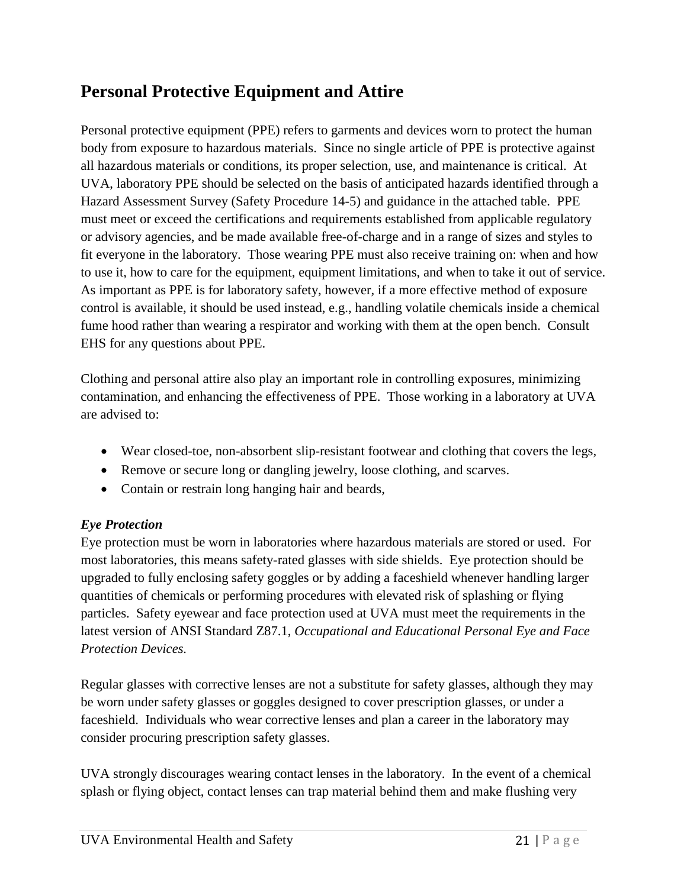## Personal Protective Equipment and Attire

Personal protective equipment (PPE) refers to garments and devices worn to protect the human body from exposure to hazardous materials. Since no single article of PPE is protective against all hazardous materials or conditions, its proper selection, use, and maintenance is critical. At UVA, laboratory PPE should be selected on the basis of anticipated hazards identified through a Hazard Assessment Survey (Safety Procedure 14-5) and guidance in the attached table. PPE must meet or exceed the certifications and requirements established from applicable regulatory or advisory agencies, and be made available free-of-charge and in a range of sizes and styles to fit everyone in the laboratory. Those wearing PPE must also receive training on: when and how to use it, how to care for the equipment, equipment limitations, and when to take it out of service. As important as PPE is for laboratory safety, however, if a more effective method of exposure control is available, it should be used instead, e.g., handling volatile chemicals inside a chemical fume hood rather than wearing a respirator and working with them at the open bench. Consult EHS for any questions about PPE.

Clothing and personal attire also play an important role in controlling exposures, minimizing contamination, and enhancing the effectiveness of PPE. Those working in a laboratory at UVA are advised to:

- Wear closed-toe, non-absorbent slip-resistant footwear and clothing that covers the legs,
- Remove or secure long or dangling jewelry, loose clothing, and scarves.
- Contain or restrain long hanging hair and beards,

***Eye Protection***

Eye protection must be worn in laboratories where hazardous materials are stored or used. For most laboratories, this means safety-rated glasses with side shields. Eye protection should be upgraded to fully enclosing safety goggles or by adding a faceshield whenever handling larger quantities of chemicals or performing procedures with elevated risk of splashing or flying particles. Safety eyewear and face protection used at UVA must meet the requirements in the latest version of ANSI Standard Z87.1, *Occupational and Educational Personal Eye and Face Protection Devices.*

Regular glasses with corrective lenses are not a substitute for safety glasses, although they may be worn under safety glasses or goggles designed to cover prescription glasses, or under a faceshield. Individuals who wear corrective lenses and plan a career in the laboratory may consider procuring prescription safety glasses.

UVA strongly discourages wearing contact lenses in the laboratory. In the event of a chemical splash or flying object, contact lenses can trap material behind them and make flushing very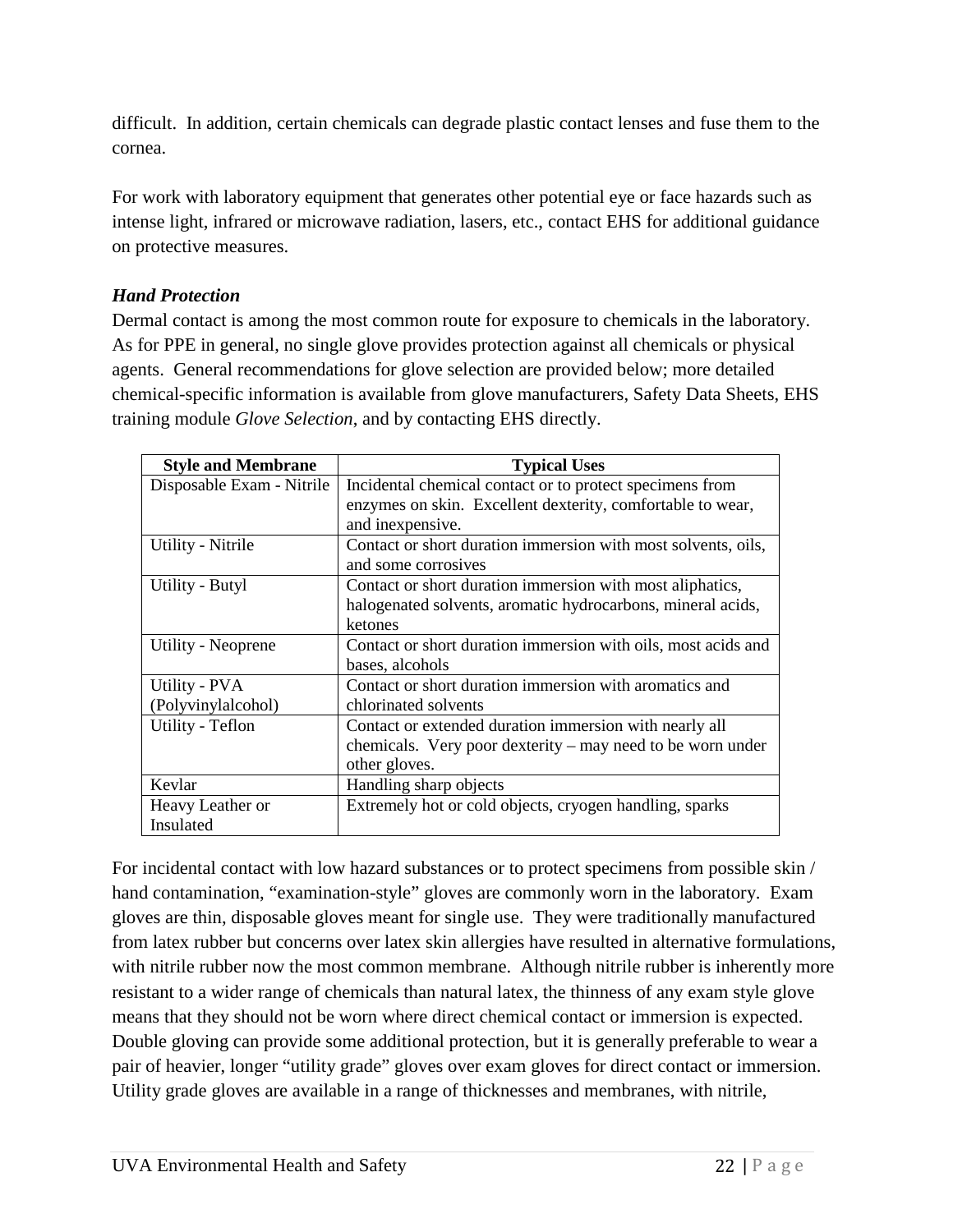difficult. In addition, certain chemicals can degrade plastic contact lenses and fuse them to the cornea.

For work with laboratory equipment that generates other potential eye or face hazards such as intense light, infrared or microwave radiation, lasers, etc., contact EHS for additional guidance on protective measures.

### *Hand Protection*

Dermal contact is among the most common route for exposure to chemicals in the laboratory. As for PPE in general, no single glove provides protection against all chemicals or physical agents. General recommendations for glove selection are provided below; more detailed chemical-specific information is available from glove manufacturers, Safety Data Sheets, EHS training module *Glove Selection*, and by contacting EHS directly.

| Style and Membrane | Typical Uses |
|---|---|
| Disposable Exam - Nitrile | Incidental chemical contact or to protect specimens from enzymes on skin. Excellent dexterity, comfortable to wear, and inexpensive. |
| Utility - Nitrile | Contact or short duration immersion with most solvents, oils, and some corrosives |
| Utility - Butyl | Contact or short duration immersion with most aliphatics, halogenated solvents, aromatic hydrocarbons, mineral acids, ketones |
| Utility - Neoprene | Contact or short duration immersion with oils, most acids and bases, alcohols |
| Utility - PVA (Polyvinylalcohol) | Contact or short duration immersion with aromatics and chlorinated solvents |
| Utility - Teflon | Contact or extended duration immersion with nearly all chemicals. Very poor dexterity – may need to be worn under other gloves. |
| Kevlar | Handling sharp objects |
| Heavy Leather or Insulated | Extremely hot or cold objects, cryogen handling, sparks |

For incidental contact with low hazard substances or to protect specimens from possible skin / hand contamination, "examination-style" gloves are commonly worn in the laboratory. Exam gloves are thin, disposable gloves meant for single use. They were traditionally manufactured from latex rubber but concerns over latex skin allergies have resulted in alternative formulations, with nitrile rubber now the most common membrane. Although nitrile rubber is inherently more resistant to a wider range of chemicals than natural latex, the thinness of any exam style glove means that they should not be worn where direct chemical contact or immersion is expected. Double gloving can provide some additional protection, but it is generally preferable to wear a pair of heavier, longer "utility grade" gloves over exam gloves for direct contact or immersion. Utility grade gloves are available in a range of thicknesses and membranes, with nitrile,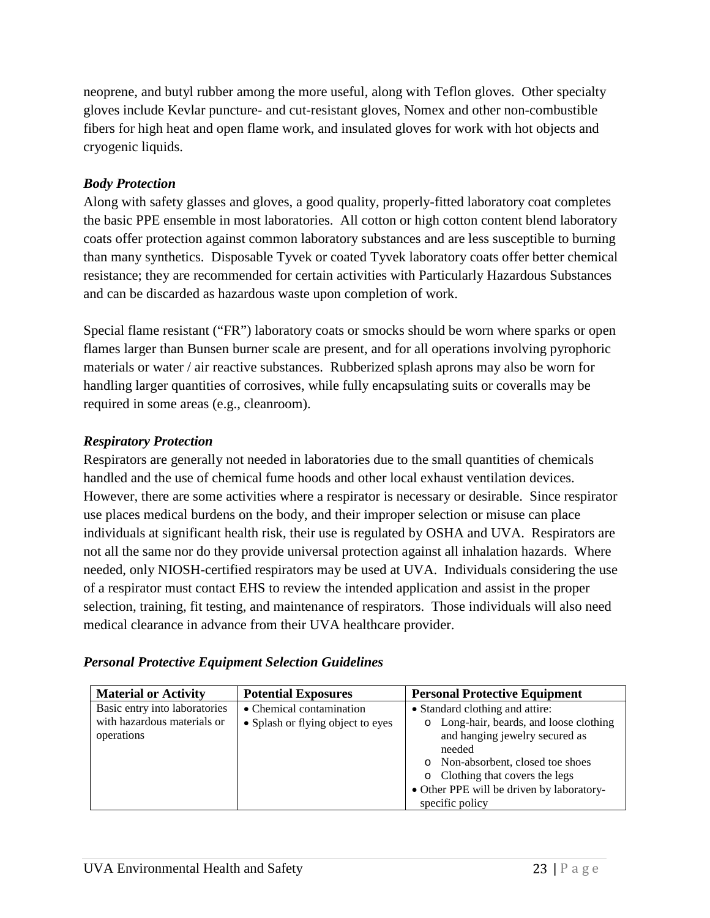neoprene, and butyl rubber among the more useful, along with Teflon gloves. Other specialty gloves include Kevlar puncture- and cut-resistant gloves, Nomex and other non-combustible fibers for high heat and open flame work, and insulated gloves for work with hot objects and cryogenic liquids.

### *Body Protection*

Along with safety glasses and gloves, a good quality, properly-fitted laboratory coat completes the basic PPE ensemble in most laboratories. All cotton or high cotton content blend laboratory coats offer protection against common laboratory substances and are less susceptible to burning than many synthetics. Disposable Tyvek or coated Tyvek laboratory coats offer better chemical resistance; they are recommended for certain activities with Particularly Hazardous Substances and can be discarded as hazardous waste upon completion of work.

Special flame resistant ("FR") laboratory coats or smocks should be worn where sparks or open flames larger than Bunsen burner scale are present, and for all operations involving pyrophoric materials or water / air reactive substances. Rubberized splash aprons may also be worn for handling larger quantities of corrosives, while fully encapsulating suits or coveralls may be required in some areas (e.g., cleanroom).

### *Respiratory Protection*

Respirators are generally not needed in laboratories due to the small quantities of chemicals handled and the use of chemical fume hoods and other local exhaust ventilation devices. However, there are some activities where a respirator is necessary or desirable. Since respirator use places medical burdens on the body, and their improper selection or misuse can place individuals at significant health risk, their use is regulated by OSHA and UVA. Respirators are not all the same nor do they provide universal protection against all inhalation hazards. Where needed, only NIOSH-certified respirators may be used at UVA. Individuals considering the use of a respirator must contact EHS to review the intended application and assist in the proper selection, training, fit testing, and maintenance of respirators. Those individuals will also need medical clearance in advance from their UVA healthcare provider.

### *Personal Protective Equipment Selection Guidelines*

| Material or Activity | Potential Exposures | Personal Protective Equipment |
|---|---|---|
| Basic entry into laboratories with hazardous materials or operations | • Chemical contamination<br>• Splash or flying object to eyes | • Standard clothing and attire:<br>o Long-hair, beards, and loose clothing and hanging jewelry secured as needed<br>o Non-absorbent, closed toe shoes<br>o Clothing that covers the legs<br>• Other PPE will be driven by laboratory-specific policy |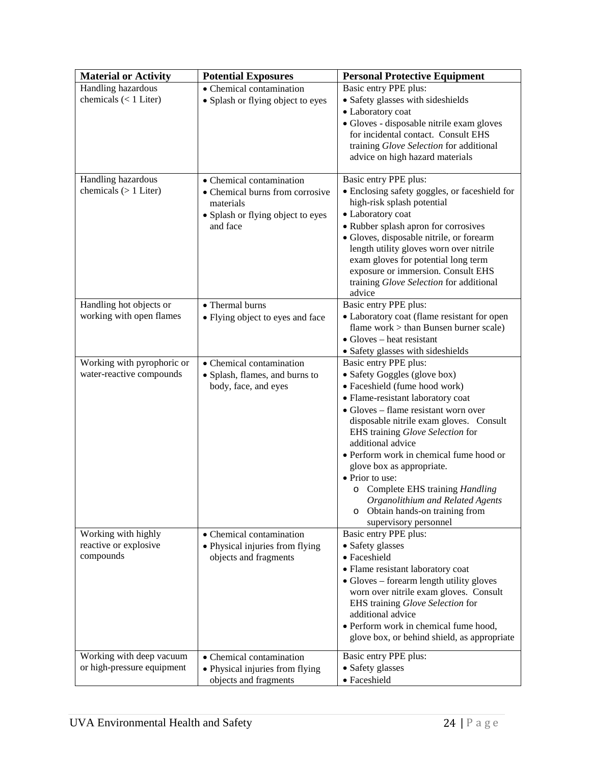| Material or Activity | Potential Exposures | Personal Protective Equipment |
|---|---|---|
| Handling hazardous chemicals (< 1 Liter) | • Chemical contamination<br>• Splash or flying object to eyes | Basic entry PPE plus:<br>• Safety glasses with sideshields<br>• Laboratory coat<br>• Gloves - disposable nitrile exam gloves for incidental contact. Consult EHS training *Glove Selection* for additional advice on high hazard materials |
| Handling hazardous chemicals (> 1 Liter) | • Chemical contamination<br>• Chemical burns from corrosive materials<br>• Splash or flying object to eyes and face | Basic entry PPE plus:<br>• Enclosing safety goggles, or faceshield for high-risk splash potential<br>• Laboratory coat<br>• Rubber splash apron for corrosives<br>• Gloves, disposable nitrile, or forearm length utility gloves worn over nitrile exam gloves for potential long term exposure or immersion. Consult EHS training *Glove Selection* for additional advice |
| Handling hot objects or working with open flames | • Thermal burns<br>• Flying object to eyes and face | Basic entry PPE plus:<br>• Laboratory coat (flame resistant for open flame work > than Bunsen burner scale)<br>• Gloves – heat resistant<br>• Safety glasses with sideshields |
| Working with pyrophoric or water-reactive compounds | • Chemical contamination<br>• Splash, flames, and burns to body, face, and eyes | Basic entry PPE plus:<br>• Safety Goggles (glove box)<br>• Faceshield (fume hood work)<br>• Flame-resistant laboratory coat<br>• Gloves – flame resistant worn over disposable nitrile exam gloves. Consult EHS training *Glove Selection* for additional advice<br>• Perform work in chemical fume hood or glove box as appropriate.<br>• Prior to use:<br>o Complete EHS training *Handling Organolithium and Related Agents*<br>o Obtain hands-on training from supervisory personnel |
| Working with highly reactive or explosive compounds | • Chemical contamination<br>• Physical injuries from flying objects and fragments | Basic entry PPE plus:<br>• Safety glasses<br>• Faceshield<br>• Flame resistant laboratory coat<br>• Gloves – forearm length utility gloves worn over nitrile exam gloves. Consult EHS training *Glove Selection* for additional advice<br>• Perform work in chemical fume hood, glove box, or behind shield, as appropriate |
| Working with deep vacuum or high-pressure equipment | • Chemical contamination<br>• Physical injuries from flying objects and fragments | Basic entry PPE plus:<br>• Safety glasses<br>• Faceshield |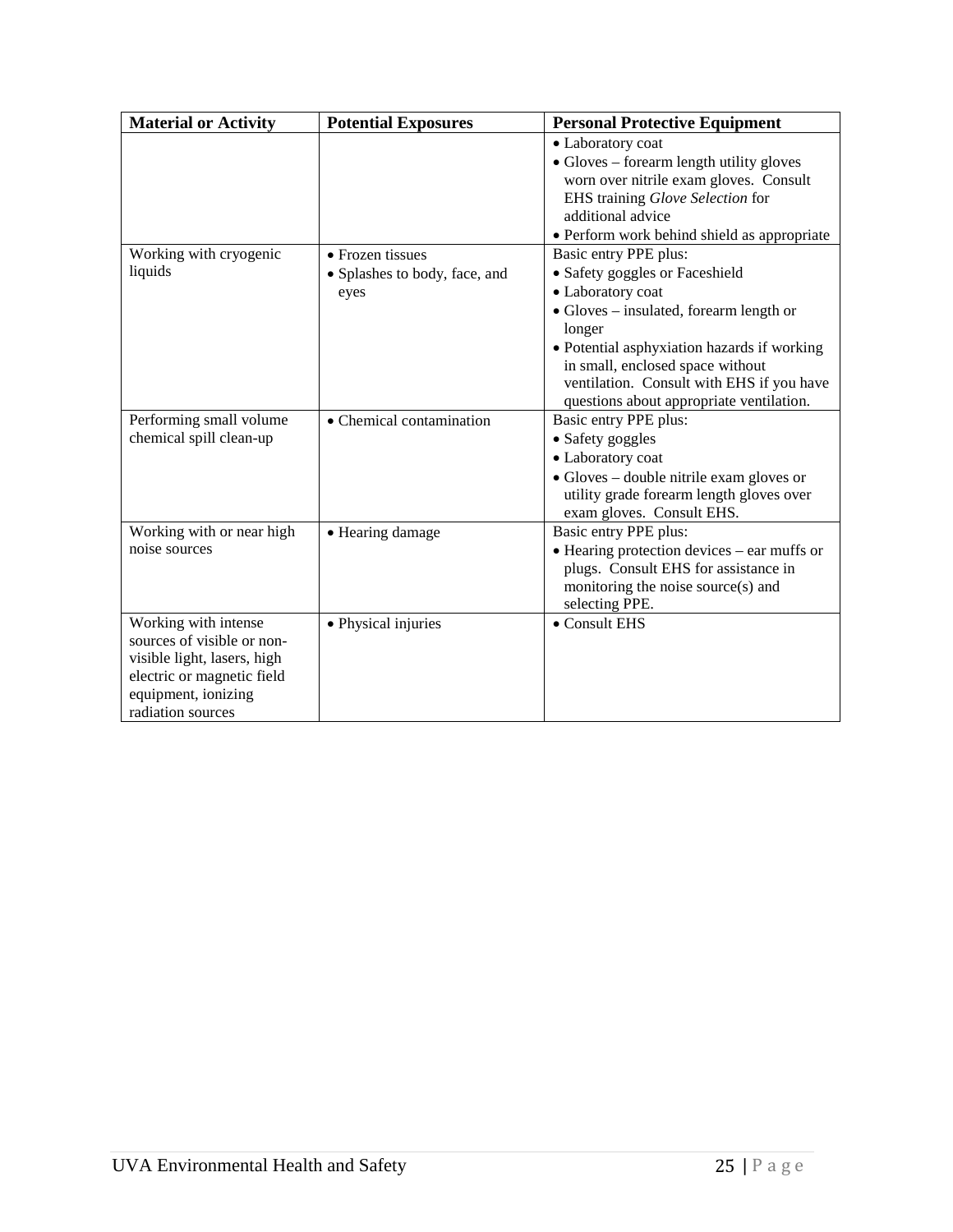| Material or Activity | Potential Exposures | Personal Protective Equipment |
|---|---|---|
| | | • Laboratory coat<br>• Gloves – forearm length utility gloves worn over nitrile exam gloves. Consult EHS training *Glove Selection* for additional advice<br>• Perform work behind shield as appropriate |
| Working with cryogenic liquids | • Frozen tissues<br>• Splashes to body, face, and eyes | Basic entry PPE plus:<br>• Safety goggles or Faceshield<br>• Laboratory coat<br>• Gloves – insulated, forearm length or longer<br>• Potential asphyxiation hazards if working in small, enclosed space without ventilation. Consult with EHS if you have questions about appropriate ventilation. |
| Performing small volume chemical spill clean-up | • Chemical contamination | Basic entry PPE plus:<br>• Safety goggles<br>• Laboratory coat<br>• Gloves – double nitrile exam gloves or utility grade forearm length gloves over exam gloves. Consult EHS. |
| Working with or near high noise sources | • Hearing damage | Basic entry PPE plus:<br>• Hearing protection devices – ear muffs or plugs. Consult EHS for assistance in monitoring the noise source(s) and selecting PPE. |
| Working with intense sources of visible or non-visible light, lasers, high electric or magnetic field equipment, ionizing radiation sources | • Physical injuries | • Consult EHS |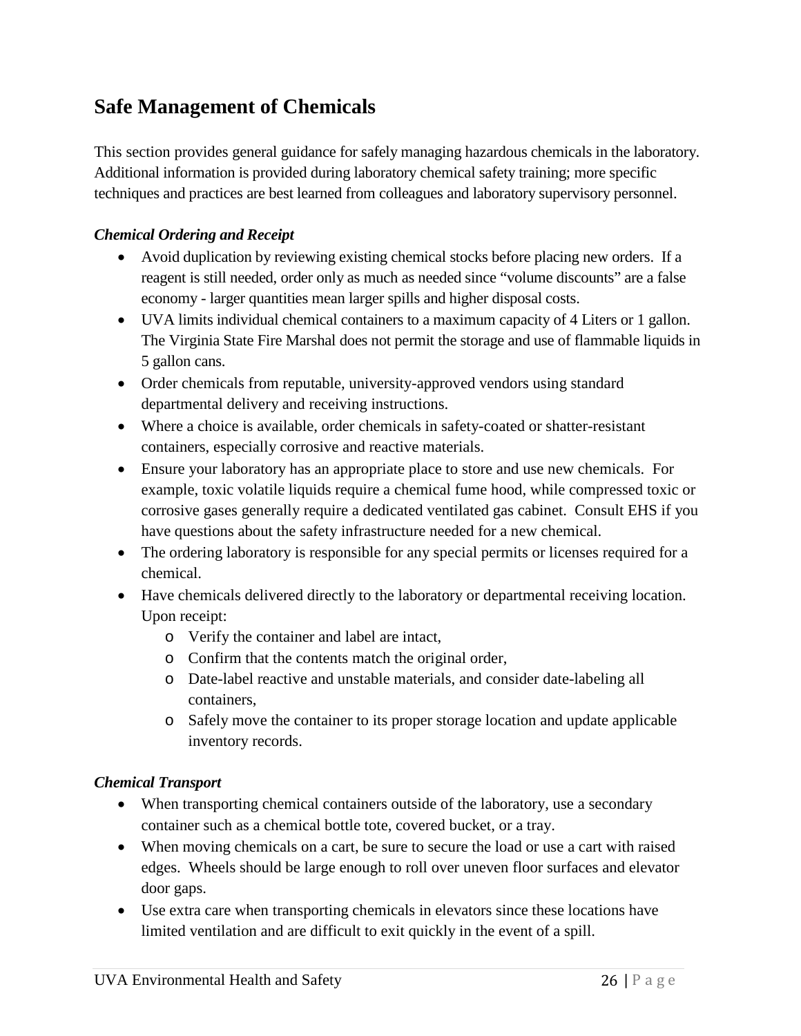## Safe Management of Chemicals

This section provides general guidance for safely managing hazardous chemicals in the laboratory. Additional information is provided during laboratory chemical safety training; more specific techniques and practices are best learned from colleagues and laboratory supervisory personnel.

### *Chemical Ordering and Receipt*

- Avoid duplication by reviewing existing chemical stocks before placing new orders. If a reagent is still needed, order only as much as needed since "volume discounts" are a false economy - larger quantities mean larger spills and higher disposal costs.
- UVA limits individual chemical containers to a maximum capacity of 4 Liters or 1 gallon. The Virginia State Fire Marshal does not permit the storage and use of flammable liquids in 5 gallon cans.
- Order chemicals from reputable, university-approved vendors using standard departmental delivery and receiving instructions.
- Where a choice is available, order chemicals in safety-coated or shatter-resistant containers, especially corrosive and reactive materials.
- Ensure your laboratory has an appropriate place to store and use new chemicals. For example, toxic volatile liquids require a chemical fume hood, while compressed toxic or corrosive gases generally require a dedicated ventilated gas cabinet. Consult EHS if you have questions about the safety infrastructure needed for a new chemical.
- The ordering laboratory is responsible for any special permits or licenses required for a chemical.
- Have chemicals delivered directly to the laboratory or departmental receiving location. Upon receipt:
    - Verify the container and label are intact,
    - Confirm that the contents match the original order,
    - Date-label reactive and unstable materials, and consider date-labeling all containers,
    - Safely move the container to its proper storage location and update applicable inventory records.

### *Chemical Transport*

- When transporting chemical containers outside of the laboratory, use a secondary container such as a chemical bottle tote, covered bucket, or a tray.
- When moving chemicals on a cart, be sure to secure the load or use a cart with raised edges. Wheels should be large enough to roll over uneven floor surfaces and elevator door gaps.
- Use extra care when transporting chemicals in elevators since these locations have limited ventilation and are difficult to exit quickly in the event of a spill.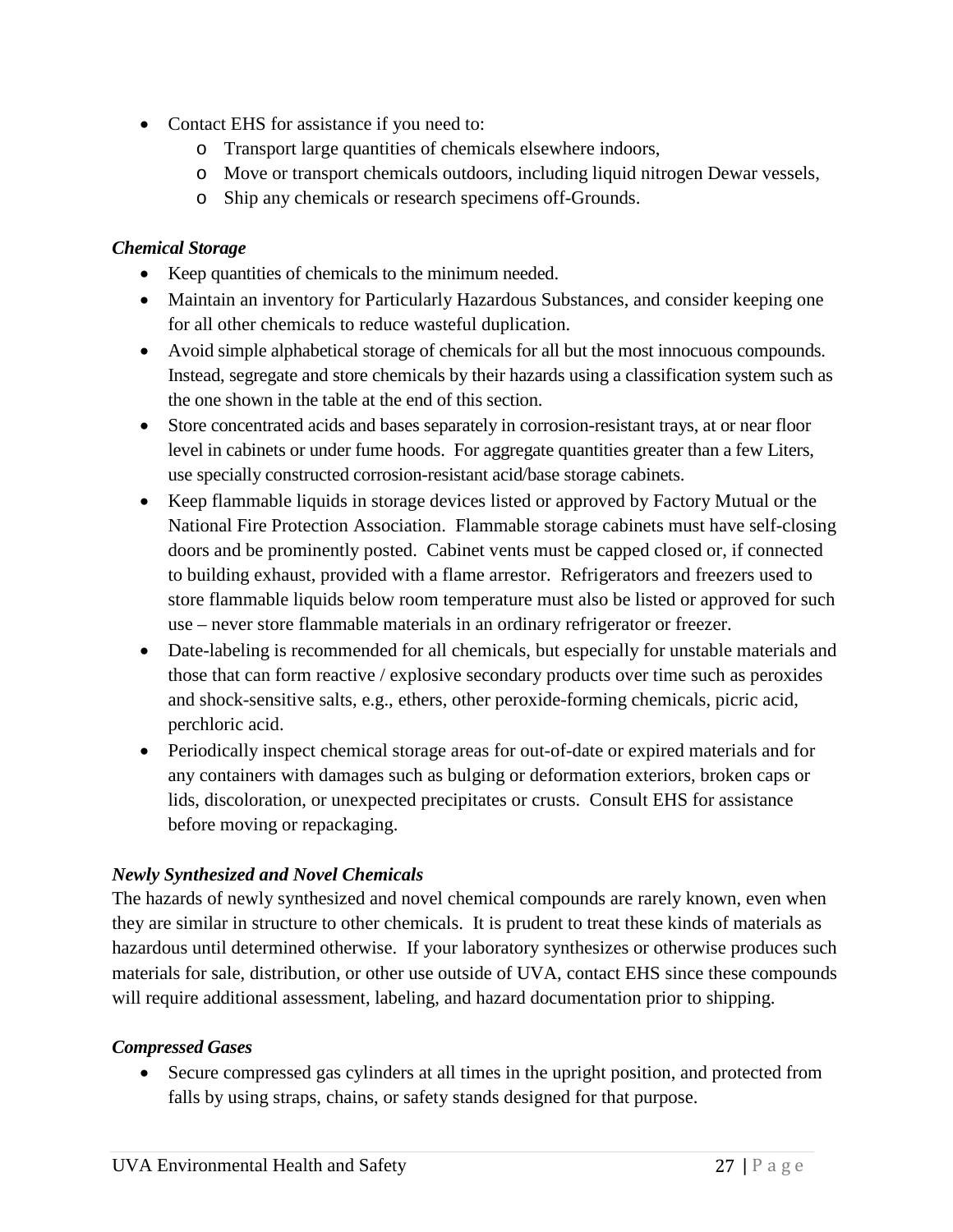- Contact EHS for assistance if you need to:
  - Transport large quantities of chemicals elsewhere indoors,
  - Move or transport chemicals outdoors, including liquid nitrogen Dewar vessels,
  - Ship any chemicals or research specimens off-Grounds.

***Chemical Storage***

- Keep quantities of chemicals to the minimum needed.
- Maintain an inventory for Particularly Hazardous Substances, and consider keeping one for all other chemicals to reduce wasteful duplication.
- Avoid simple alphabetical storage of chemicals for all but the most innocuous compounds. Instead, segregate and store chemicals by their hazards using a classification system such as the one shown in the table at the end of this section.
- Store concentrated acids and bases separately in corrosion-resistant trays, at or near floor level in cabinets or under fume hoods. For aggregate quantities greater than a few Liters, use specially constructed corrosion-resistant acid/base storage cabinets.
- Keep flammable liquids in storage devices listed or approved by Factory Mutual or the National Fire Protection Association. Flammable storage cabinets must have self-closing doors and be prominently posted. Cabinet vents must be capped closed or, if connected to building exhaust, provided with a flame arrestor. Refrigerators and freezers used to store flammable liquids below room temperature must also be listed or approved for such use – never store flammable materials in an ordinary refrigerator or freezer.
- Date-labeling is recommended for all chemicals, but especially for unstable materials and those that can form reactive / explosive secondary products over time such as peroxides and shock-sensitive salts, e.g., ethers, other peroxide-forming chemicals, picric acid, perchloric acid.
- Periodically inspect chemical storage areas for out-of-date or expired materials and for any containers with damages such as bulging or deformation exteriors, broken caps or lids, discoloration, or unexpected precipitates or crusts. Consult EHS for assistance before moving or repackaging.

***Newly Synthesized and Novel Chemicals***

The hazards of newly synthesized and novel chemical compounds are rarely known, even when they are similar in structure to other chemicals. It is prudent to treat these kinds of materials as hazardous until determined otherwise. If your laboratory synthesizes or otherwise produces such materials for sale, distribution, or other use outside of UVA, contact EHS since these compounds will require additional assessment, labeling, and hazard documentation prior to shipping.

***Compressed Gases***

- Secure compressed gas cylinders at all times in the upright position, and protected from falls by using straps, chains, or safety stands designed for that purpose.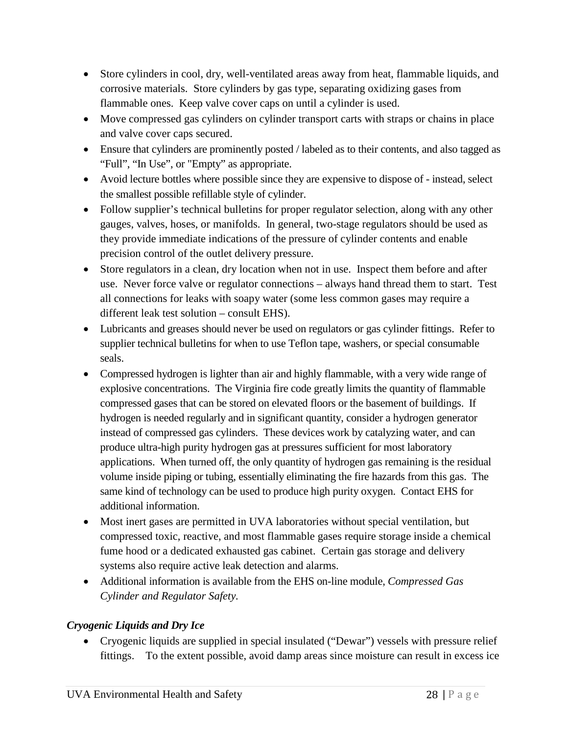- Store cylinders in cool, dry, well-ventilated areas away from heat, flammable liquids, and corrosive materials. Store cylinders by gas type, separating oxidizing gases from flammable ones. Keep valve cover caps on until a cylinder is used.
- Move compressed gas cylinders on cylinder transport carts with straps or chains in place and valve cover caps secured.
- Ensure that cylinders are prominently posted / labeled as to their contents, and also tagged as "Full", "In Use", or "Empty" as appropriate.
- Avoid lecture bottles where possible since they are expensive to dispose of - instead, select the smallest possible refillable style of cylinder.
- Follow supplier's technical bulletins for proper regulator selection, along with any other gauges, valves, hoses, or manifolds. In general, two-stage regulators should be used as they provide immediate indications of the pressure of cylinder contents and enable precision control of the outlet delivery pressure.
- Store regulators in a clean, dry location when not in use. Inspect them before and after use. Never force valve or regulator connections – always hand thread them to start. Test all connections for leaks with soapy water (some less common gases may require a different leak test solution – consult EHS).
- Lubricants and greases should never be used on regulators or gas cylinder fittings. Refer to supplier technical bulletins for when to use Teflon tape, washers, or special consumable seals.
- Compressed hydrogen is lighter than air and highly flammable, with a very wide range of explosive concentrations. The Virginia fire code greatly limits the quantity of flammable compressed gases that can be stored on elevated floors or the basement of buildings. If hydrogen is needed regularly and in significant quantity, consider a hydrogen generator instead of compressed gas cylinders. These devices work by catalyzing water, and can produce ultra-high purity hydrogen gas at pressures sufficient for most laboratory applications. When turned off, the only quantity of hydrogen gas remaining is the residual volume inside piping or tubing, essentially eliminating the fire hazards from this gas. The same kind of technology can be used to produce high purity oxygen. Contact EHS for additional information.
- Most inert gases are permitted in UVA laboratories without special ventilation, but compressed toxic, reactive, and most flammable gases require storage inside a chemical fume hood or a dedicated exhausted gas cabinet. Certain gas storage and delivery systems also require active leak detection and alarms.
- Additional information is available from the EHS on-line module, *Compressed Gas Cylinder and Regulator Safety*.

***Cryogenic Liquids and Dry Ice***

- Cryogenic liquids are supplied in special insulated ("Dewar") vessels with pressure relief fittings. To the extent possible, avoid damp areas since moisture can result in excess ice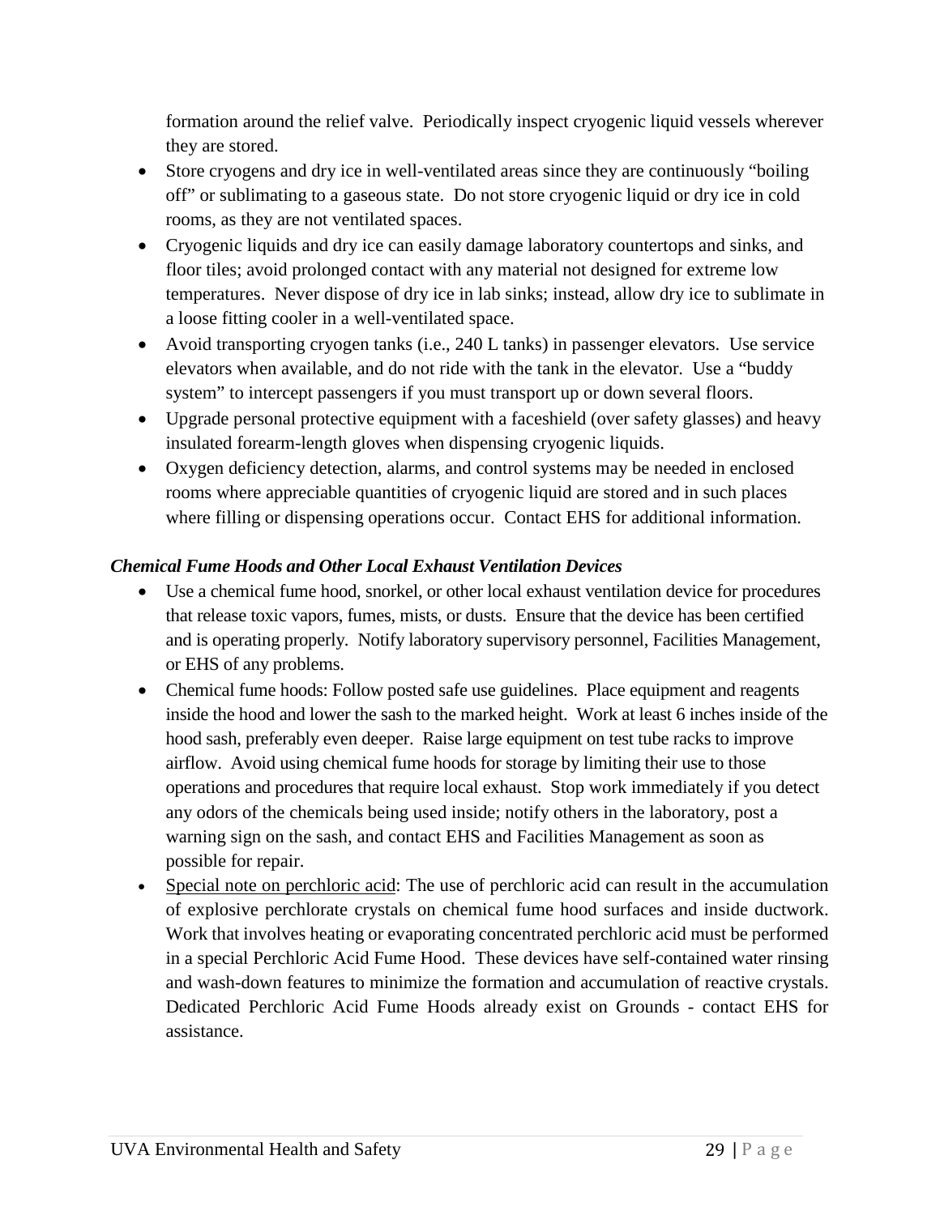formation around the relief valve. Periodically inspect cryogenic liquid vessels wherever they are stored.

- Store cryogens and dry ice in well-ventilated areas since they are continuously "boiling off" or sublimating to a gaseous state. Do not store cryogenic liquid or dry ice in cold rooms, as they are not ventilated spaces.
- Cryogenic liquids and dry ice can easily damage laboratory countertops and sinks, and floor tiles; avoid prolonged contact with any material not designed for extreme low temperatures. Never dispose of dry ice in lab sinks; instead, allow dry ice to sublimate in a loose fitting cooler in a well-ventilated space.
- Avoid transporting cryogen tanks (i.e., 240 L tanks) in passenger elevators. Use service elevators when available, and do not ride with the tank in the elevator. Use a "buddy system" to intercept passengers if you must transport up or down several floors.
- Upgrade personal protective equipment with a faceshield (over safety glasses) and heavy insulated forearm-length gloves when dispensing cryogenic liquids.
- Oxygen deficiency detection, alarms, and control systems may be needed in enclosed rooms where appreciable quantities of cryogenic liquid are stored and in such places where filling or dispensing operations occur. Contact EHS for additional information.

***Chemical Fume Hoods and Other Local Exhaust Ventilation Devices***

- Use a chemical fume hood, snorkel, or other local exhaust ventilation device for procedures that release toxic vapors, fumes, mists, or dusts. Ensure that the device has been certified and is operating properly. Notify laboratory supervisory personnel, Facilities Management, or EHS of any problems.
- Chemical fume hoods: Follow posted safe use guidelines. Place equipment and reagents inside the hood and lower the sash to the marked height. Work at least 6 inches inside of the hood sash, preferably even deeper. Raise large equipment on test tube racks to improve airflow. Avoid using chemical fume hoods for storage by limiting their use to those operations and procedures that require local exhaust. Stop work immediately if you detect any odors of the chemicals being used inside; notify others in the laboratory, post a warning sign on the sash, and contact EHS and Facilities Management as soon as possible for repair.
- <u>Special note on perchloric acid</u>: The use of perchloric acid can result in the accumulation of explosive perchlorate crystals on chemical fume hood surfaces and inside ductwork. Work that involves heating or evaporating concentrated perchloric acid must be performed in a special Perchloric Acid Fume Hood. These devices have self-contained water rinsing and wash-down features to minimize the formation and accumulation of reactive crystals. Dedicated Perchloric Acid Fume Hoods already exist on Grounds - contact EHS for assistance.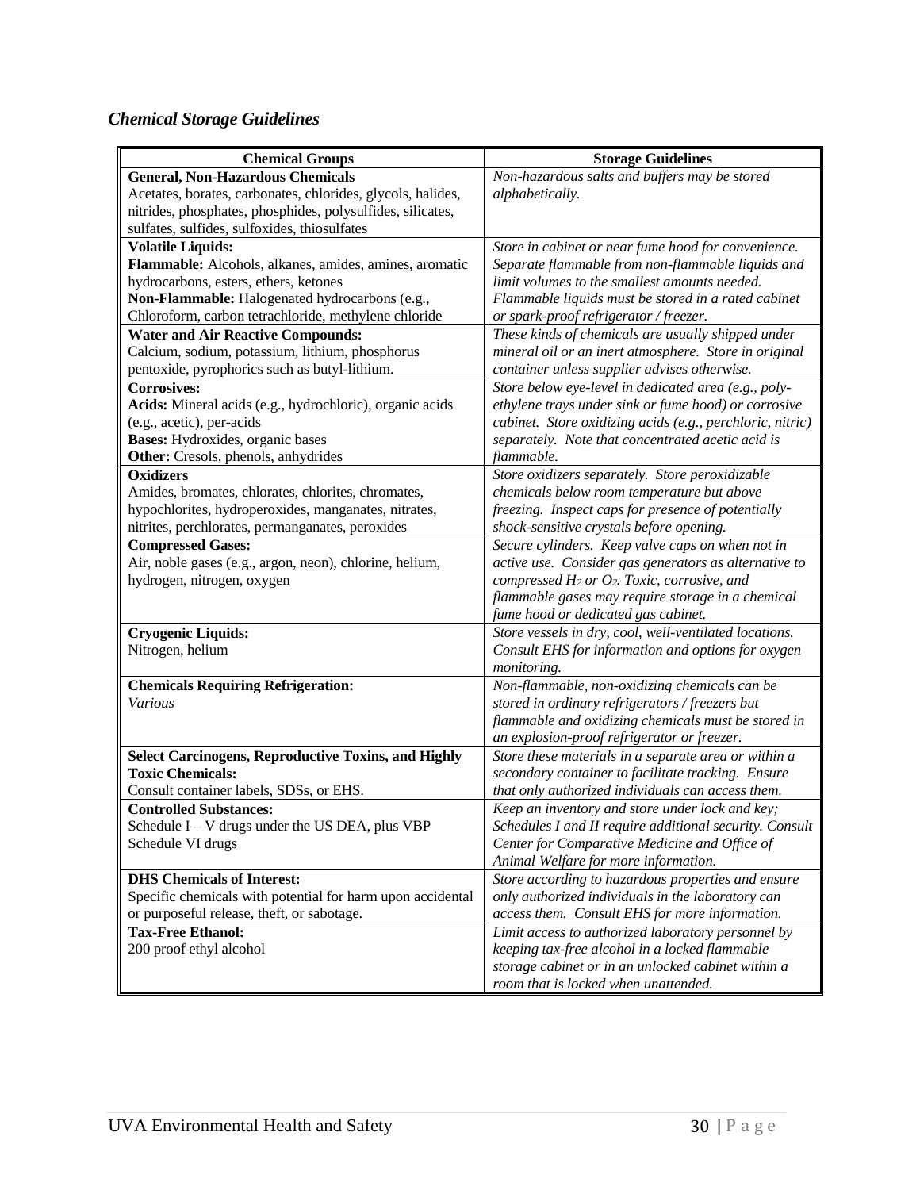### *Chemical Storage Guidelines*

| Chemical Groups | Storage Guidelines |
|---|---|
| **General, Non-Hazardous Chemicals** Acetates, borates, carbonates, chlorides, glycols, halides, nitrides, phosphates, phosphides, polysulfides, silicates, sulfates, sulfides, sulfoxides, thiosulfates | *Non-hazardous salts and buffers may be stored alphabetically.* |
| **Volatile Liquids:** **Flammable:** Alcohols, alkanes, amides, amines, aromatic hydrocarbons, esters, ethers, ketones **Non-Flammable:** Halogenated hydrocarbons (e.g., Chloroform, carbon tetrachloride, methylene chloride | *Store in cabinet or near fume hood for convenience. Separate flammable from non-flammable liquids and limit volumes to the smallest amounts needed. Flammable liquids must be stored in a rated cabinet or spark-proof refrigerator / freezer.* |
| **Water and Air Reactive Compounds:** Calcium, sodium, potassium, lithium, phosphorus pentoxide, pyrophorics such as butyl-lithium. | *These kinds of chemicals are usually shipped under mineral oil or an inert atmosphere. Store in original container unless supplier advises otherwise.* |
| **Corrosives:** **Acids:** Mineral acids (e.g., hydrochloric), organic acids (e.g., acetic), per-acids **Bases:** Hydroxides, organic bases **Other:** Cresols, phenols, anhydrides | *Store below eye-level in dedicated area (e.g., poly-ethylene trays under sink or fume hood) or corrosive cabinet. Store oxidizing acids (e.g., perchloric, nitric) separately. Note that concentrated acetic acid is flammable.* |
| **Oxidizers** Amides, bromates, chlorates, chlorites, chromates, hypochlorites, hydroperoxides, manganates, nitrates, nitrites, perchlorates, permanganates, peroxides | *Store oxidizers separately. Store peroxidizable chemicals below room temperature but above freezing. Inspect caps for presence of potentially shock-sensitive crystals before opening.* |
| **Compressed Gases:** Air, noble gases (e.g., argon, neon), chlorine, helium, hydrogen, nitrogen, oxygen | *Secure cylinders. Keep valve caps on when not in active use. Consider gas generators as alternative to compressed $H_2$ or $O_2$. Toxic, corrosive, and flammable gases may require storage in a chemical fume hood or dedicated gas cabinet.* |
| **Cryogenic Liquids:** Nitrogen, helium | *Store vessels in dry, cool, well-ventilated locations. Consult EHS for information and options for oxygen monitoring.* |
| **Chemicals Requiring Refrigeration:** *Various* | *Non-flammable, non-oxidizing chemicals can be stored in ordinary refrigerators / freezers but flammable and oxidizing chemicals must be stored in an explosion-proof refrigerator or freezer.* |
| **Select Carcinogens, Reproductive Toxins, and Highly Toxic Chemicals:** Consult container labels, SDSs, or EHS. | *Store these materials in a separate area or within a secondary container to facilitate tracking. Ensure that only authorized individuals can access them.* |
| **Controlled Substances:** Schedule I – V drugs under the US DEA, plus VBP Schedule VI drugs | *Keep an inventory and store under lock and key; Schedules I and II require additional security. Consult Center for Comparative Medicine and Office of Animal Welfare for more information.* |
| **DHS Chemicals of Interest:** Specific chemicals with potential for harm upon accidental or purposeful release, theft, or sabotage. | *Store according to hazardous properties and ensure only authorized individuals in the laboratory can access them. Consult EHS for more information.* |
| **Tax-Free Ethanol:** 200 proof ethyl alcohol | *Limit access to authorized laboratory personnel by keeping tax-free alcohol in a locked flammable storage cabinet or in an unlocked cabinet within a room that is locked when unattended.* |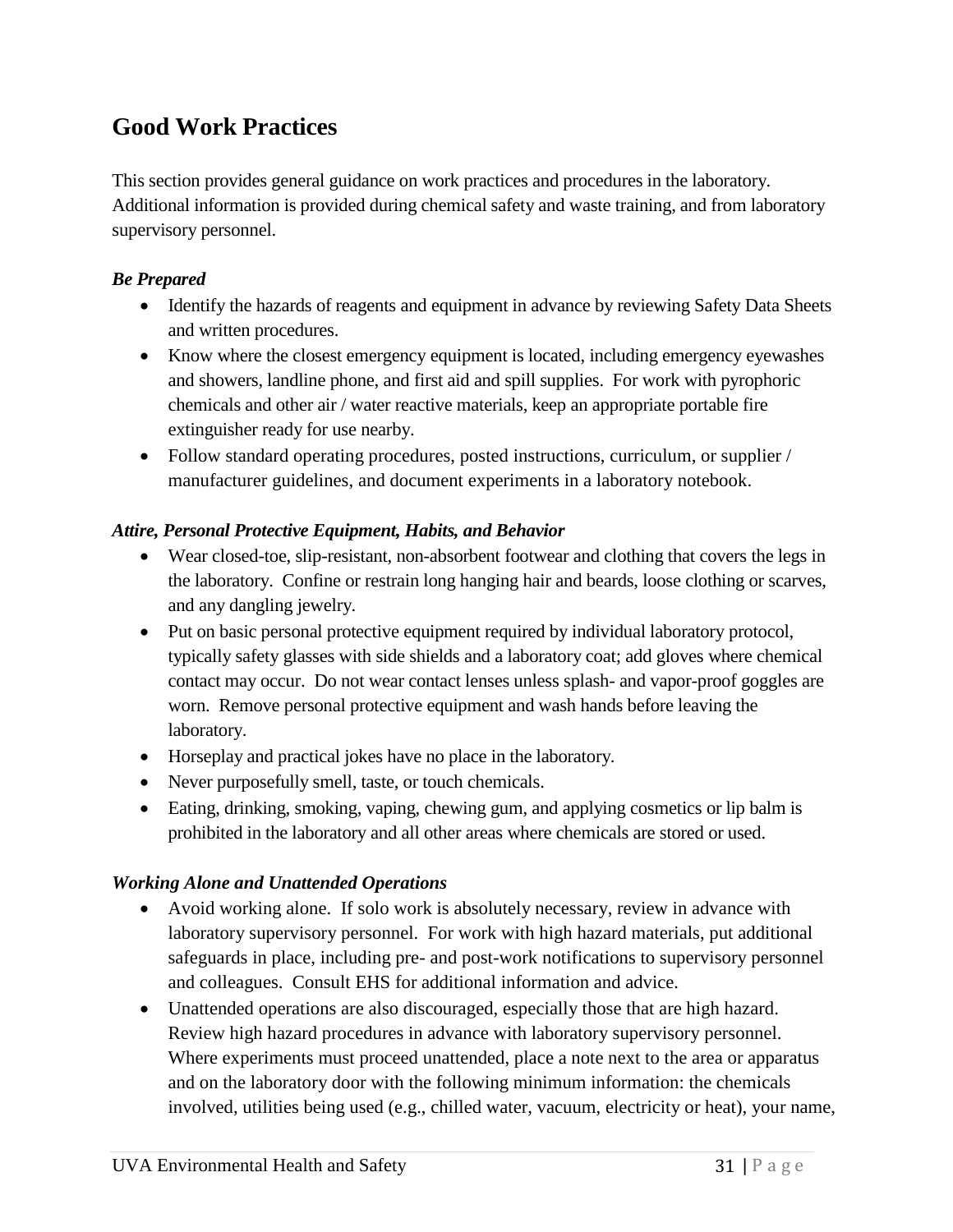## Good Work Practices

This section provides general guidance on work practices and procedures in the laboratory. Additional information is provided during chemical safety and waste training, and from laboratory supervisory personnel.

***Be Prepared***

- Identify the hazards of reagents and equipment in advance by reviewing Safety Data Sheets and written procedures.
- Know where the closest emergency equipment is located, including emergency eyewashes and showers, landline phone, and first aid and spill supplies. For work with pyrophoric chemicals and other air / water reactive materials, keep an appropriate portable fire extinguisher ready for use nearby.
- Follow standard operating procedures, posted instructions, curriculum, or supplier / manufacturer guidelines, and document experiments in a laboratory notebook.

***Attire, Personal Protective Equipment, Habits, and Behavior***

- Wear closed-toe, slip-resistant, non-absorbent footwear and clothing that covers the legs in the laboratory. Confine or restrain long hanging hair and beards, loose clothing or scarves, and any dangling jewelry.
- Put on basic personal protective equipment required by individual laboratory protocol, typically safety glasses with side shields and a laboratory coat; add gloves where chemical contact may occur. Do not wear contact lenses unless splash- and vapor-proof goggles are worn. Remove personal protective equipment and wash hands before leaving the laboratory.
- Horseplay and practical jokes have no place in the laboratory.
- Never purposefully smell, taste, or touch chemicals.
- Eating, drinking, smoking, vaping, chewing gum, and applying cosmetics or lip balm is prohibited in the laboratory and all other areas where chemicals are stored or used.

***Working Alone and Unattended Operations***

- Avoid working alone. If solo work is absolutely necessary, review in advance with laboratory supervisory personnel. For work with high hazard materials, put additional safeguards in place, including pre- and post-work notifications to supervisory personnel and colleagues. Consult EHS for additional information and advice.
- Unattended operations are also discouraged, especially those that are high hazard. Review high hazard procedures in advance with laboratory supervisory personnel. Where experiments must proceed unattended, place a note next to the area or apparatus and on the laboratory door with the following minimum information: the chemicals involved, utilities being used (e.g., chilled water, vacuum, electricity or heat), your name,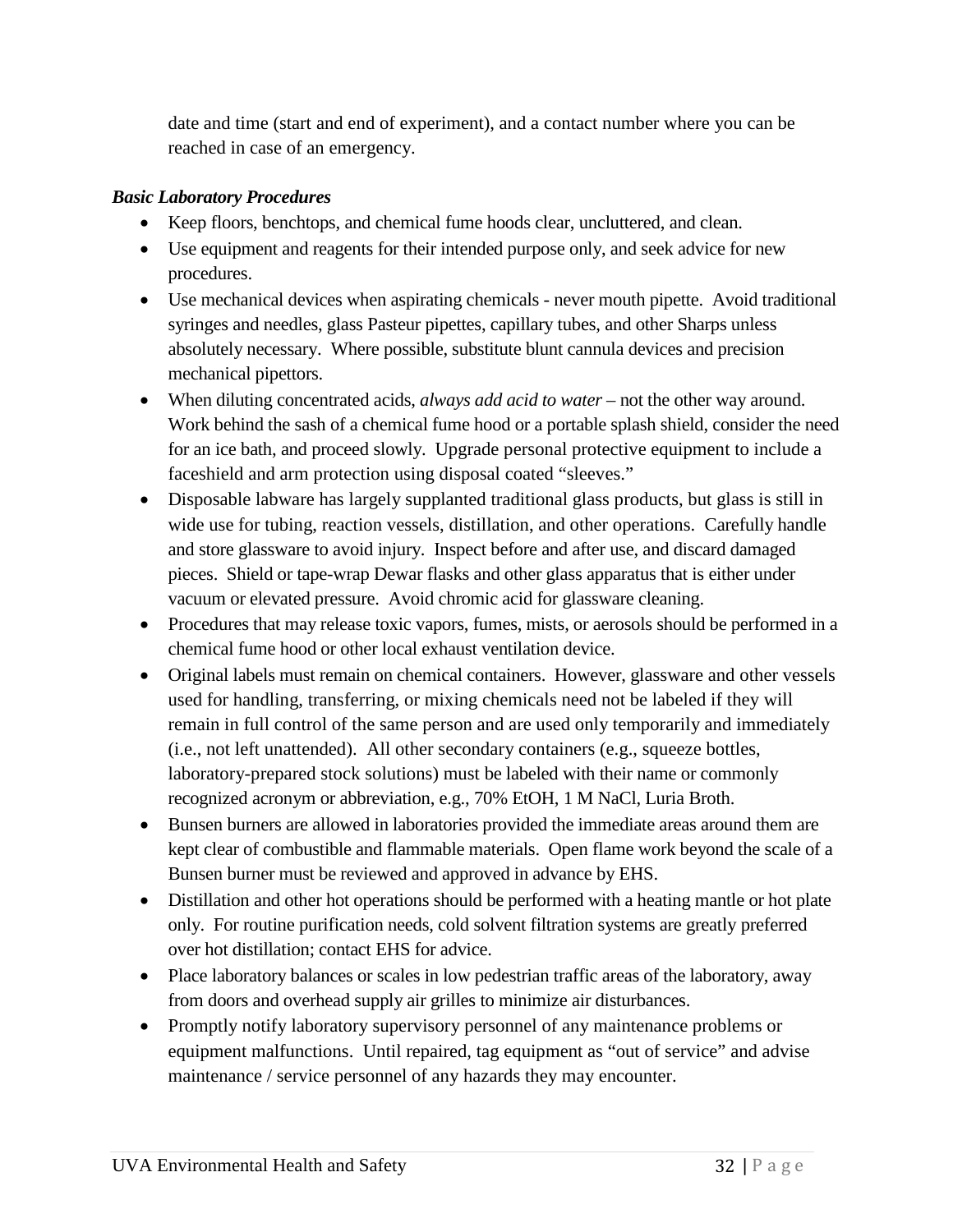date and time (start and end of experiment), and a contact number where you can be reached in case of an emergency.

***Basic Laboratory Procedures***

- Keep floors, benchtops, and chemical fume hoods clear, uncluttered, and clean.
- Use equipment and reagents for their intended purpose only, and seek advice for new procedures.
- Use mechanical devices when aspirating chemicals - never mouth pipette. Avoid traditional syringes and needles, glass Pasteur pipettes, capillary tubes, and other Sharps unless absolutely necessary. Where possible, substitute blunt cannula devices and precision mechanical pipettors.
- When diluting concentrated acids, *always add acid to water* – not the other way around. Work behind the sash of a chemical fume hood or a portable splash shield, consider the need for an ice bath, and proceed slowly. Upgrade personal protective equipment to include a faceshield and arm protection using disposal coated "sleeves."
- Disposable labware has largely supplanted traditional glass products, but glass is still in wide use for tubing, reaction vessels, distillation, and other operations. Carefully handle and store glassware to avoid injury. Inspect before and after use, and discard damaged pieces. Shield or tape-wrap Dewar flasks and other glass apparatus that is either under vacuum or elevated pressure. Avoid chromic acid for glassware cleaning.
- Procedures that may release toxic vapors, fumes, mists, or aerosols should be performed in a chemical fume hood or other local exhaust ventilation device.
- Original labels must remain on chemical containers. However, glassware and other vessels used for handling, transferring, or mixing chemicals need not be labeled if they will remain in full control of the same person and are used only temporarily and immediately (i.e., not left unattended). All other secondary containers (e.g., squeeze bottles, laboratory-prepared stock solutions) must be labeled with their name or commonly recognized acronym or abbreviation, e.g., 70% EtOH, 1 M NaCl, Luria Broth.
- Bunsen burners are allowed in laboratories provided the immediate areas around them are kept clear of combustible and flammable materials. Open flame work beyond the scale of a Bunsen burner must be reviewed and approved in advance by EHS.
- Distillation and other hot operations should be performed with a heating mantle or hot plate only. For routine purification needs, cold solvent filtration systems are greatly preferred over hot distillation; contact EHS for advice.
- Place laboratory balances or scales in low pedestrian traffic areas of the laboratory, away from doors and overhead supply air grilles to minimize air disturbances.
- Promptly notify laboratory supervisory personnel of any maintenance problems or equipment malfunctions. Until repaired, tag equipment as "out of service" and advise maintenance / service personnel of any hazards they may encounter.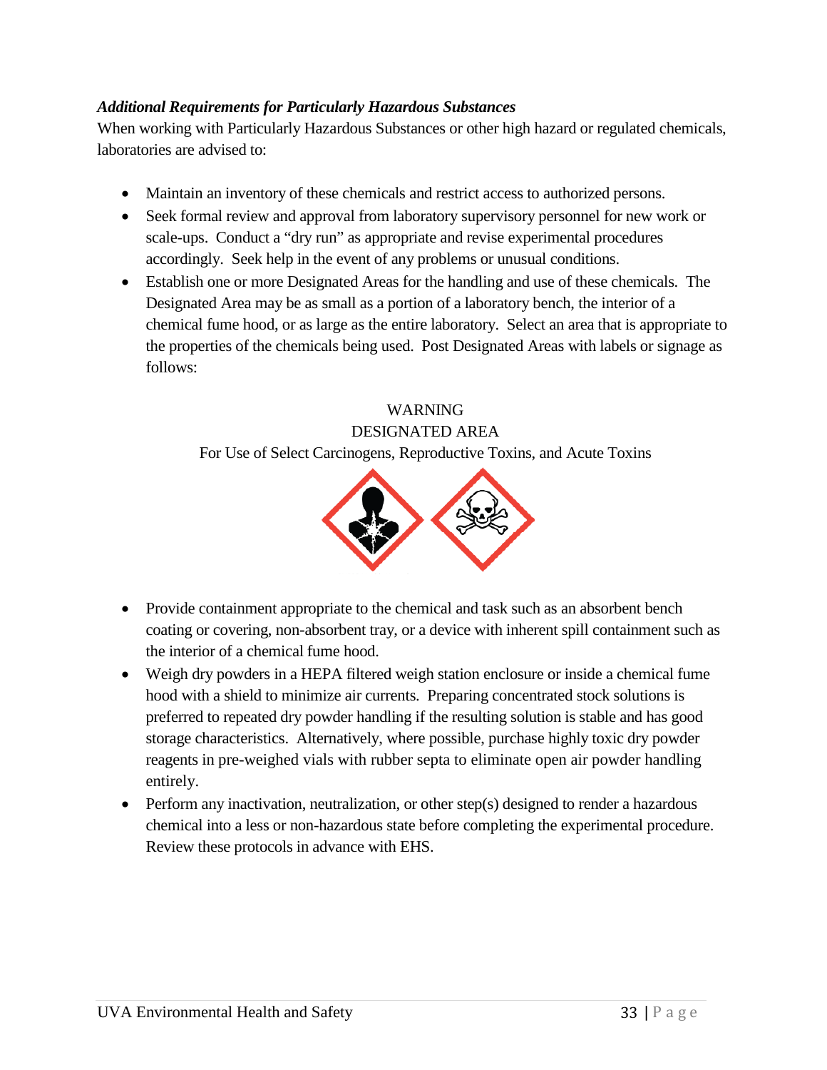***Additional Requirements for Particularly Hazardous Substances***

When working with Particularly Hazardous Substances or other high hazard or regulated chemicals, laboratories are advised to:

- Maintain an inventory of these chemicals and restrict access to authorized persons.
- Seek formal review and approval from laboratory supervisory personnel for new work or scale-ups. Conduct a "dry run" as appropriate and revise experimental procedures accordingly. Seek help in the event of any problems or unusual conditions.
- Establish one or more Designated Areas for the handling and use of these chemicals. The Designated Area may be as small as a portion of a laboratory bench, the interior of a chemical fume hood, or as large as the entire laboratory. Select an area that is appropriate to the properties of the chemicals being used. Post Designated Areas with labels or signage as follows:

WARNING
DESIGNATED AREA
For Use of Select Carcinogens, Reproductive Toxins, and Acute Toxins

- Provide containment appropriate to the chemical and task such as an absorbent bench coating or covering, non-absorbent tray, or a device with inherent spill containment such as the interior of a chemical fume hood.
- Weigh dry powders in a HEPA filtered weigh station enclosure or inside a chemical fume hood with a shield to minimize air currents. Preparing concentrated stock solutions is preferred to repeated dry powder handling if the resulting solution is stable and has good storage characteristics. Alternatively, where possible, purchase highly toxic dry powder reagents in pre-weighed vials with rubber septa to eliminate open air powder handling entirely.
- Perform any inactivation, neutralization, or other step(s) designed to render a hazardous chemical into a less or non-hazardous state before completing the experimental procedure. Review these protocols in advance with EHS.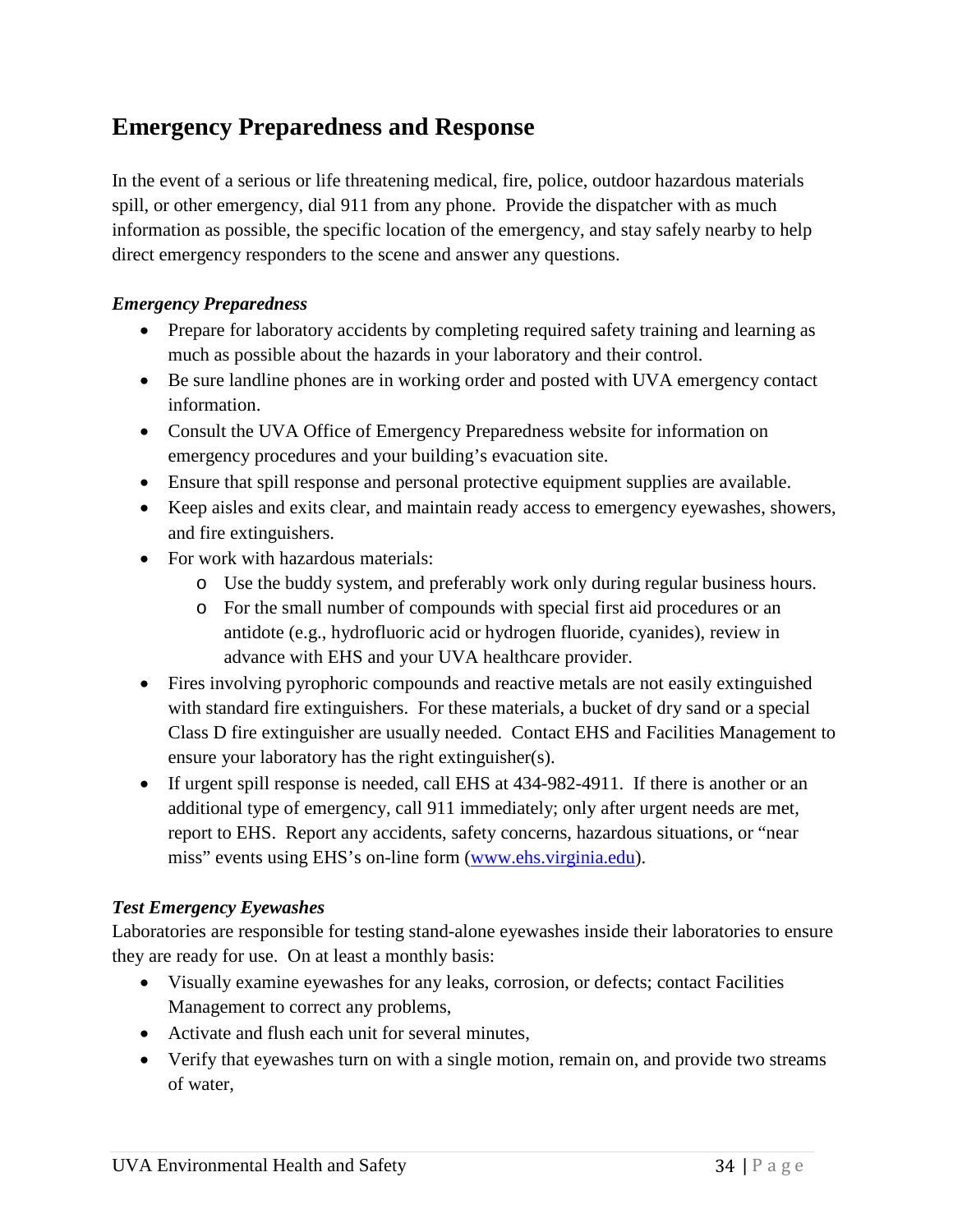## Emergency Preparedness and Response

In the event of a serious or life threatening medical, fire, police, outdoor hazardous materials spill, or other emergency, dial 911 from any phone. Provide the dispatcher with as much information as possible, the specific location of the emergency, and stay safely nearby to help direct emergency responders to the scene and answer any questions.

### *Emergency Preparedness*

- Prepare for laboratory accidents by completing required safety training and learning as much as possible about the hazards in your laboratory and their control.
- Be sure landline phones are in working order and posted with UVA emergency contact information.
- Consult the UVA Office of Emergency Preparedness website for information on emergency procedures and your building's evacuation site.
- Ensure that spill response and personal protective equipment supplies are available.
- Keep aisles and exits clear, and maintain ready access to emergency eyewashes, showers, and fire extinguishers.
- For work with hazardous materials:
  - Use the buddy system, and preferably work only during regular business hours.
  - For the small number of compounds with special first aid procedures or an antidote (e.g., hydrofluoric acid or hydrogen fluoride, cyanides), review in advance with EHS and your UVA healthcare provider.
- Fires involving pyrophoric compounds and reactive metals are not easily extinguished with standard fire extinguishers. For these materials, a bucket of dry sand or a special Class D fire extinguisher are usually needed. Contact EHS and Facilities Management to ensure your laboratory has the right extinguisher(s).
- If urgent spill response is needed, call EHS at 434-982-4911. If there is another or an additional type of emergency, call 911 immediately; only after urgent needs are met, report to EHS. Report any accidents, safety concerns, hazardous situations, or "near miss" events using EHS's on-line form ([www.ehs.virginia.edu](http://www.ehs.virginia.edu)).

### *Test Emergency Eyewashes*

Laboratories are responsible for testing stand-alone eyewashes inside their laboratories to ensure they are ready for use. On at least a monthly basis:

- Visually examine eyewashes for any leaks, corrosion, or defects; contact Facilities Management to correct any problems,
- Activate and flush each unit for several minutes,
- Verify that eyewashes turn on with a single motion, remain on, and provide two streams of water,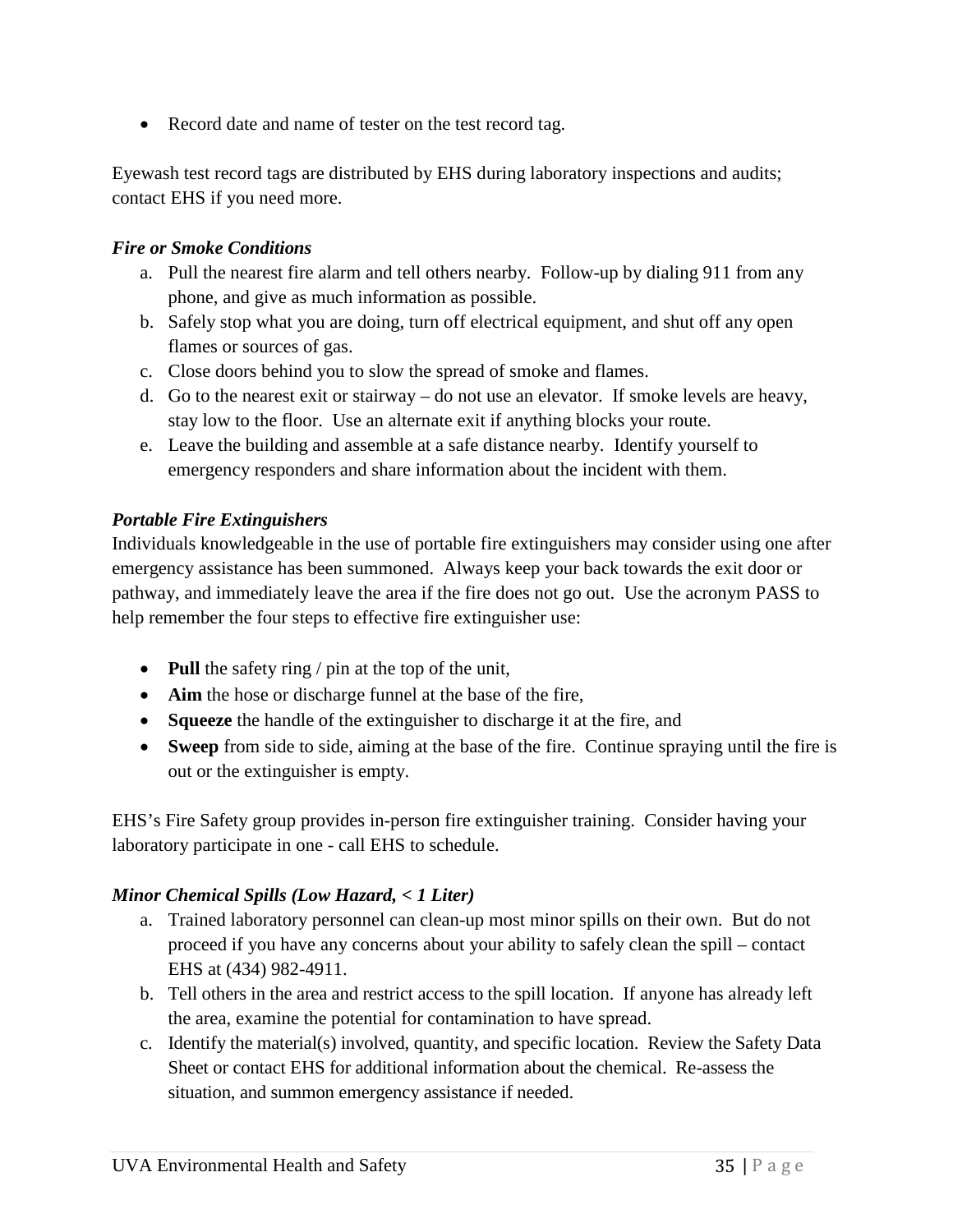- Record date and name of tester on the test record tag.

Eyewash test record tags are distributed by EHS during laboratory inspections and audits; contact EHS if you need more.

***Fire or Smoke Conditions***

a. Pull the nearest fire alarm and tell others nearby. Follow-up by dialing 911 from any phone, and give as much information as possible.
b. Safely stop what you are doing, turn off electrical equipment, and shut off any open flames or sources of gas.
c. Close doors behind you to slow the spread of smoke and flames.
d. Go to the nearest exit or stairway – do not use an elevator. If smoke levels are heavy, stay low to the floor. Use an alternate exit if anything blocks your route.
e. Leave the building and assemble at a safe distance nearby. Identify yourself to emergency responders and share information about the incident with them.

***Portable Fire Extinguishers***

Individuals knowledgeable in the use of portable fire extinguishers may consider using one after emergency assistance has been summoned. Always keep your back towards the exit door or pathway, and immediately leave the area if the fire does not go out. Use the acronym PASS to help remember the four steps to effective fire extinguisher use:

- **Pull** the safety ring / pin at the top of the unit,
- **Aim** the hose or discharge funnel at the base of the fire,
- **Squeeze** the handle of the extinguisher to discharge it at the fire, and
- **Sweep** from side to side, aiming at the base of the fire. Continue spraying until the fire is out or the extinguisher is empty.

EHS's Fire Safety group provides in-person fire extinguisher training. Consider having your laboratory participate in one - call EHS to schedule.

***Minor Chemical Spills (Low Hazard, < 1 Liter)***

a. Trained laboratory personnel can clean-up most minor spills on their own. But do not proceed if you have any concerns about your ability to safely clean the spill – contact EHS at (434) 982-4911.
b. Tell others in the area and restrict access to the spill location. If anyone has already left the area, examine the potential for contamination to have spread.
c. Identify the material(s) involved, quantity, and specific location. Review the Safety Data Sheet or contact EHS for additional information about the chemical. Re-assess the situation, and summon emergency assistance if needed.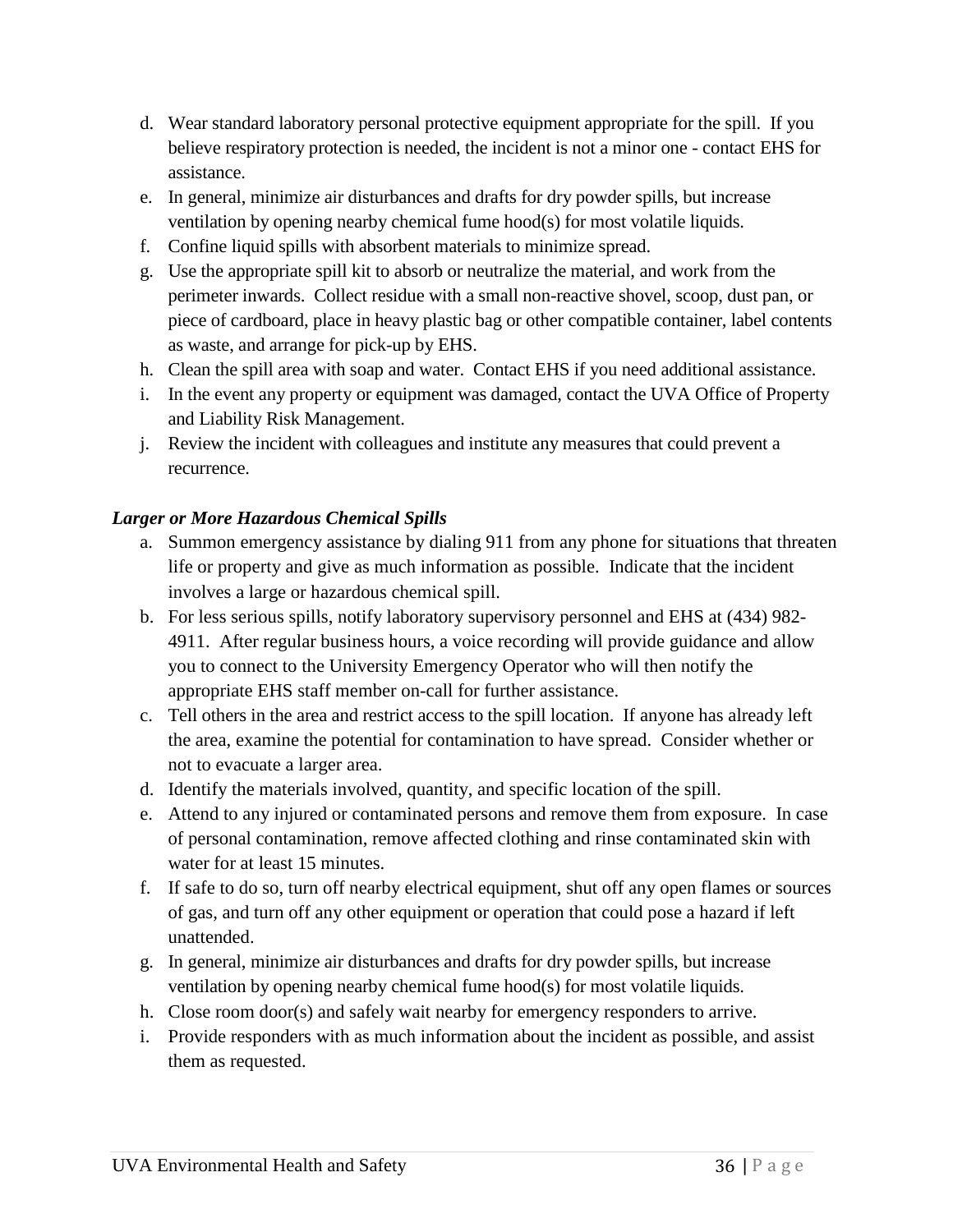d. Wear standard laboratory personal protective equipment appropriate for the spill. If you believe respiratory protection is needed, the incident is not a minor one - contact EHS for assistance.
e. In general, minimize air disturbances and drafts for dry powder spills, but increase ventilation by opening nearby chemical fume hood(s) for most volatile liquids.
f. Confine liquid spills with absorbent materials to minimize spread.
g. Use the appropriate spill kit to absorb or neutralize the material, and work from the perimeter inwards. Collect residue with a small non-reactive shovel, scoop, dust pan, or piece of cardboard, place in heavy plastic bag or other compatible container, label contents as waste, and arrange for pick-up by EHS.
h. Clean the spill area with soap and water. Contact EHS if you need additional assistance.
i. In the event any property or equipment was damaged, contact the UVA Office of Property and Liability Risk Management.
j. Review the incident with colleagues and institute any measures that could prevent a recurrence.

***Larger or More Hazardous Chemical Spills***

a. Summon emergency assistance by dialing 911 from any phone for situations that threaten life or property and give as much information as possible. Indicate that the incident involves a large or hazardous chemical spill.
b. For less serious spills, notify laboratory supervisory personnel and EHS at (434) 982-4911. After regular business hours, a voice recording will provide guidance and allow you to connect to the University Emergency Operator who will then notify the appropriate EHS staff member on-call for further assistance.
c. Tell others in the area and restrict access to the spill location. If anyone has already left the area, examine the potential for contamination to have spread. Consider whether or not to evacuate a larger area.
d. Identify the materials involved, quantity, and specific location of the spill.
e. Attend to any injured or contaminated persons and remove them from exposure. In case of personal contamination, remove affected clothing and rinse contaminated skin with water for at least 15 minutes.
f. If safe to do so, turn off nearby electrical equipment, shut off any open flames or sources of gas, and turn off any other equipment or operation that could pose a hazard if left unattended.
g. In general, minimize air disturbances and drafts for dry powder spills, but increase ventilation by opening nearby chemical fume hood(s) for most volatile liquids.
h. Close room door(s) and safely wait nearby for emergency responders to arrive.
i. Provide responders with as much information about the incident as possible, and assist them as requested.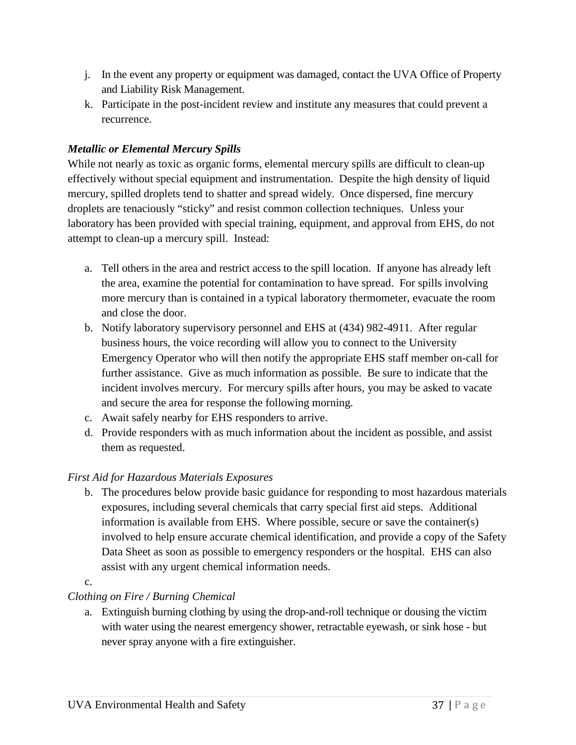j. In the event any property or equipment was damaged, contact the UVA Office of Property and Liability Risk Management.
k. Participate in the post-incident review and institute any measures that could prevent a recurrence.

***Metallic or Elemental Mercury Spills***

While not nearly as toxic as organic forms, elemental mercury spills are difficult to clean-up effectively without special equipment and instrumentation. Despite the high density of liquid mercury, spilled droplets tend to shatter and spread widely. Once dispersed, fine mercury droplets are tenaciously "sticky" and resist common collection techniques. Unless your laboratory has been provided with special training, equipment, and approval from EHS, do not attempt to clean-up a mercury spill. Instead:

a. Tell others in the area and restrict access to the spill location. If anyone has already left the area, examine the potential for contamination to have spread. For spills involving more mercury than is contained in a typical laboratory thermometer, evacuate the room and close the door.
b. Notify laboratory supervisory personnel and EHS at (434) 982-4911. After regular business hours, the voice recording will allow you to connect to the University Emergency Operator who will then notify the appropriate EHS staff member on-call for further assistance. Give as much information as possible. Be sure to indicate that the incident involves mercury. For mercury spills after hours, you may be asked to vacate and secure the area for response the following morning.
c. Await safely nearby for EHS responders to arrive.
d. Provide responders with as much information about the incident as possible, and assist them as requested.

*First Aid for Hazardous Materials Exposures*

b. The procedures below provide basic guidance for responding to most hazardous materials exposures, including several chemicals that carry special first aid steps. Additional information is available from EHS. Where possible, secure or save the container(s) involved to help ensure accurate chemical identification, and provide a copy of the Safety Data Sheet as soon as possible to emergency responders or the hospital. EHS can also assist with any urgent chemical information needs.
c.

*Clothing on Fire / Burning Chemical*

a. Extinguish burning clothing by using the drop-and-roll technique or dousing the victim with water using the nearest emergency shower, retractable eyewash, or sink hose - but never spray anyone with a fire extinguisher.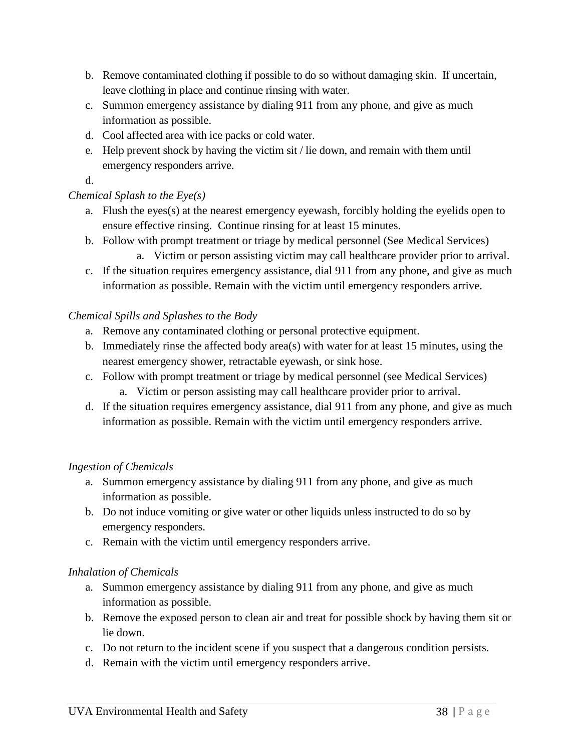b. Remove contaminated clothing if possible to do so without damaging skin. If uncertain, leave clothing in place and continue rinsing with water.
c. Summon emergency assistance by dialing 911 from any phone, and give as much information as possible.
d. Cool affected area with ice packs or cold water.
e. Help prevent shock by having the victim sit / lie down, and remain with them until emergency responders arrive.

d.

*Chemical Splash to the Eye(s)*

a. Flush the eyes(s) at the nearest emergency eyewash, forcibly holding the eyelids open to ensure effective rinsing. Continue rinsing for at least 15 minutes.
b. Follow with prompt treatment or triage by medical personnel (See Medical Services)
    a. Victim or person assisting victim may call healthcare provider prior to arrival.
c. If the situation requires emergency assistance, dial 911 from any phone, and give as much information as possible. Remain with the victim until emergency responders arrive.

*Chemical Spills and Splashes to the Body*

a. Remove any contaminated clothing or personal protective equipment.
b. Immediately rinse the affected body area(s) with water for at least 15 minutes, using the nearest emergency shower, retractable eyewash, or sink hose.
c. Follow with prompt treatment or triage by medical personnel (see Medical Services)
    a. Victim or person assisting may call healthcare provider prior to arrival.
d. If the situation requires emergency assistance, dial 911 from any phone, and give as much information as possible. Remain with the victim until emergency responders arrive.

*Ingestion of Chemicals*

a. Summon emergency assistance by dialing 911 from any phone, and give as much information as possible.
b. Do not induce vomiting or give water or other liquids unless instructed to do so by emergency responders.
c. Remain with the victim until emergency responders arrive.

*Inhalation of Chemicals*

a. Summon emergency assistance by dialing 911 from any phone, and give as much information as possible.
b. Remove the exposed person to clean air and treat for possible shock by having them sit or lie down.
c. Do not return to the incident scene if you suspect that a dangerous condition persists.
d. Remain with the victim until emergency responders arrive.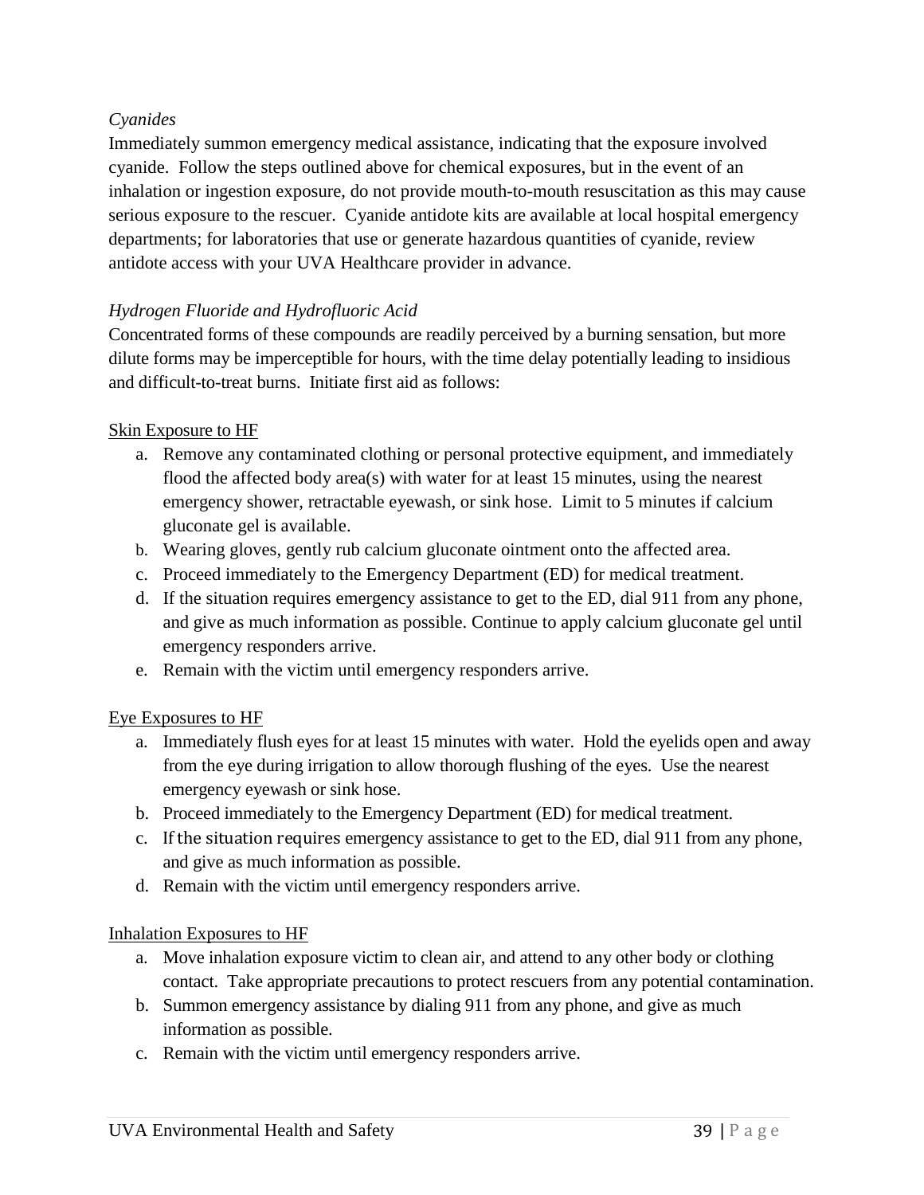*Cyanides*

Immediately summon emergency medical assistance, indicating that the exposure involved cyanide. Follow the steps outlined above for chemical exposures, but in the event of an inhalation or ingestion exposure, do not provide mouth-to-mouth resuscitation as this may cause serious exposure to the rescuer. Cyanide antidote kits are available at local hospital emergency departments; for laboratories that use or generate hazardous quantities of cyanide, review antidote access with your UVA Healthcare provider in advance.

*Hydrogen Fluoride and Hydrofluoric Acid*

Concentrated forms of these compounds are readily perceived by a burning sensation, but more dilute forms may be imperceptible for hours, with the time delay potentially leading to insidious and difficult-to-treat burns. Initiate first aid as follows:

<u>Skin Exposure to HF</u>

a. Remove any contaminated clothing or personal protective equipment, and immediately flood the affected body area(s) with water for at least 15 minutes, using the nearest emergency shower, retractable eyewash, or sink hose. Limit to 5 minutes if calcium gluconate gel is available.
b. Wearing gloves, gently rub calcium gluconate ointment onto the affected area.
c. Proceed immediately to the Emergency Department (ED) for medical treatment.
d. If the situation requires emergency assistance to get to the ED, dial 911 from any phone, and give as much information as possible. Continue to apply calcium gluconate gel until emergency responders arrive.
e. Remain with the victim until emergency responders arrive.

<u>Eye Exposures to HF</u>

a. Immediately flush eyes for at least 15 minutes with water. Hold the eyelids open and away from the eye during irrigation to allow thorough flushing of the eyes. Use the nearest emergency eyewash or sink hose.
b. Proceed immediately to the Emergency Department (ED) for medical treatment.
c. If the situation requires emergency assistance to get to the ED, dial 911 from any phone, and give as much information as possible.
d. Remain with the victim until emergency responders arrive.

<u>Inhalation Exposures to HF</u>

a. Move inhalation exposure victim to clean air, and attend to any other body or clothing contact. Take appropriate precautions to protect rescuers from any potential contamination.
b. Summon emergency assistance by dialing 911 from any phone, and give as much information as possible.
c. Remain with the victim until emergency responders arrive.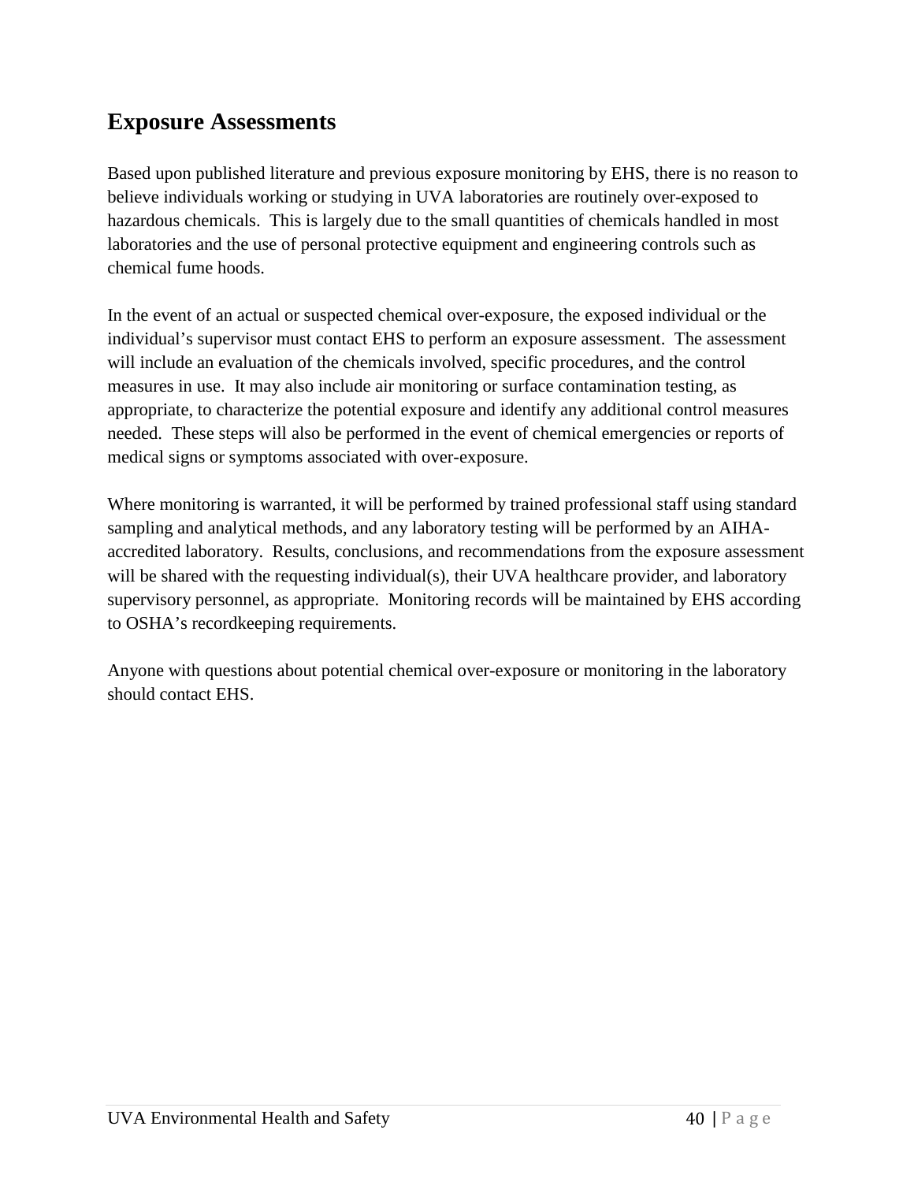## Exposure Assessments

Based upon published literature and previous exposure monitoring by EHS, there is no reason to believe individuals working or studying in UVA laboratories are routinely over-exposed to hazardous chemicals. This is largely due to the small quantities of chemicals handled in most laboratories and the use of personal protective equipment and engineering controls such as chemical fume hoods.

In the event of an actual or suspected chemical over-exposure, the exposed individual or the individual's supervisor must contact EHS to perform an exposure assessment. The assessment will include an evaluation of the chemicals involved, specific procedures, and the control measures in use. It may also include air monitoring or surface contamination testing, as appropriate, to characterize the potential exposure and identify any additional control measures needed. These steps will also be performed in the event of chemical emergencies or reports of medical signs or symptoms associated with over-exposure.

Where monitoring is warranted, it will be performed by trained professional staff using standard sampling and analytical methods, and any laboratory testing will be performed by an AIHA-accredited laboratory. Results, conclusions, and recommendations from the exposure assessment will be shared with the requesting individual(s), their UVA healthcare provider, and laboratory supervisory personnel, as appropriate. Monitoring records will be maintained by EHS according to OSHA's recordkeeping requirements.

Anyone with questions about potential chemical over-exposure or monitoring in the laboratory should contact EHS.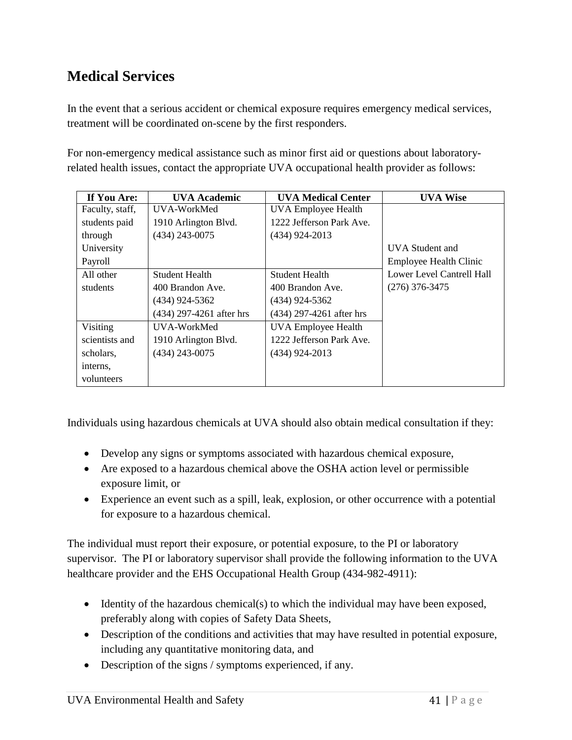## Medical Services

In the event that a serious accident or chemical exposure requires emergency medical services, treatment will be coordinated on-scene by the first responders.

For non-emergency medical assistance such as minor first aid or questions about laboratory-related health issues, contact the appropriate UVA occupational health provider as follows:

| If You Are: | UVA Academic | UVA Medical Center | UVA Wise |
|---|---|---|---|
| Faculty, staff, students paid through University Payroll | UVA-WorkMed<br>1910 Arlington Blvd.<br>(434) 243-0075 | UVA Employee Health<br>1222 Jefferson Park Ave.<br>(434) 924-2013 | UVA Student and Employee Health Clinic<br>Lower Level Cantrell Hall<br>(276) 376-3475 |
| All other students | Student Health<br>400 Brandon Ave.<br>(434) 924-5362<br>(434) 297-4261 after hrs | Student Health<br>400 Brandon Ave.<br>(434) 924-5362<br>(434) 297-4261 after hrs | |
| Visiting scientists and scholars, interns, volunteers | UVA-WorkMed<br>1910 Arlington Blvd.<br>(434) 243-0075 | UVA Employee Health<br>1222 Jefferson Park Ave.<br>(434) 924-2013 | |

Individuals using hazardous chemicals at UVA should also obtain medical consultation if they:

- Develop any signs or symptoms associated with hazardous chemical exposure,
- Are exposed to a hazardous chemical above the OSHA action level or permissible exposure limit, or
- Experience an event such as a spill, leak, explosion, or other occurrence with a potential for exposure to a hazardous chemical.

The individual must report their exposure, or potential exposure, to the PI or laboratory supervisor. The PI or laboratory supervisor shall provide the following information to the UVA healthcare provider and the EHS Occupational Health Group (434-982-4911):

- Identity of the hazardous chemical(s) to which the individual may have been exposed, preferably along with copies of Safety Data Sheets,
- Description of the conditions and activities that may have resulted in potential exposure, including any quantitative monitoring data, and
- Description of the signs / symptoms experienced, if any.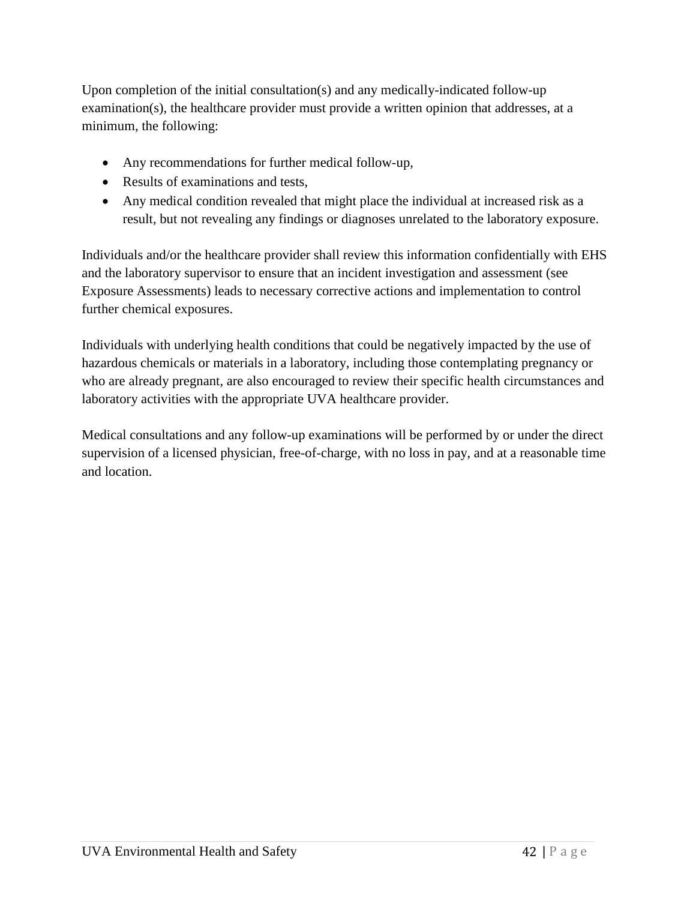Upon completion of the initial consultation(s) and any medically-indicated follow-up examination(s), the healthcare provider must provide a written opinion that addresses, at a minimum, the following:

- Any recommendations for further medical follow-up,
- Results of examinations and tests,
- Any medical condition revealed that might place the individual at increased risk as a result, but not revealing any findings or diagnoses unrelated to the laboratory exposure.

Individuals and/or the healthcare provider shall review this information confidentially with EHS and the laboratory supervisor to ensure that an incident investigation and assessment (see Exposure Assessments) leads to necessary corrective actions and implementation to control further chemical exposures.

Individuals with underlying health conditions that could be negatively impacted by the use of hazardous chemicals or materials in a laboratory, including those contemplating pregnancy or who are already pregnant, are also encouraged to review their specific health circumstances and laboratory activities with the appropriate UVA healthcare provider.

Medical consultations and any follow-up examinations will be performed by or under the direct supervision of a licensed physician, free-of-charge, with no loss in pay, and at a reasonable time and location.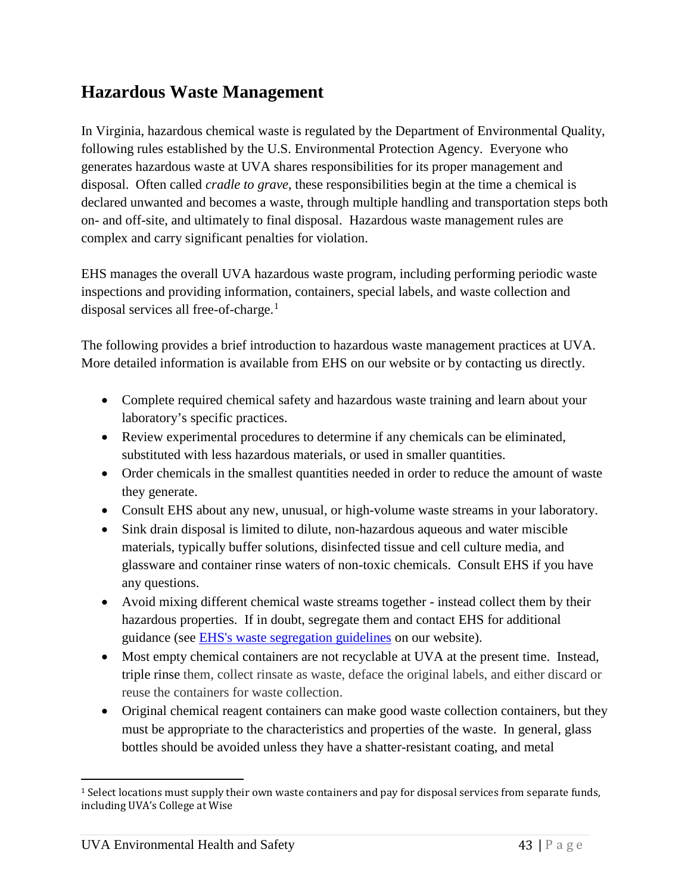## Hazardous Waste Management

In Virginia, hazardous chemical waste is regulated by the Department of Environmental Quality, following rules established by the U.S. Environmental Protection Agency. Everyone who generates hazardous waste at UVA shares responsibilities for its proper management and disposal. Often called *cradle to grave*, these responsibilities begin at the time a chemical is declared unwanted and becomes a waste, through multiple handling and transportation steps both on- and off-site, and ultimately to final disposal. Hazardous waste management rules are complex and carry significant penalties for violation.

EHS manages the overall UVA hazardous waste program, including performing periodic waste inspections and providing information, containers, special labels, and waste collection and disposal services all free-of-charge.[1]

The following provides a brief introduction to hazardous waste management practices at UVA. More detailed information is available from EHS on our website or by contacting us directly.

- Complete required chemical safety and hazardous waste training and learn about your laboratory's specific practices.
- Review experimental procedures to determine if any chemicals can be eliminated, substituted with less hazardous materials, or used in smaller quantities.
- Order chemicals in the smallest quantities needed in order to reduce the amount of waste they generate.
- Consult EHS about any new, unusual, or high-volume waste streams in your laboratory.
- Sink drain disposal is limited to dilute, non-hazardous aqueous and water miscible materials, typically buffer solutions, disinfected tissue and cell culture media, and glassware and container rinse waters of non-toxic chemicals. Consult EHS if you have any questions.
- Avoid mixing different chemical waste streams together - instead collect them by their hazardous properties. If in doubt, segregate them and contact EHS for additional guidance (see [EHS's waste segregation guidelines] on our website).
- Most empty chemical containers are not recyclable at UVA at the present time. Instead, triple rinse them, collect rinsate as waste, deface the original labels, and either discard or reuse the containers for waste collection.
- Original chemical reagent containers can make good waste collection containers, but they must be appropriate to the characteristics and properties of the waste. In general, glass bottles should be avoided unless they have a shatter-resistant coating, and metal

[1] Select locations must supply their own waste containers and pay for disposal services from separate funds, including UVA's College at Wise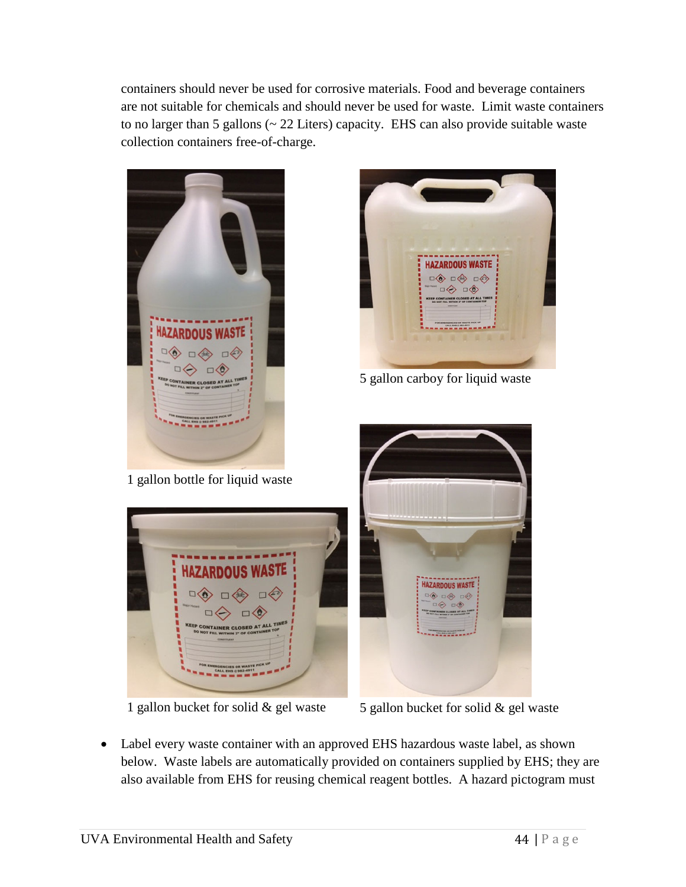containers should never be used for corrosive materials. Food and beverage containers are not suitable for chemicals and should never be used for waste. Limit waste containers to no larger than 5 gallons (~ 22 Liters) capacity. EHS can also provide suitable waste collection containers free-of-charge.

1 gallon bottle for liquid waste

5 gallon carboy for liquid waste

1 gallon bucket for solid & gel waste

5 gallon bucket for solid & gel waste

- Label every waste container with an approved EHS hazardous waste label, as shown below. Waste labels are automatically provided on containers supplied by EHS; they are also available from EHS for reusing chemical reagent bottles. A hazard pictogram must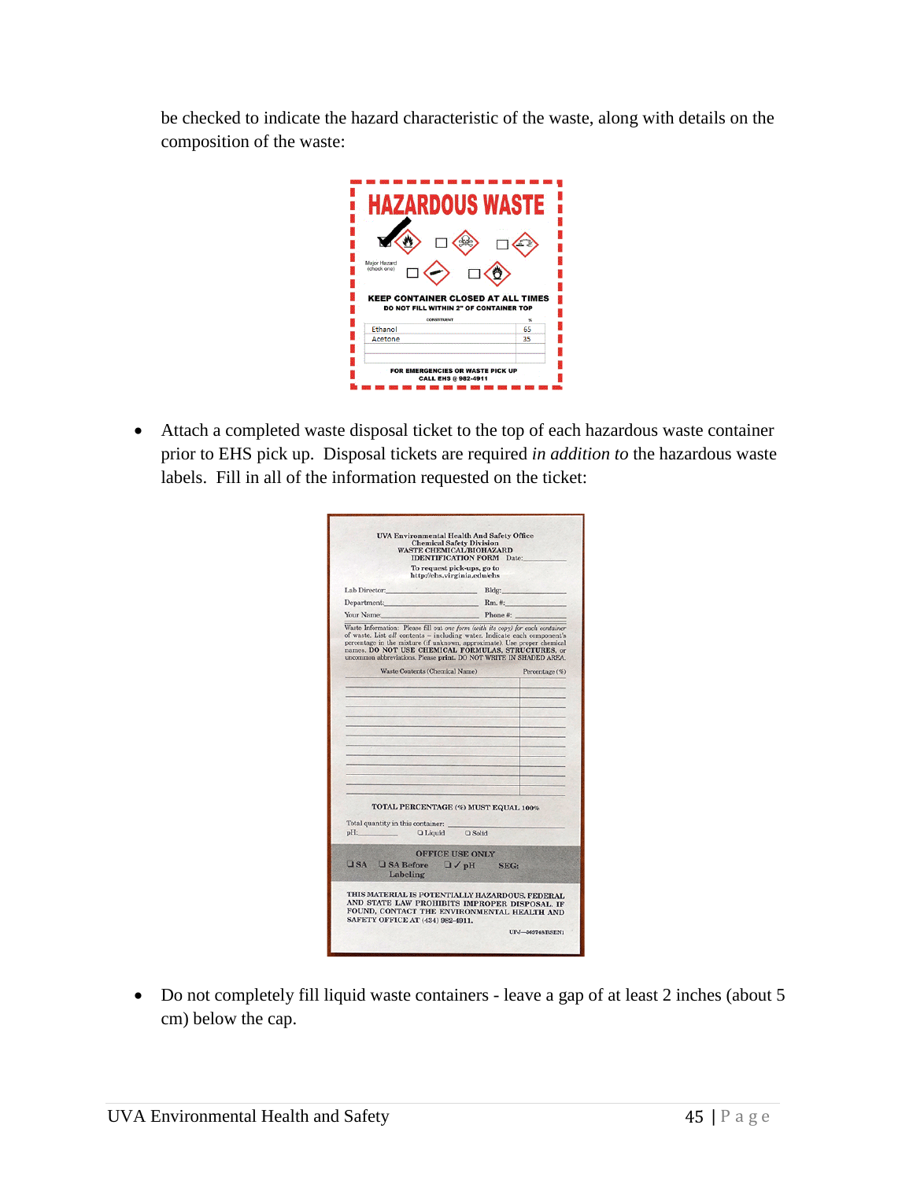be checked to indicate the hazard characteristic of the waste, along with details on the composition of the waste:

- Attach a completed waste disposal ticket to the top of each hazardous waste container prior to EHS pick up. Disposal tickets are required *in addition to* the hazardous waste labels. Fill in all of the information requested on the ticket:

- Do not completely fill liquid waste containers - leave a gap of at least 2 inches (about 5 cm) below the cap.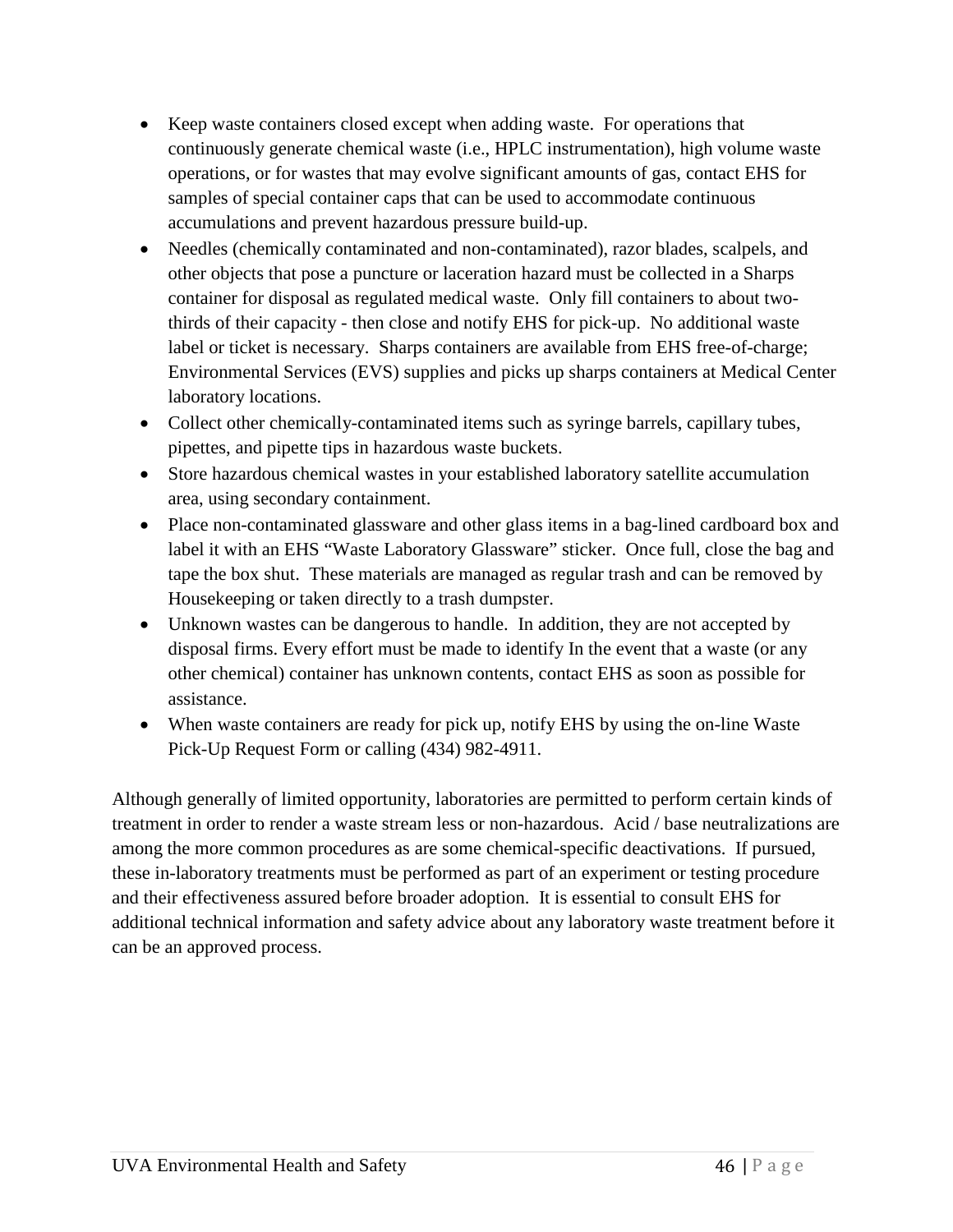- Keep waste containers closed except when adding waste. For operations that continuously generate chemical waste (i.e., HPLC instrumentation), high volume waste operations, or for wastes that may evolve significant amounts of gas, contact EHS for samples of special container caps that can be used to accommodate continuous accumulations and prevent hazardous pressure build-up.
- Needles (chemically contaminated and non-contaminated), razor blades, scalpels, and other objects that pose a puncture or laceration hazard must be collected in a Sharps container for disposal as regulated medical waste. Only fill containers to about two-thirds of their capacity - then close and notify EHS for pick-up. No additional waste label or ticket is necessary. Sharps containers are available from EHS free-of-charge; Environmental Services (EVS) supplies and picks up sharps containers at Medical Center laboratory locations.
- Collect other chemically-contaminated items such as syringe barrels, capillary tubes, pipettes, and pipette tips in hazardous waste buckets.
- Store hazardous chemical wastes in your established laboratory satellite accumulation area, using secondary containment.
- Place non-contaminated glassware and other glass items in a bag-lined cardboard box and label it with an EHS "Waste Laboratory Glassware" sticker. Once full, close the bag and tape the box shut. These materials are managed as regular trash and can be removed by Housekeeping or taken directly to a trash dumpster.
- Unknown wastes can be dangerous to handle. In addition, they are not accepted by disposal firms. Every effort must be made to identify In the event that a waste (or any other chemical) container has unknown contents, contact EHS as soon as possible for assistance.
- When waste containers are ready for pick up, notify EHS by using the on-line Waste Pick-Up Request Form or calling (434) 982-4911.

Although generally of limited opportunity, laboratories are permitted to perform certain kinds of treatment in order to render a waste stream less or non-hazardous. Acid / base neutralizations are among the more common procedures as are some chemical-specific deactivations. If pursued, these in-laboratory treatments must be performed as part of an experiment or testing procedure and their effectiveness assured before broader adoption. It is essential to consult EHS for additional technical information and safety advice about any laboratory waste treatment before it can be an approved process.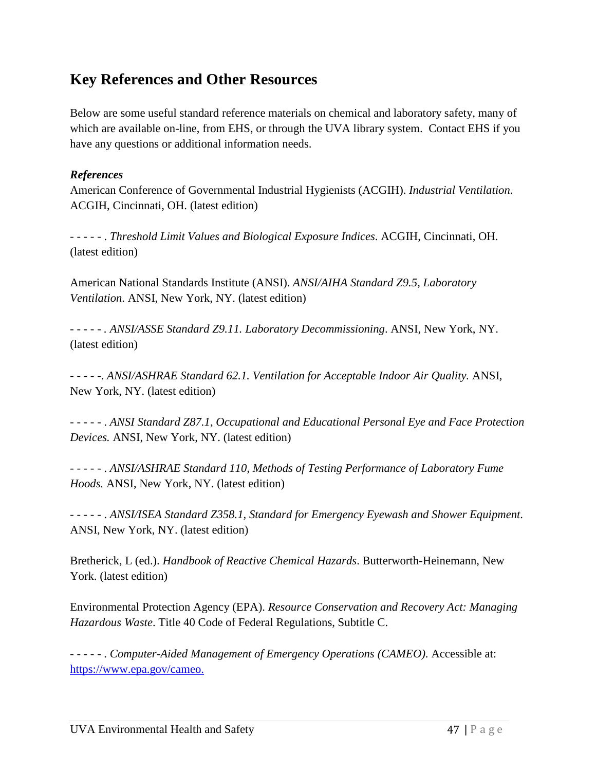## Key References and Other Resources

Below are some useful standard reference materials on chemical and laboratory safety, many of which are available on-line, from EHS, or through the UVA library system. Contact EHS if you have any questions or additional information needs.

### *References*

American Conference of Governmental Industrial Hygienists (ACGIH). *Industrial Ventilation*. ACGIH, Cincinnati, OH. (latest edition)

- - - - - . *Threshold Limit Values and Biological Exposure Indices*. ACGIH, Cincinnati, OH. (latest edition)

American National Standards Institute (ANSI). *ANSI/AIHA Standard Z9.5, Laboratory Ventilation.* ANSI, New York, NY. (latest edition)

- - - - - . *ANSI/ASSE Standard Z9.11. Laboratory Decommissioning*. ANSI, New York, NY. (latest edition)

- - - - -. *ANSI/ASHRAE Standard 62.1. Ventilation for Acceptable Indoor Air Quality.* ANSI, New York, NY. (latest edition)

- - - - - . *ANSI Standard Z87.1, Occupational and Educational Personal Eye and Face Protection Devices.* ANSI, New York, NY. (latest edition)

- - - - - . *ANSI/ASHRAE Standard 110, Methods of Testing Performance of Laboratory Fume Hoods.* ANSI, New York, NY. (latest edition)

- - - - - . *ANSI/ISEA Standard Z358.1, Standard for Emergency Eyewash and Shower Equipment*. ANSI, New York, NY. (latest edition)

Bretherick, L (ed.). *Handbook of Reactive Chemical Hazards*. Butterworth-Heinemann, New York. (latest edition)

Environmental Protection Agency (EPA). *Resource Conservation and Recovery Act: Managing Hazardous Waste*. Title 40 Code of Federal Regulations, Subtitle C.

- - - - - . *Computer-Aided Management of Emergency Operations (CAMEO).* Accessible at: [https://www.epa.gov/cameo.](https://www.epa.gov/cameo)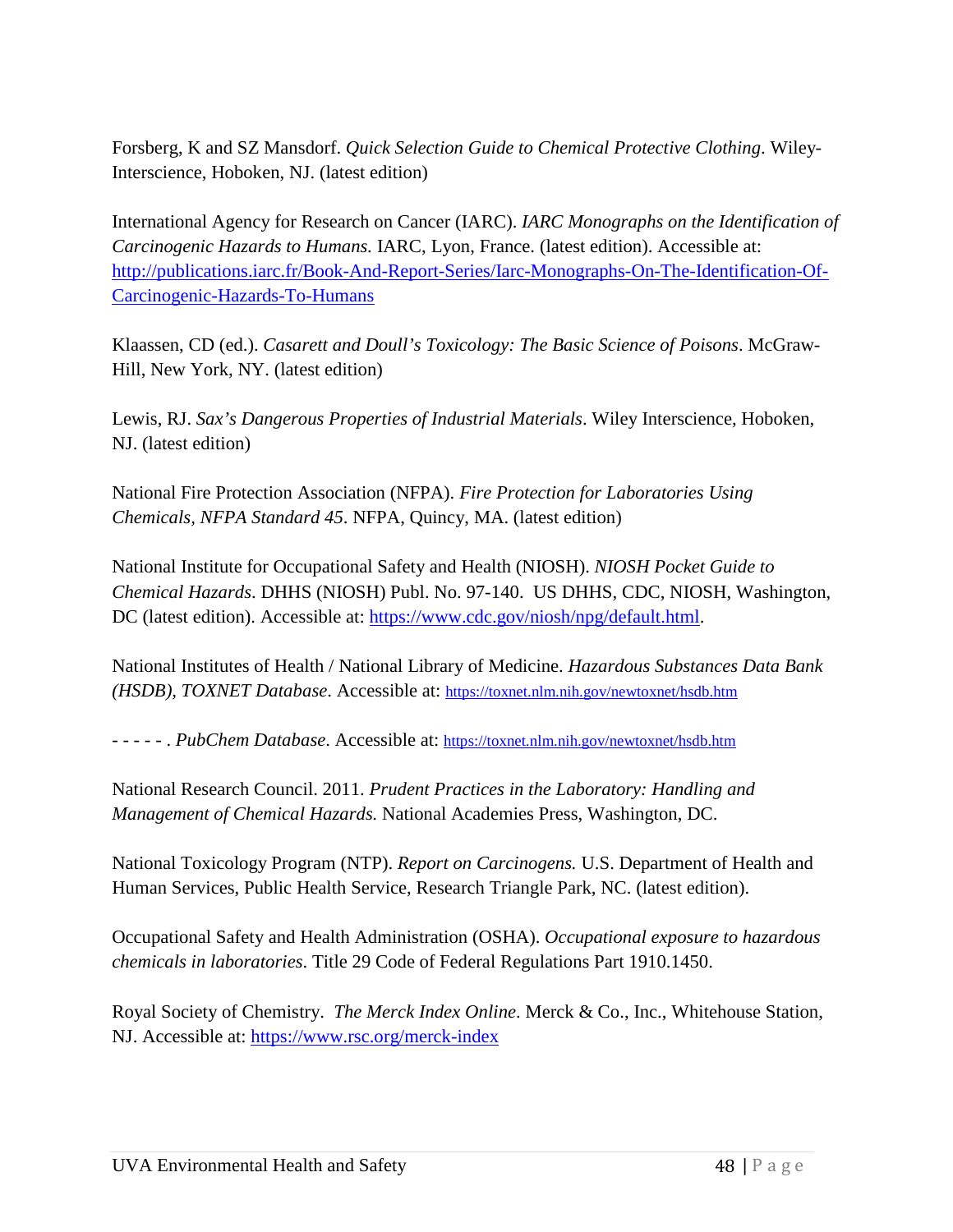Forsberg, K and SZ Mansdorf. *Quick Selection Guide to Chemical Protective Clothing*. Wiley-Interscience, Hoboken, NJ. (latest edition)

International Agency for Research on Cancer (IARC). *IARC Monographs on the Identification of Carcinogenic Hazards to Humans.* IARC, Lyon, France. (latest edition). Accessible at: [http://publications.iarc.fr/Book-And-Report-Series/Iarc-Monographs-On-The-Identification-Of-Carcinogenic-Hazards-To-Humans](http://publications.iarc.fr/Book-And-Report-Series/Iarc-Monographs-On-The-Identification-Of-Carcinogenic-Hazards-To-Humans)

Klaassen, CD (ed.). *Casarett and Doull's Toxicology: The Basic Science of Poisons*. McGraw-Hill, New York, NY. (latest edition)

Lewis, RJ. *Sax's Dangerous Properties of Industrial Materials*. Wiley Interscience, Hoboken, NJ. (latest edition)

National Fire Protection Association (NFPA). *Fire Protection for Laboratories Using Chemicals, NFPA Standard 45*. NFPA, Quincy, MA. (latest edition)

National Institute for Occupational Safety and Health (NIOSH). *NIOSH Pocket Guide to Chemical Hazards*. DHHS (NIOSH) Publ. No. 97-140. US DHHS, CDC, NIOSH, Washington, DC (latest edition). Accessible at: [https://www.cdc.gov/niosh/npg/default.html](https://www.cdc.gov/niosh/npg/default.html).

National Institutes of Health / National Library of Medicine. *Hazardous Substances Data Bank (HSDB), TOXNET Database*. Accessible at: [https://toxnet.nlm.nih.gov/newtoxnet/hsdb.htm](https://toxnet.nlm.nih.gov/newtoxnet/hsdb.htm)

- - - - - . *PubChem Database*. Accessible at: [https://toxnet.nlm.nih.gov/newtoxnet/hsdb.htm](https://toxnet.nlm.nih.gov/newtoxnet/hsdb.htm)

National Research Council. 2011. *Prudent Practices in the Laboratory: Handling and Management of Chemical Hazards.* National Academies Press, Washington, DC.

National Toxicology Program (NTP). *Report on Carcinogens.* U.S. Department of Health and Human Services, Public Health Service, Research Triangle Park, NC. (latest edition).

Occupational Safety and Health Administration (OSHA). *Occupational exposure to hazardous chemicals in laboratories*. Title 29 Code of Federal Regulations Part 1910.1450.

Royal Society of Chemistry. *The Merck Index Online*. Merck & Co., Inc., Whitehouse Station, NJ. Accessible at: [https://www.rsc.org/merck-index](https://www.rsc.org/merck-index)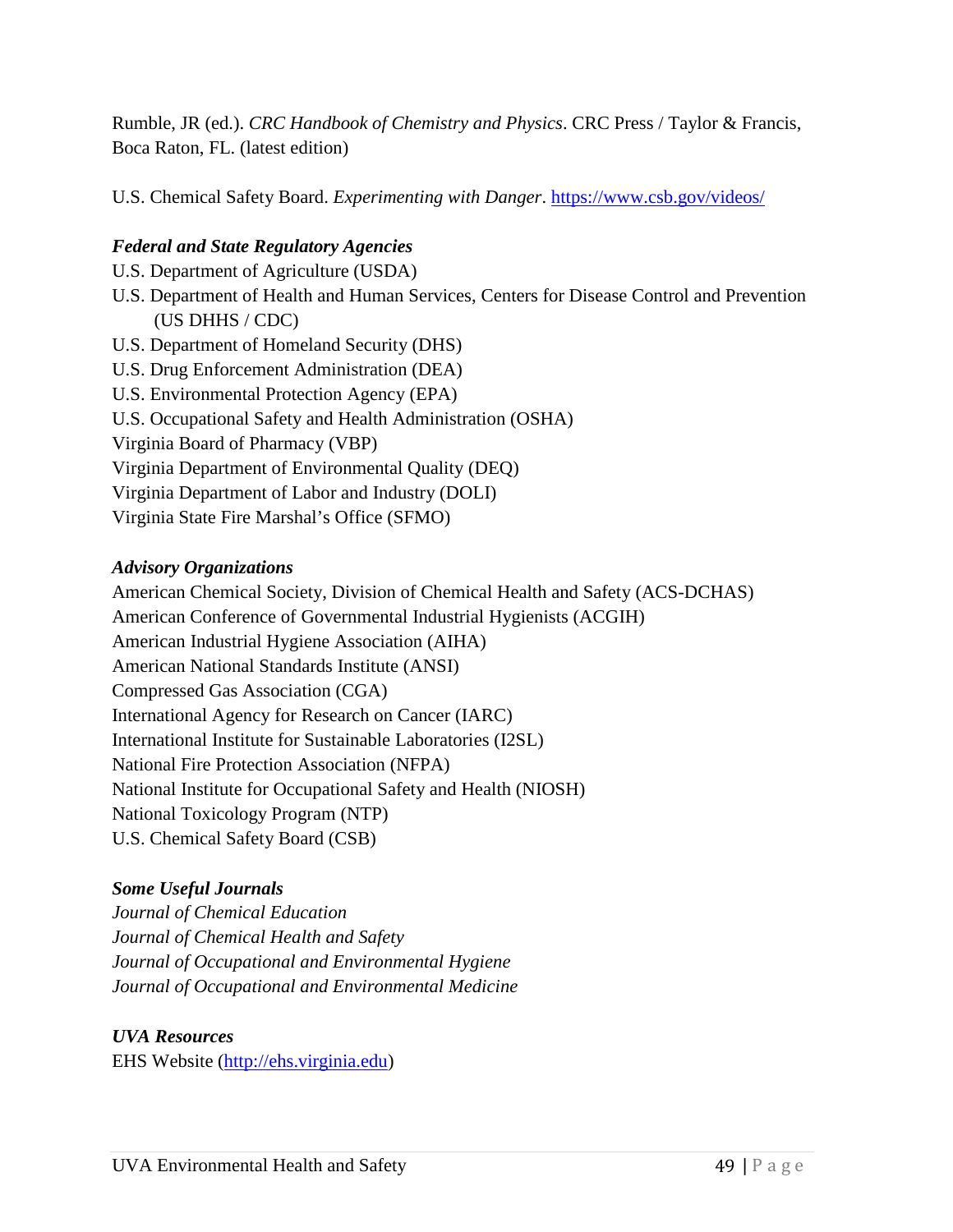Rumble, JR (ed.). *CRC Handbook of Chemistry and Physics*. CRC Press / Taylor & Francis, Boca Raton, FL. (latest edition)

U.S. Chemical Safety Board. *Experimenting with Danger*. https://www.csb.gov/videos/

***Federal and State Regulatory Agencies***

U.S. Department of Agriculture (USDA)
U.S. Department of Health and Human Services, Centers for Disease Control and Prevention (US DHHS / CDC)
U.S. Department of Homeland Security (DHS)
U.S. Drug Enforcement Administration (DEA)
U.S. Environmental Protection Agency (EPA)
U.S. Occupational Safety and Health Administration (OSHA)
Virginia Board of Pharmacy (VBP)
Virginia Department of Environmental Quality (DEQ)
Virginia Department of Labor and Industry (DOLI)
Virginia State Fire Marshal's Office (SFMO)

***Advisory Organizations***

American Chemical Society, Division of Chemical Health and Safety (ACS-DCHAS)
American Conference of Governmental Industrial Hygienists (ACGIH)
American Industrial Hygiene Association (AIHA)
American National Standards Institute (ANSI)
Compressed Gas Association (CGA)
International Agency for Research on Cancer (IARC)
International Institute for Sustainable Laboratories (I2SL)
National Fire Protection Association (NFPA)
National Institute for Occupational Safety and Health (NIOSH)
National Toxicology Program (NTP)
U.S. Chemical Safety Board (CSB)

***Some Useful Journals***

*Journal of Chemical Education*
*Journal of Chemical Health and Safety*
*Journal of Occupational and Environmental Hygiene*
*Journal of Occupational and Environmental Medicine*

***UVA Resources***

EHS Website (http://ehs.virginia.edu)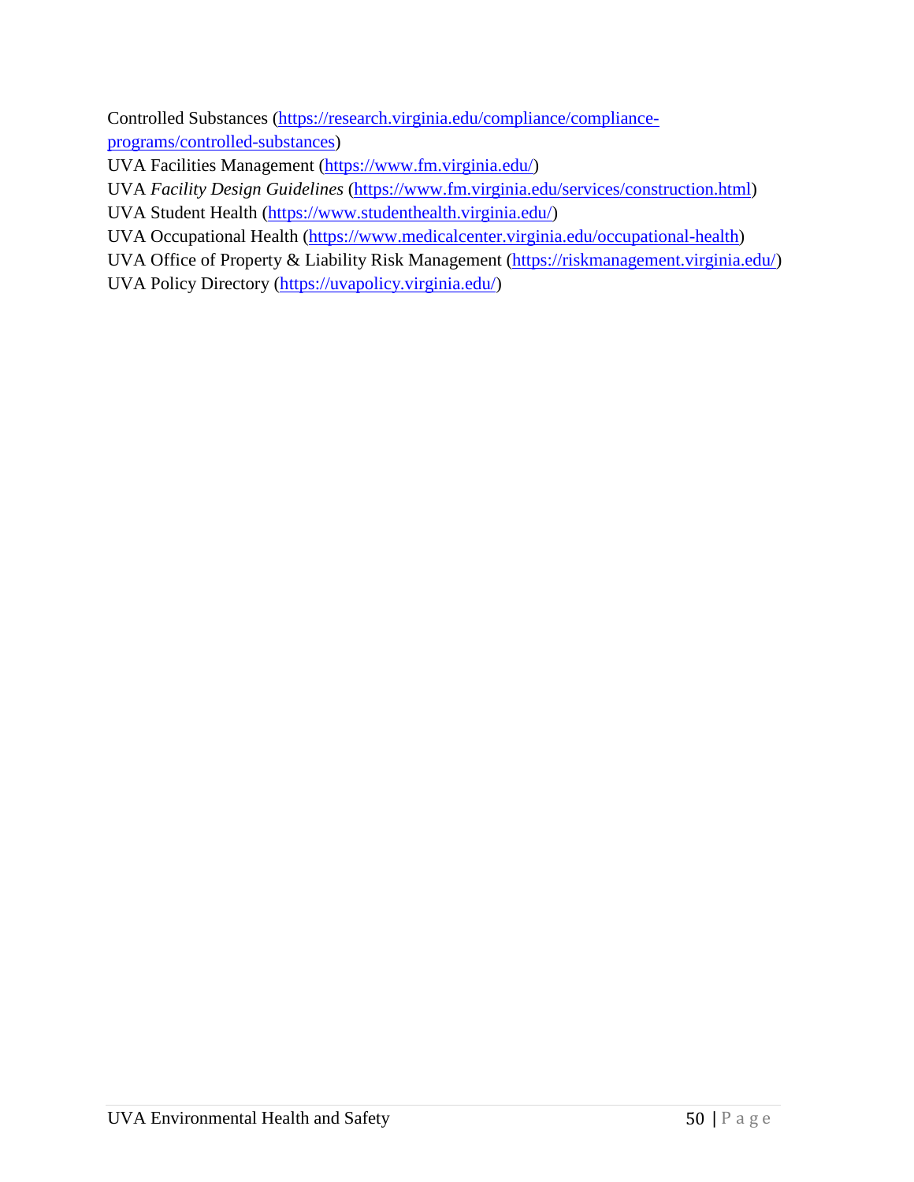Controlled Substances (https://research.virginia.edu/compliance/compliance-programs/controlled-substances)
UVA Facilities Management (https://www.fm.virginia.edu/)
UVA *Facility Design Guidelines* (https://www.fm.virginia.edu/services/construction.html)
UVA Student Health (https://www.studenthealth.virginia.edu/)
UVA Occupational Health (https://www.medicalcenter.virginia.edu/occupational-health)
UVA Office of Property & Liability Risk Management (https://riskmanagement.virginia.edu/)
UVA Policy Directory (https://uvapolicy.virginia.edu/)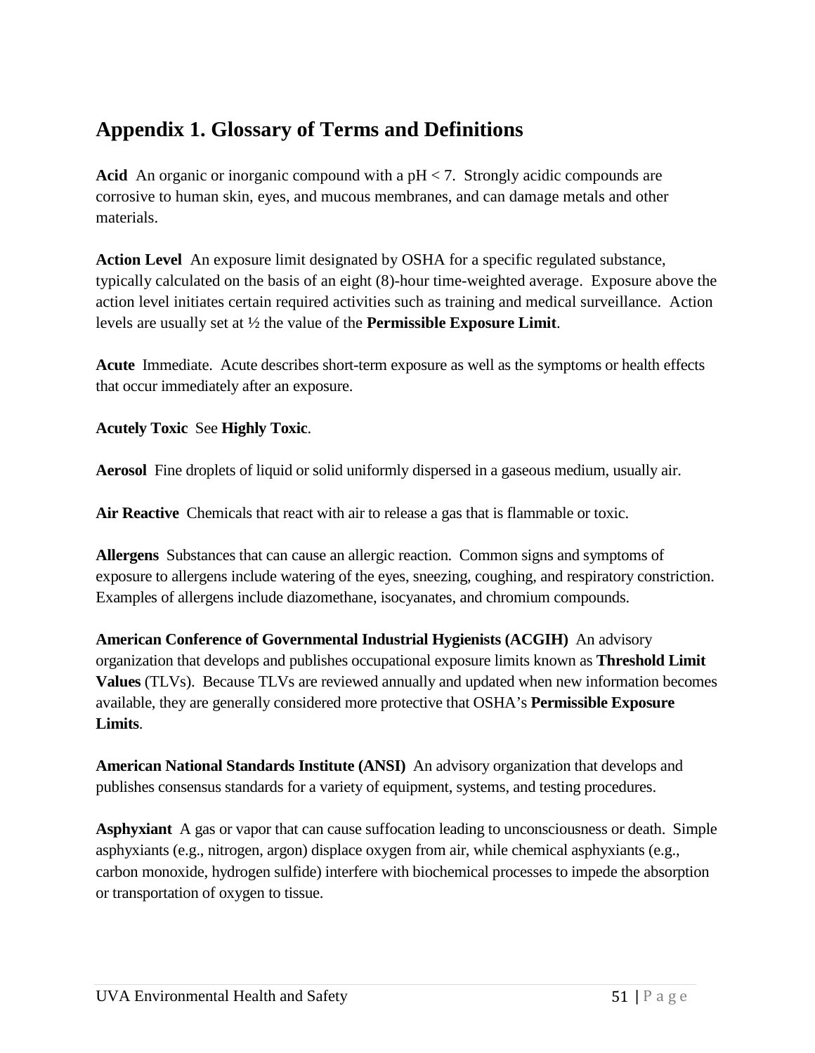## Appendix 1. Glossary of Terms and Definitions

**Acid** An organic or inorganic compound with a pH < 7. Strongly acidic compounds are corrosive to human skin, eyes, and mucous membranes, and can damage metals and other materials.

**Action Level** An exposure limit designated by OSHA for a specific regulated substance, typically calculated on the basis of an eight (8)-hour time-weighted average. Exposure above the action level initiates certain required activities such as training and medical surveillance. Action levels are usually set at ½ the value of the **Permissible Exposure Limit**.

**Acute** Immediate. Acute describes short-term exposure as well as the symptoms or health effects that occur immediately after an exposure.

**Acutely Toxic** See **Highly Toxic**.

**Aerosol** Fine droplets of liquid or solid uniformly dispersed in a gaseous medium, usually air.

**Air Reactive** Chemicals that react with air to release a gas that is flammable or toxic.

**Allergens** Substances that can cause an allergic reaction. Common signs and symptoms of exposure to allergens include watering of the eyes, sneezing, coughing, and respiratory constriction. Examples of allergens include diazomethane, isocyanates, and chromium compounds.

**American Conference of Governmental Industrial Hygienists (ACGIH)** An advisory organization that develops and publishes occupational exposure limits known as **Threshold Limit Values** (TLVs). Because TLVs are reviewed annually and updated when new information becomes available, they are generally considered more protective that OSHA's **Permissible Exposure Limits**.

**American National Standards Institute (ANSI)** An advisory organization that develops and publishes consensus standards for a variety of equipment, systems, and testing procedures.

**Asphyxiant** A gas or vapor that can cause suffocation leading to unconsciousness or death. Simple asphyxiants (e.g., nitrogen, argon) displace oxygen from air, while chemical asphyxiants (e.g., carbon monoxide, hydrogen sulfide) interfere with biochemical processes to impede the absorption or transportation of oxygen to tissue.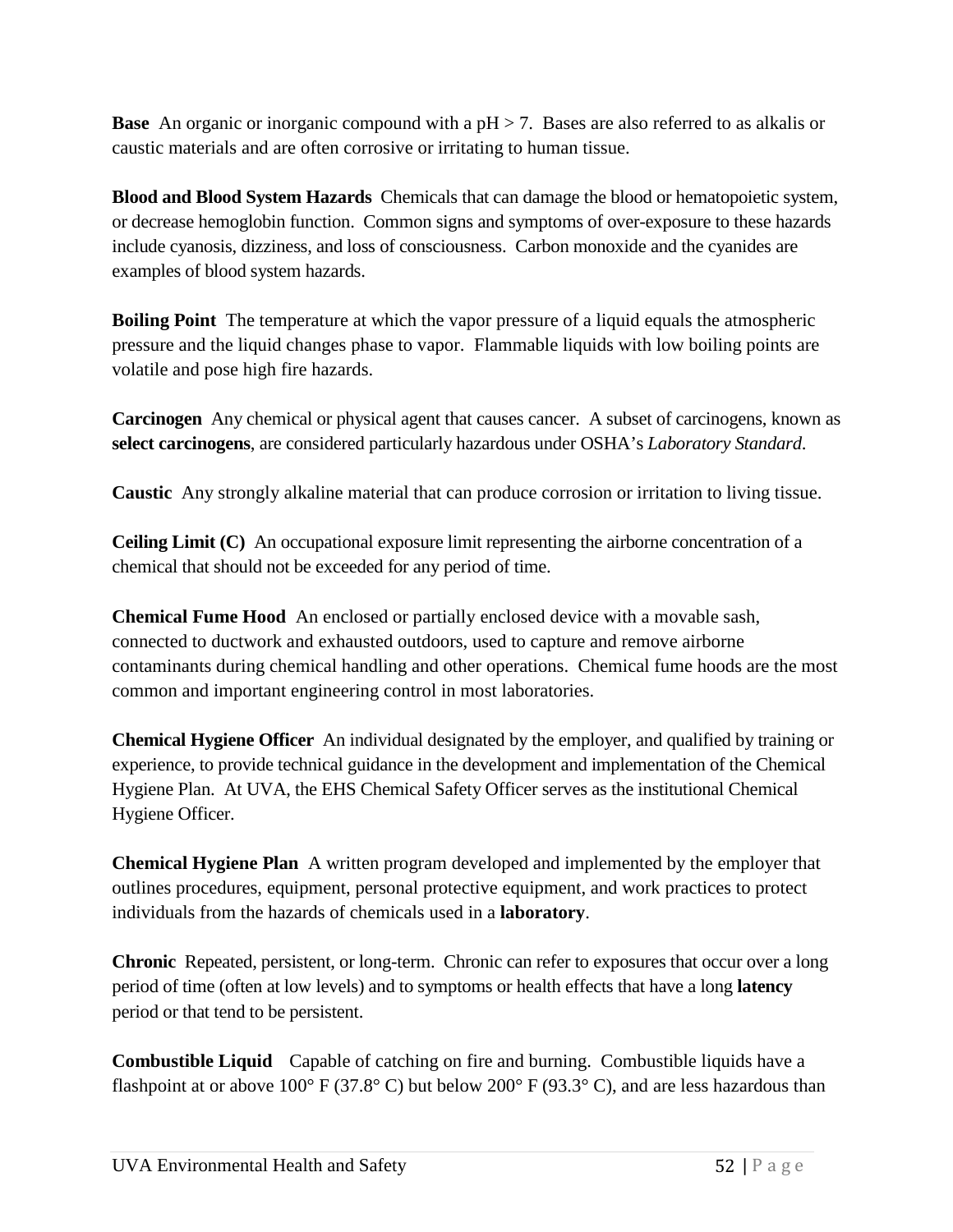**Base** An organic or inorganic compound with a pH > 7. Bases are also referred to as alkalis or caustic materials and are often corrosive or irritating to human tissue.

**Blood and Blood System Hazards** Chemicals that can damage the blood or hematopoietic system, or decrease hemoglobin function. Common signs and symptoms of over-exposure to these hazards include cyanosis, dizziness, and loss of consciousness. Carbon monoxide and the cyanides are examples of blood system hazards.

**Boiling Point** The temperature at which the vapor pressure of a liquid equals the atmospheric pressure and the liquid changes phase to vapor. Flammable liquids with low boiling points are volatile and pose high fire hazards.

**Carcinogen** Any chemical or physical agent that causes cancer. A subset of carcinogens, known as **select carcinogens**, are considered particularly hazardous under OSHA's *Laboratory Standard*.

**Caustic** Any strongly alkaline material that can produce corrosion or irritation to living tissue.

**Ceiling Limit (C)** An occupational exposure limit representing the airborne concentration of a chemical that should not be exceeded for any period of time.

**Chemical Fume Hood** An enclosed or partially enclosed device with a movable sash, connected to ductwork and exhausted outdoors, used to capture and remove airborne contaminants during chemical handling and other operations. Chemical fume hoods are the most common and important engineering control in most laboratories.

**Chemical Hygiene Officer** An individual designated by the employer, and qualified by training or experience, to provide technical guidance in the development and implementation of the Chemical Hygiene Plan. At UVA, the EHS Chemical Safety Officer serves as the institutional Chemical Hygiene Officer.

**Chemical Hygiene Plan** A written program developed and implemented by the employer that outlines procedures, equipment, personal protective equipment, and work practices to protect individuals from the hazards of chemicals used in a **laboratory**.

**Chronic** Repeated, persistent, or long-term. Chronic can refer to exposures that occur over a long period of time (often at low levels) and to symptoms or health effects that have a long **latency** period or that tend to be persistent.

**Combustible Liquid** Capable of catching on fire and burning. Combustible liquids have a flashpoint at or above 100° F (37.8° C) but below 200° F (93.3° C), and are less hazardous than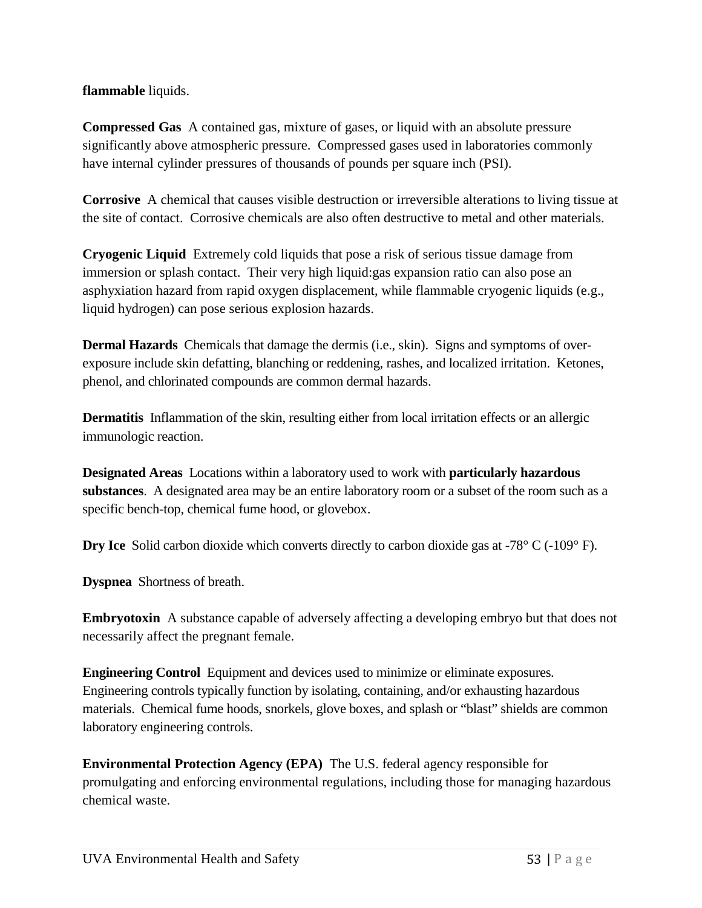**flammable** liquids.

**Compressed Gas** A contained gas, mixture of gases, or liquid with an absolute pressure significantly above atmospheric pressure. Compressed gases used in laboratories commonly have internal cylinder pressures of thousands of pounds per square inch (PSI).

**Corrosive** A chemical that causes visible destruction or irreversible alterations to living tissue at the site of contact. Corrosive chemicals are also often destructive to metal and other materials.

**Cryogenic Liquid** Extremely cold liquids that pose a risk of serious tissue damage from immersion or splash contact. Their very high liquid:gas expansion ratio can also pose an asphyxiation hazard from rapid oxygen displacement, while flammable cryogenic liquids (e.g., liquid hydrogen) can pose serious explosion hazards.

**Dermal Hazards** Chemicals that damage the dermis (i.e., skin). Signs and symptoms of over-exposure include skin defatting, blanching or reddening, rashes, and localized irritation. Ketones, phenol, and chlorinated compounds are common dermal hazards.

**Dermatitis** Inflammation of the skin, resulting either from local irritation effects or an allergic immunologic reaction.

**Designated Areas** Locations within a laboratory used to work with **particularly hazardous substances**. A designated area may be an entire laboratory room or a subset of the room such as a specific bench-top, chemical fume hood, or glovebox.

**Dry Ice** Solid carbon dioxide which converts directly to carbon dioxide gas at -78° C (-109° F).

**Dyspnea** Shortness of breath.

**Embryotoxin** A substance capable of adversely affecting a developing embryo but that does not necessarily affect the pregnant female.

**Engineering Control** Equipment and devices used to minimize or eliminate exposures. Engineering controls typically function by isolating, containing, and/or exhausting hazardous materials. Chemical fume hoods, snorkels, glove boxes, and splash or "blast" shields are common laboratory engineering controls.

**Environmental Protection Agency (EPA)** The U.S. federal agency responsible for promulgating and enforcing environmental regulations, including those for managing hazardous chemical waste.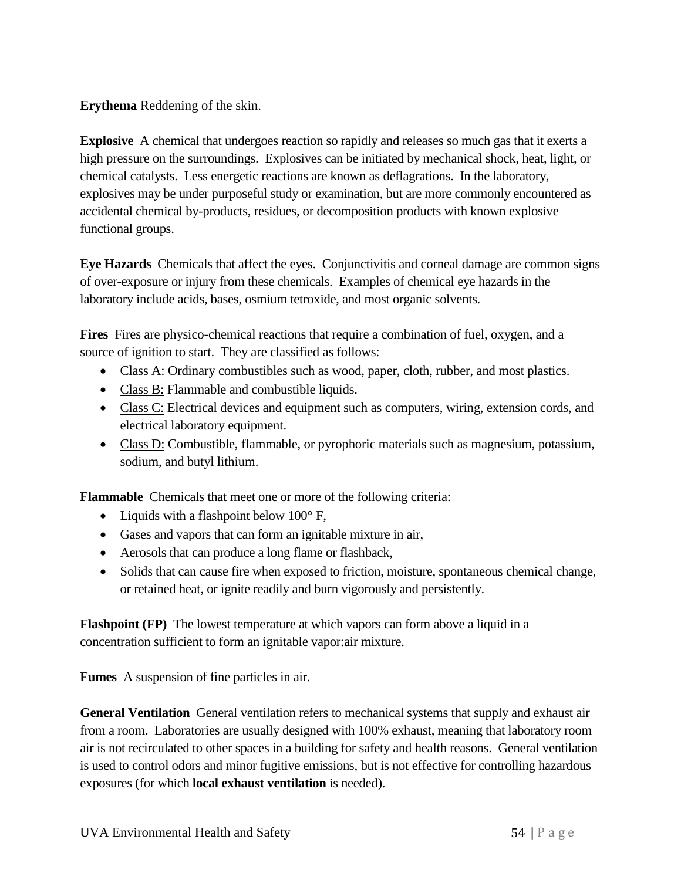**Erythema** Reddening of the skin.

**Explosive** A chemical that undergoes reaction so rapidly and releases so much gas that it exerts a high pressure on the surroundings. Explosives can be initiated by mechanical shock, heat, light, or chemical catalysts. Less energetic reactions are known as deflagrations. In the laboratory, explosives may be under purposeful study or examination, but are more commonly encountered as accidental chemical by-products, residues, or decomposition products with known explosive functional groups.

**Eye Hazards** Chemicals that affect the eyes. Conjunctivitis and corneal damage are common signs of over-exposure or injury from these chemicals. Examples of chemical eye hazards in the laboratory include acids, bases, osmium tetroxide, and most organic solvents.

**Fires** Fires are physico-chemical reactions that require a combination of fuel, oxygen, and a source of ignition to start. They are classified as follows:

- Class A: Ordinary combustibles such as wood, paper, cloth, rubber, and most plastics.
- Class B: Flammable and combustible liquids.
- Class C: Electrical devices and equipment such as computers, wiring, extension cords, and electrical laboratory equipment.
- Class D: Combustible, flammable, or pyrophoric materials such as magnesium, potassium, sodium, and butyl lithium.

**Flammable** Chemicals that meet one or more of the following criteria:

- Liquids with a flashpoint below 100° F,
- Gases and vapors that can form an ignitable mixture in air,
- Aerosols that can produce a long flame or flashback,
- Solids that can cause fire when exposed to friction, moisture, spontaneous chemical change, or retained heat, or ignite readily and burn vigorously and persistently.

**Flashpoint (FP)** The lowest temperature at which vapors can form above a liquid in a concentration sufficient to form an ignitable vapor:air mixture.

**Fumes** A suspension of fine particles in air.

**General Ventilation** General ventilation refers to mechanical systems that supply and exhaust air from a room. Laboratories are usually designed with 100% exhaust, meaning that laboratory room air is not recirculated to other spaces in a building for safety and health reasons. General ventilation is used to control odors and minor fugitive emissions, but is not effective for controlling hazardous exposures (for which **local exhaust ventilation** is needed).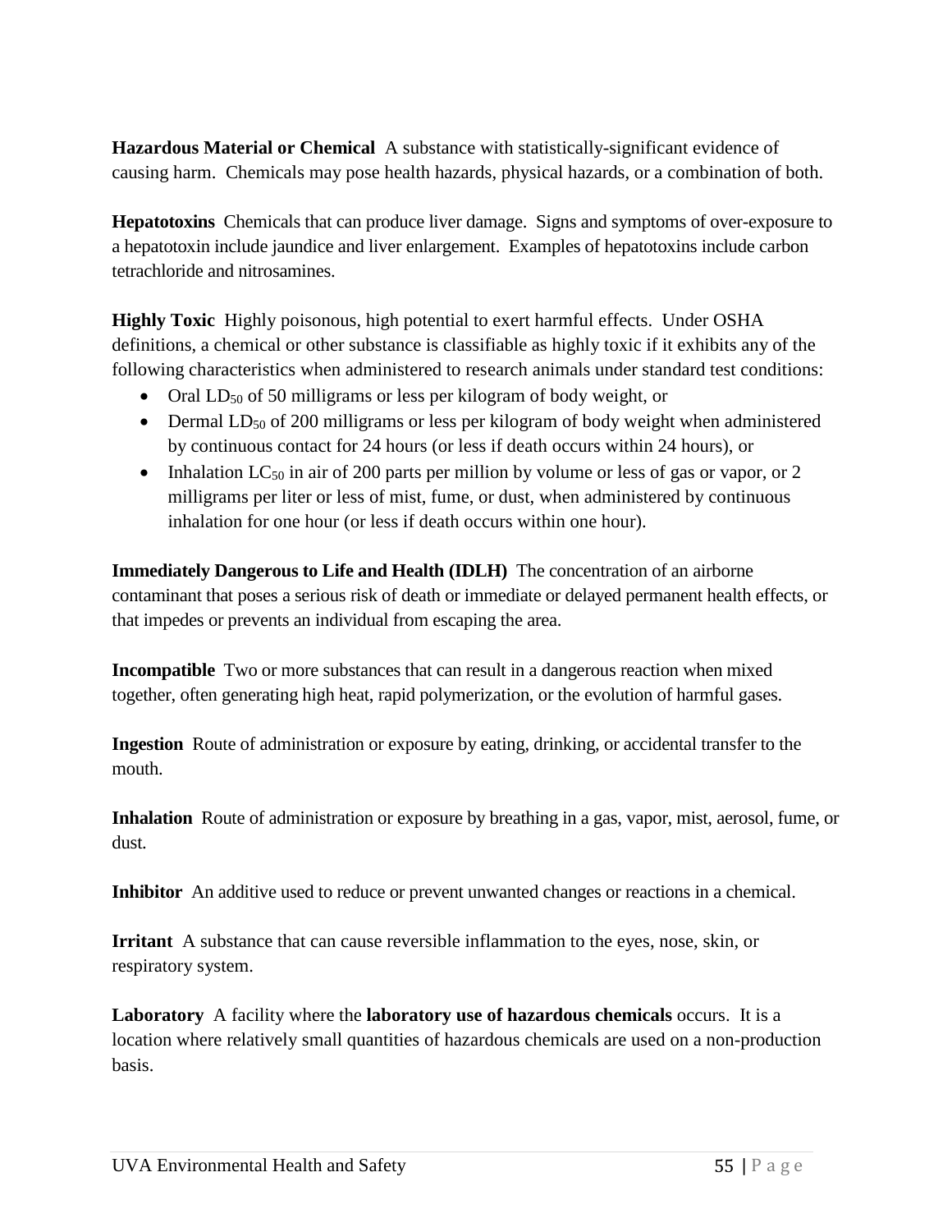**Hazardous Material or Chemical** A substance with statistically-significant evidence of causing harm. Chemicals may pose health hazards, physical hazards, or a combination of both.

**Hepatotoxins** Chemicals that can produce liver damage. Signs and symptoms of over-exposure to a hepatotoxin include jaundice and liver enlargement. Examples of hepatotoxins include carbon tetrachloride and nitrosamines.

**Highly Toxic** Highly poisonous, high potential to exert harmful effects. Under OSHA definitions, a chemical or other substance is classifiable as highly toxic if it exhibits any of the following characteristics when administered to research animals under standard test conditions:

- Oral $LD_{50}$ of 50 milligrams or less per kilogram of body weight, or
- Dermal $LD_{50}$ of 200 milligrams or less per kilogram of body weight when administered by continuous contact for 24 hours (or less if death occurs within 24 hours), or
- Inhalation $LC_{50}$ in air of 200 parts per million by volume or less of gas or vapor, or 2 milligrams per liter or less of mist, fume, or dust, when administered by continuous inhalation for one hour (or less if death occurs within one hour).

**Immediately Dangerous to Life and Health (IDLH)** The concentration of an airborne contaminant that poses a serious risk of death or immediate or delayed permanent health effects, or that impedes or prevents an individual from escaping the area.

**Incompatible** Two or more substances that can result in a dangerous reaction when mixed together, often generating high heat, rapid polymerization, or the evolution of harmful gases.

**Ingestion** Route of administration or exposure by eating, drinking, or accidental transfer to the mouth.

**Inhalation** Route of administration or exposure by breathing in a gas, vapor, mist, aerosol, fume, or dust.

**Inhibitor** An additive used to reduce or prevent unwanted changes or reactions in a chemical.

**Irritant** A substance that can cause reversible inflammation to the eyes, nose, skin, or respiratory system.

**Laboratory** A facility where the **laboratory use of hazardous chemicals** occurs. It is a location where relatively small quantities of hazardous chemicals are used on a non-production basis.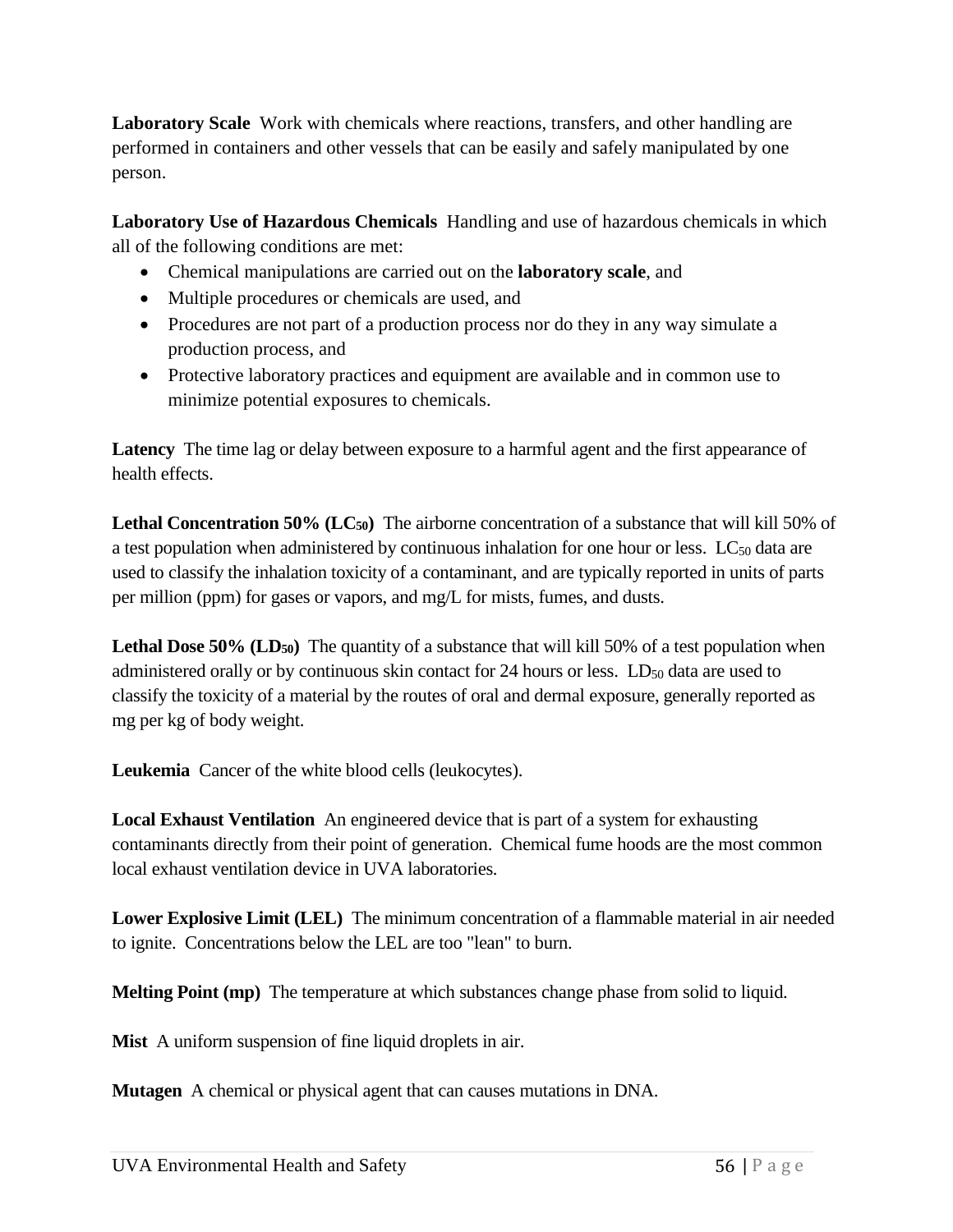**Laboratory Scale** Work with chemicals where reactions, transfers, and other handling are performed in containers and other vessels that can be easily and safely manipulated by one person.

**Laboratory Use of Hazardous Chemicals** Handling and use of hazardous chemicals in which all of the following conditions are met:

- Chemical manipulations are carried out on the **laboratory scale**, and
- Multiple procedures or chemicals are used, and
- Procedures are not part of a production process nor do they in any way simulate a production process, and
- Protective laboratory practices and equipment are available and in common use to minimize potential exposures to chemicals.

**Latency** The time lag or delay between exposure to a harmful agent and the first appearance of health effects.

**Lethal Concentration 50% ($LC_{50}$)** The airborne concentration of a substance that will kill 50% of a test population when administered by continuous inhalation for one hour or less. $LC_{50}$ data are used to classify the inhalation toxicity of a contaminant, and are typically reported in units of parts per million (ppm) for gases or vapors, and mg/L for mists, fumes, and dusts.

**Lethal Dose 50% ($LD_{50}$)** The quantity of a substance that will kill 50% of a test population when administered orally or by continuous skin contact for 24 hours or less. $LD_{50}$ data are used to classify the toxicity of a material by the routes of oral and dermal exposure, generally reported as mg per kg of body weight.

**Leukemia** Cancer of the white blood cells (leukocytes).

**Local Exhaust Ventilation** An engineered device that is part of a system for exhausting contaminants directly from their point of generation. Chemical fume hoods are the most common local exhaust ventilation device in UVA laboratories.

**Lower Explosive Limit (LEL)** The minimum concentration of a flammable material in air needed to ignite. Concentrations below the LEL are too "lean" to burn.

**Melting Point (mp)** The temperature at which substances change phase from solid to liquid.

**Mist** A uniform suspension of fine liquid droplets in air.

**Mutagen** A chemical or physical agent that can causes mutations in DNA.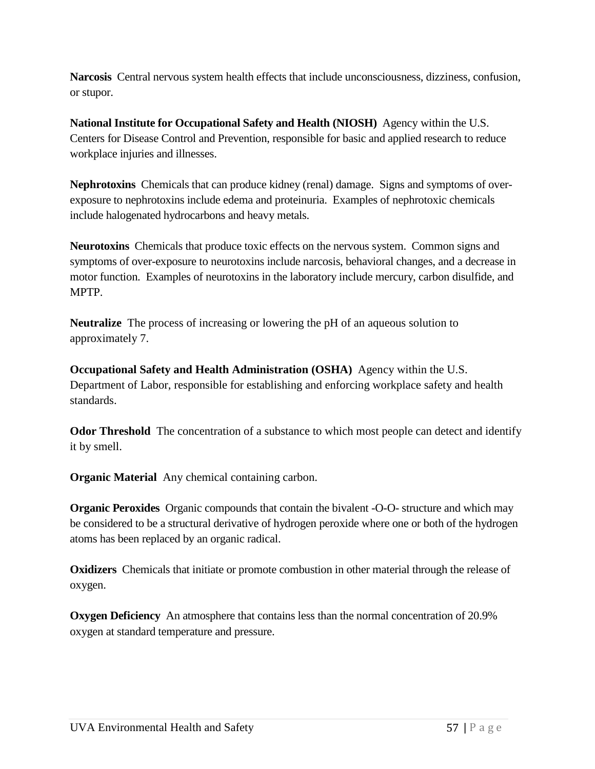**Narcosis** Central nervous system health effects that include unconsciousness, dizziness, confusion, or stupor.

**National Institute for Occupational Safety and Health (NIOSH)** Agency within the U.S. Centers for Disease Control and Prevention, responsible for basic and applied research to reduce workplace injuries and illnesses.

**Nephrotoxins** Chemicals that can produce kidney (renal) damage. Signs and symptoms of over-exposure to nephrotoxins include edema and proteinuria. Examples of nephrotoxic chemicals include halogenated hydrocarbons and heavy metals.

**Neurotoxins** Chemicals that produce toxic effects on the nervous system. Common signs and symptoms of over-exposure to neurotoxins include narcosis, behavioral changes, and a decrease in motor function. Examples of neurotoxins in the laboratory include mercury, carbon disulfide, and MPTP.

**Neutralize** The process of increasing or lowering the pH of an aqueous solution to approximately 7.

**Occupational Safety and Health Administration (OSHA)** Agency within the U.S. Department of Labor, responsible for establishing and enforcing workplace safety and health standards.

**Odor Threshold** The concentration of a substance to which most people can detect and identify it by smell.

**Organic Material** Any chemical containing carbon.

**Organic Peroxides** Organic compounds that contain the bivalent -O-O- structure and which may be considered to be a structural derivative of hydrogen peroxide where one or both of the hydrogen atoms has been replaced by an organic radical.

**Oxidizers** Chemicals that initiate or promote combustion in other material through the release of oxygen.

**Oxygen Deficiency** An atmosphere that contains less than the normal concentration of 20.9% oxygen at standard temperature and pressure.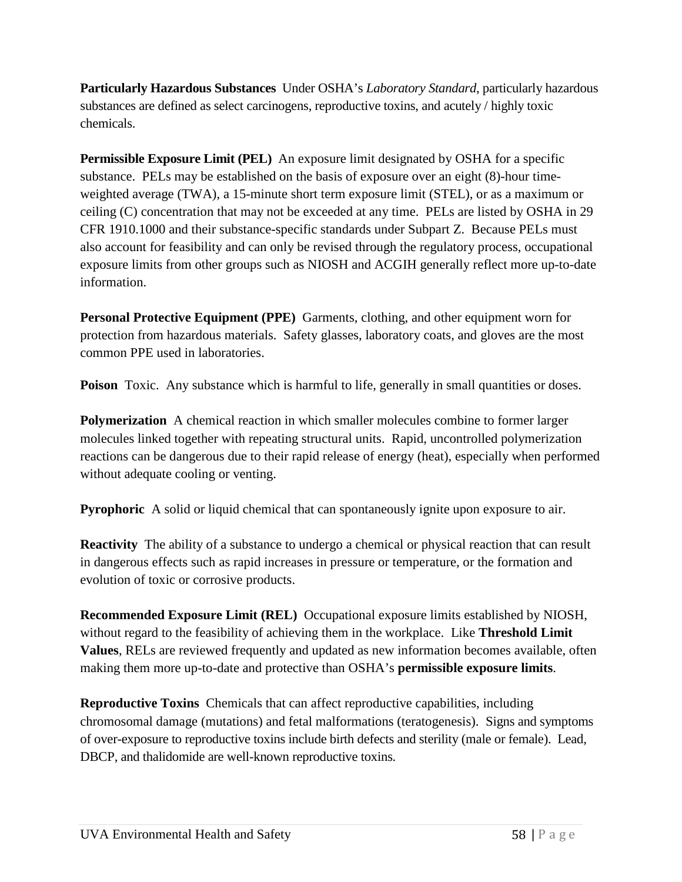**Particularly Hazardous Substances** Under OSHA's *Laboratory Standard*, particularly hazardous substances are defined as select carcinogens, reproductive toxins, and acutely / highly toxic chemicals.

**Permissible Exposure Limit (PEL)** An exposure limit designated by OSHA for a specific substance. PELs may be established on the basis of exposure over an eight (8)-hour time-weighted average (TWA), a 15-minute short term exposure limit (STEL), or as a maximum or ceiling (C) concentration that may not be exceeded at any time. PELs are listed by OSHA in 29 CFR 1910.1000 and their substance-specific standards under Subpart Z. Because PELs must also account for feasibility and can only be revised through the regulatory process, occupational exposure limits from other groups such as NIOSH and ACGIH generally reflect more up-to-date information.

**Personal Protective Equipment (PPE)** Garments, clothing, and other equipment worn for protection from hazardous materials. Safety glasses, laboratory coats, and gloves are the most common PPE used in laboratories.

**Poison** Toxic. Any substance which is harmful to life, generally in small quantities or doses.

**Polymerization** A chemical reaction in which smaller molecules combine to former larger molecules linked together with repeating structural units. Rapid, uncontrolled polymerization reactions can be dangerous due to their rapid release of energy (heat), especially when performed without adequate cooling or venting.

**Pyrophoric** A solid or liquid chemical that can spontaneously ignite upon exposure to air.

**Reactivity** The ability of a substance to undergo a chemical or physical reaction that can result in dangerous effects such as rapid increases in pressure or temperature, or the formation and evolution of toxic or corrosive products.

**Recommended Exposure Limit (REL)** Occupational exposure limits established by NIOSH, without regard to the feasibility of achieving them in the workplace. Like **Threshold Limit Values**, RELs are reviewed frequently and updated as new information becomes available, often making them more up-to-date and protective than OSHA's **permissible exposure limits**.

**Reproductive Toxins** Chemicals that can affect reproductive capabilities, including chromosomal damage (mutations) and fetal malformations (teratogenesis). Signs and symptoms of over-exposure to reproductive toxins include birth defects and sterility (male or female). Lead, DBCP, and thalidomide are well-known reproductive toxins.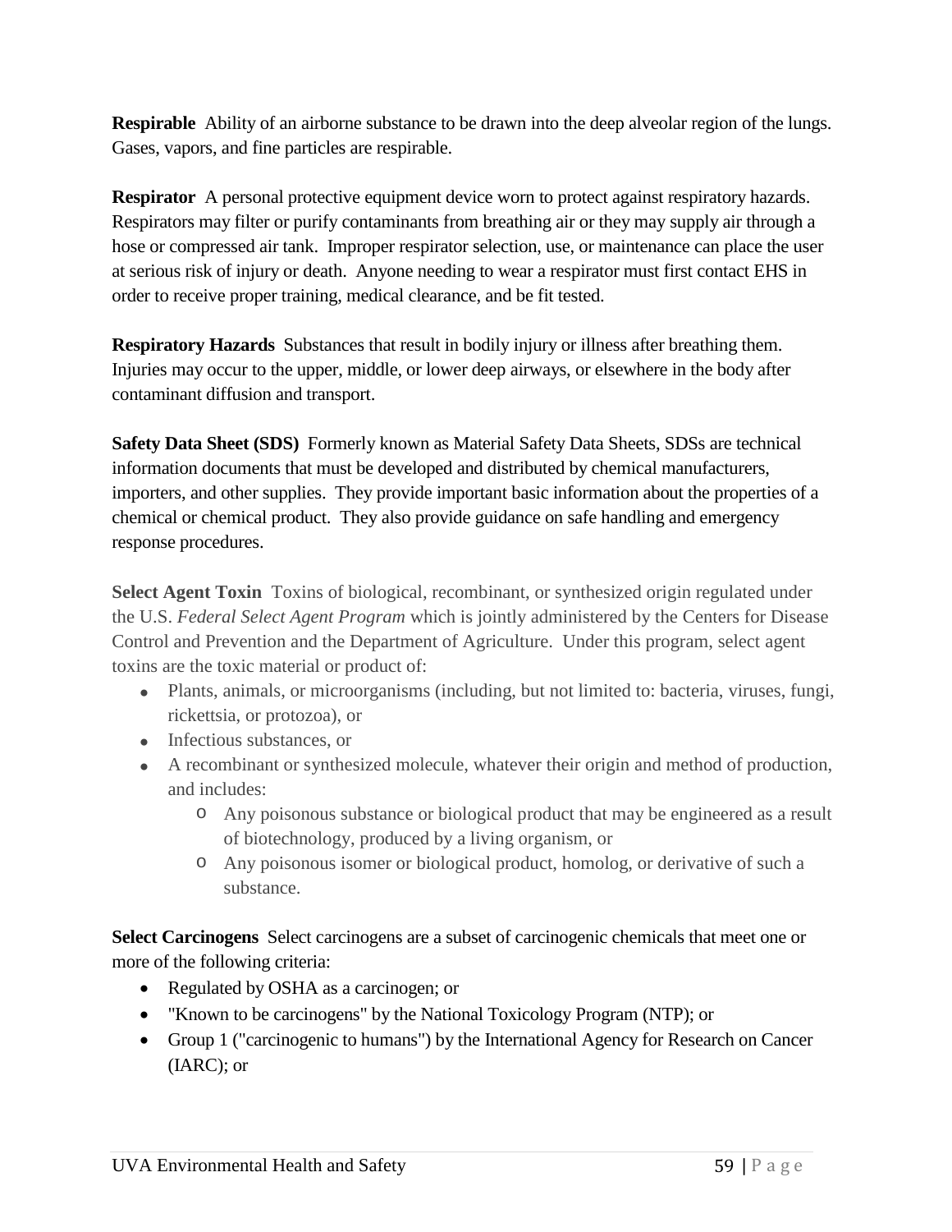**Respirable** Ability of an airborne substance to be drawn into the deep alveolar region of the lungs. Gases, vapors, and fine particles are respirable.

**Respirator** A personal protective equipment device worn to protect against respiratory hazards. Respirators may filter or purify contaminants from breathing air or they may supply air through a hose or compressed air tank. Improper respirator selection, use, or maintenance can place the user at serious risk of injury or death. Anyone needing to wear a respirator must first contact EHS in order to receive proper training, medical clearance, and be fit tested.

**Respiratory Hazards** Substances that result in bodily injury or illness after breathing them. Injuries may occur to the upper, middle, or lower deep airways, or elsewhere in the body after contaminant diffusion and transport.

**Safety Data Sheet (SDS)** Formerly known as Material Safety Data Sheets, SDSs are technical information documents that must be developed and distributed by chemical manufacturers, importers, and other supplies. They provide important basic information about the properties of a chemical or chemical product. They also provide guidance on safe handling and emergency response procedures.

**Select Agent Toxin** Toxins of biological, recombinant, or synthesized origin regulated under the U.S. *Federal Select Agent Program* which is jointly administered by the Centers for Disease Control and Prevention and the Department of Agriculture. Under this program, select agent toxins are the toxic material or product of:

- Plants, animals, or microorganisms (including, but not limited to: bacteria, viruses, fungi, rickettsia, or protozoa), or
- Infectious substances, or
- A recombinant or synthesized molecule, whatever their origin and method of production, and includes:
  - Any poisonous substance or biological product that may be engineered as a result of biotechnology, produced by a living organism, or
  - Any poisonous isomer or biological product, homolog, or derivative of such a substance.

**Select Carcinogens** Select carcinogens are a subset of carcinogenic chemicals that meet one or more of the following criteria:

- Regulated by OSHA as a carcinogen; or
- "Known to be carcinogens" by the National Toxicology Program (NTP); or
- Group 1 ("carcinogenic to humans") by the International Agency for Research on Cancer (IARC); or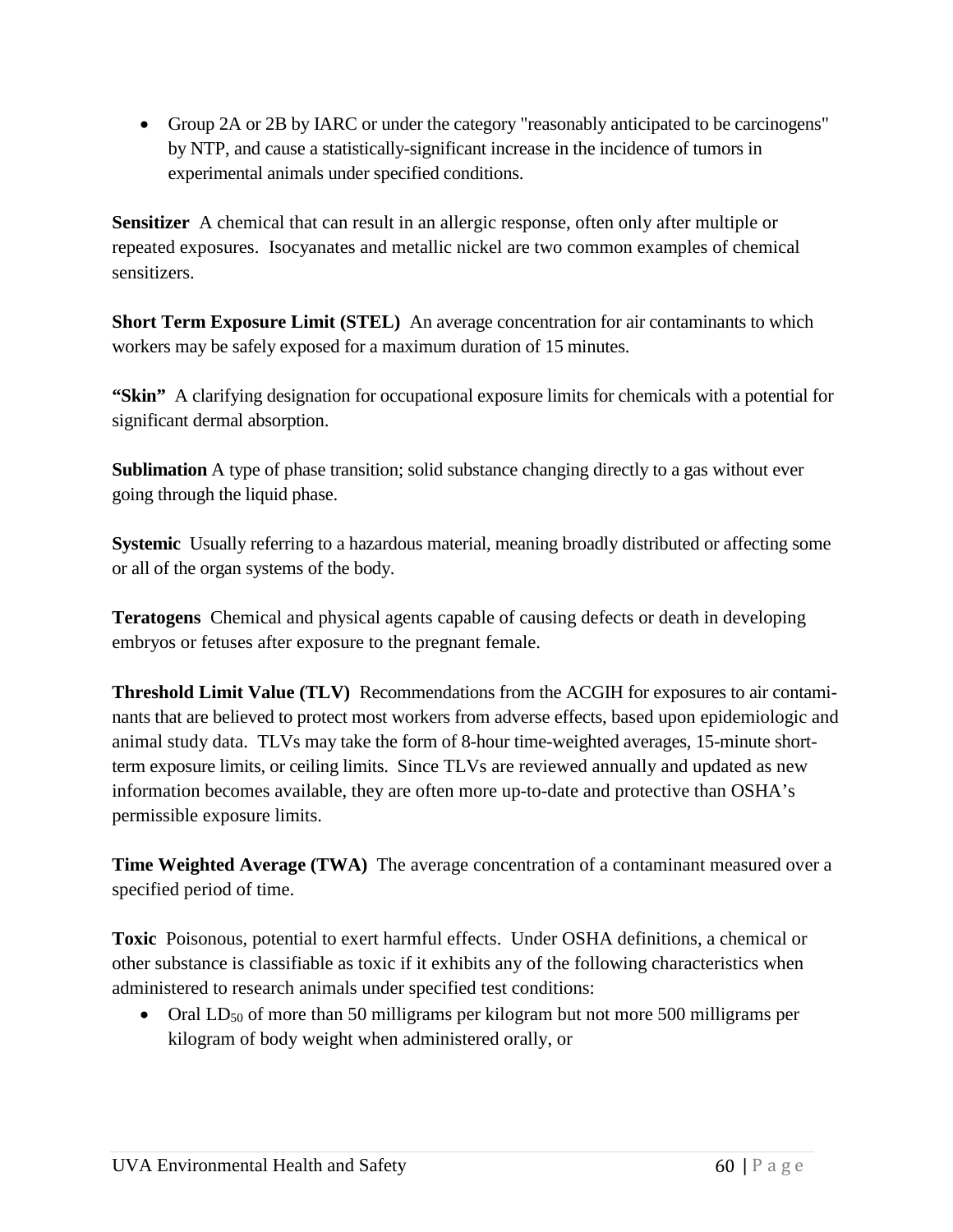- Group 2A or 2B by IARC or under the category "reasonably anticipated to be carcinogens" by NTP, and cause a statistically-significant increase in the incidence of tumors in experimental animals under specified conditions.

**Sensitizer** A chemical that can result in an allergic response, often only after multiple or repeated exposures. Isocyanates and metallic nickel are two common examples of chemical sensitizers.

**Short Term Exposure Limit (STEL)** An average concentration for air contaminants to which workers may be safely exposed for a maximum duration of 15 minutes.

**"Skin"** A clarifying designation for occupational exposure limits for chemicals with a potential for significant dermal absorption.

**Sublimation** A type of phase transition; solid substance changing directly to a gas without ever going through the liquid phase.

**Systemic** Usually referring to a hazardous material, meaning broadly distributed or affecting some or all of the organ systems of the body.

**Teratogens** Chemical and physical agents capable of causing defects or death in developing embryos or fetuses after exposure to the pregnant female.

**Threshold Limit Value (TLV)** Recommendations from the ACGIH for exposures to air contaminants that are believed to protect most workers from adverse effects, based upon epidemiologic and animal study data. TLVs may take the form of 8-hour time-weighted averages, 15-minute short-term exposure limits, or ceiling limits. Since TLVs are reviewed annually and updated as new information becomes available, they are often more up-to-date and protective than OSHA's permissible exposure limits.

**Time Weighted Average (TWA)** The average concentration of a contaminant measured over a specified period of time.

**Toxic** Poisonous, potential to exert harmful effects. Under OSHA definitions, a chemical or other substance is classifiable as toxic if it exhibits any of the following characteristics when administered to research animals under specified test conditions:

- Oral $LD_{50}$ of more than 50 milligrams per kilogram but not more 500 milligrams per kilogram of body weight when administered orally, or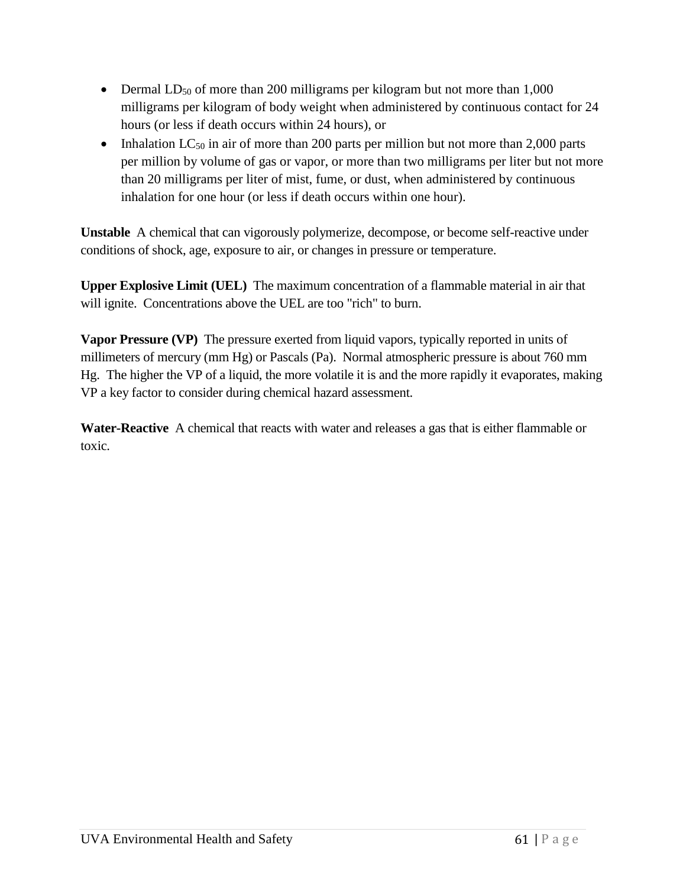- Dermal $LD_{50}$ of more than 200 milligrams per kilogram but not more than 1,000 milligrams per kilogram of body weight when administered by continuous contact for 24 hours (or less if death occurs within 24 hours), or
- Inhalation $LC_{50}$ in air of more than 200 parts per million but not more than 2,000 parts per million by volume of gas or vapor, or more than two milligrams per liter but not more than 20 milligrams per liter of mist, fume, or dust, when administered by continuous inhalation for one hour (or less if death occurs within one hour).

**Unstable** A chemical that can vigorously polymerize, decompose, or become self-reactive under conditions of shock, age, exposure to air, or changes in pressure or temperature.

**Upper Explosive Limit (UEL)** The maximum concentration of a flammable material in air that will ignite. Concentrations above the UEL are too "rich" to burn.

**Vapor Pressure (VP)** The pressure exerted from liquid vapors, typically reported in units of millimeters of mercury (mm Hg) or Pascals (Pa). Normal atmospheric pressure is about 760 mm Hg. The higher the VP of a liquid, the more volatile it is and the more rapidly it evaporates, making VP a key factor to consider during chemical hazard assessment.

**Water-Reactive** A chemical that reacts with water and releases a gas that is either flammable or toxic.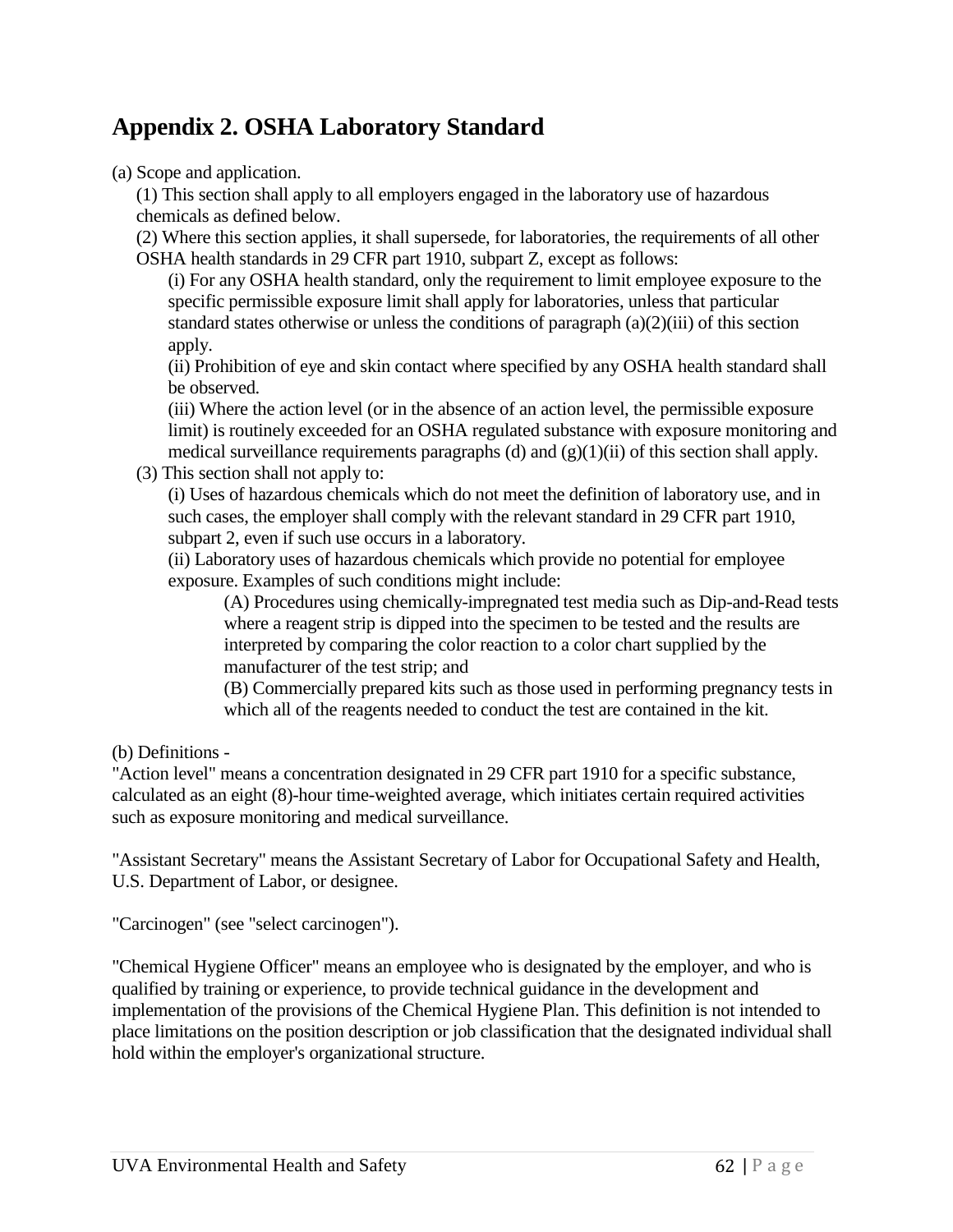# Appendix 2. OSHA Laboratory Standard

(a) Scope and application.

(1) This section shall apply to all employers engaged in the laboratory use of hazardous chemicals as defined below.

(2) Where this section applies, it shall supersede, for laboratories, the requirements of all other OSHA health standards in 29 CFR part 1910, subpart Z, except as follows:

(i) For any OSHA health standard, only the requirement to limit employee exposure to the specific permissible exposure limit shall apply for laboratories, unless that particular standard states otherwise or unless the conditions of paragraph (a)(2)(iii) of this section apply.

(ii) Prohibition of eye and skin contact where specified by any OSHA health standard shall be observed.

(iii) Where the action level (or in the absence of an action level, the permissible exposure limit) is routinely exceeded for an OSHA regulated substance with exposure monitoring and medical surveillance requirements paragraphs (d) and (g)(1)(ii) of this section shall apply.

(3) This section shall not apply to:

(i) Uses of hazardous chemicals which do not meet the definition of laboratory use, and in such cases, the employer shall comply with the relevant standard in 29 CFR part 1910, subpart 2, even if such use occurs in a laboratory.

(ii) Laboratory uses of hazardous chemicals which provide no potential for employee exposure. Examples of such conditions might include:

(A) Procedures using chemically-impregnated test media such as Dip-and-Read tests where a reagent strip is dipped into the specimen to be tested and the results are interpreted by comparing the color reaction to a color chart supplied by the manufacturer of the test strip; and

(B) Commercially prepared kits such as those used in performing pregnancy tests in which all of the reagents needed to conduct the test are contained in the kit.

(b) Definitions -

"Action level" means a concentration designated in 29 CFR part 1910 for a specific substance, calculated as an eight (8)-hour time-weighted average, which initiates certain required activities such as exposure monitoring and medical surveillance.

"Assistant Secretary" means the Assistant Secretary of Labor for Occupational Safety and Health, U.S. Department of Labor, or designee.

"Carcinogen" (see "select carcinogen").

"Chemical Hygiene Officer" means an employee who is designated by the employer, and who is qualified by training or experience, to provide technical guidance in the development and implementation of the provisions of the Chemical Hygiene Plan. This definition is not intended to place limitations on the position description or job classification that the designated individual shall hold within the employer's organizational structure.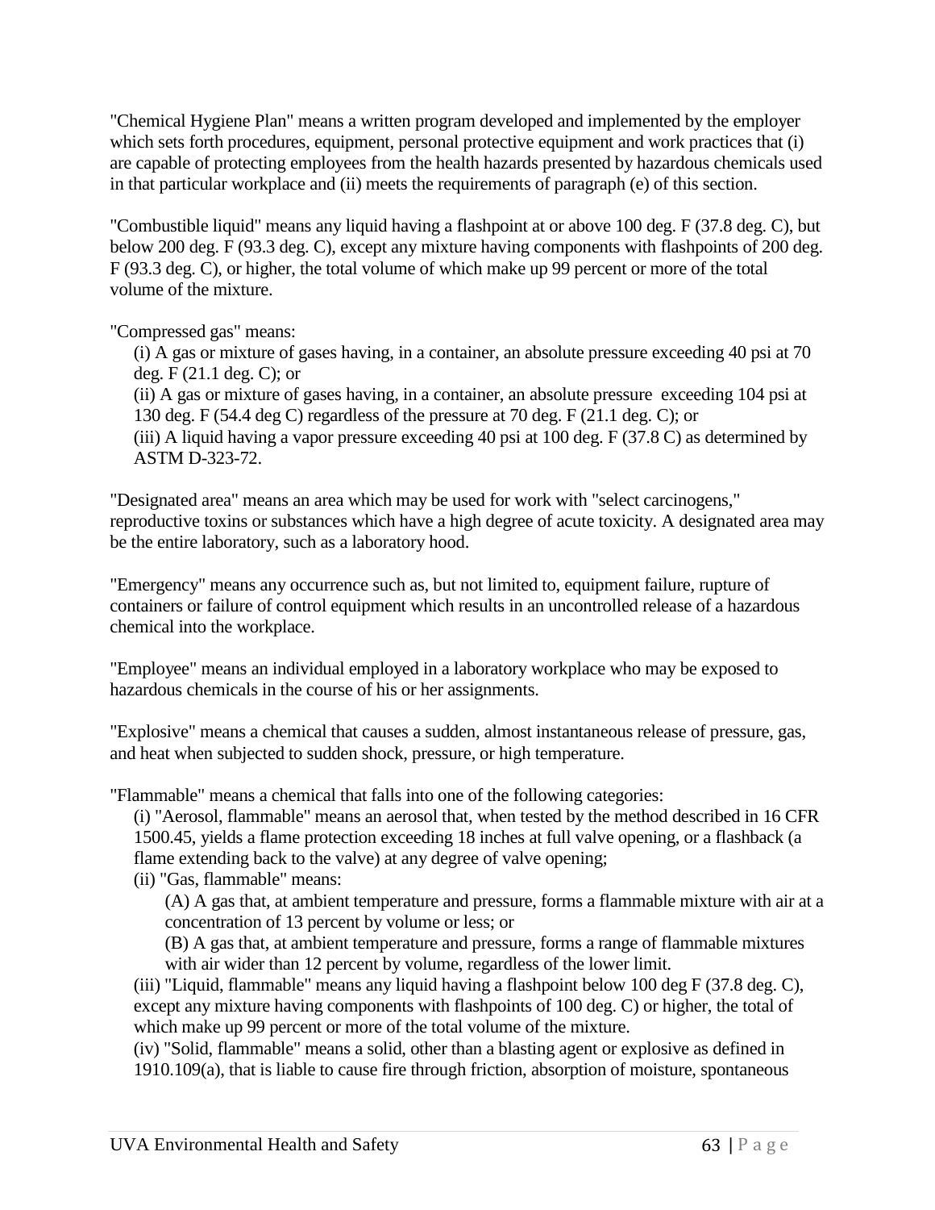"Chemical Hygiene Plan" means a written program developed and implemented by the employer which sets forth procedures, equipment, personal protective equipment and work practices that (i) are capable of protecting employees from the health hazards presented by hazardous chemicals used in that particular workplace and (ii) meets the requirements of paragraph (e) of this section.

"Combustible liquid" means any liquid having a flashpoint at or above 100 deg. F (37.8 deg. C), but below 200 deg. F (93.3 deg. C), except any mixture having components with flashpoints of 200 deg. F (93.3 deg. C), or higher, the total volume of which make up 99 percent or more of the total volume of the mixture.

"Compressed gas" means:

(i) A gas or mixture of gases having, in a container, an absolute pressure exceeding 40 psi at 70 deg. F (21.1 deg. C); or
(ii) A gas or mixture of gases having, in a container, an absolute pressure exceeding 104 psi at 130 deg. F (54.4 deg C) regardless of the pressure at 70 deg. F (21.1 deg. C); or
(iii) A liquid having a vapor pressure exceeding 40 psi at 100 deg. F (37.8 C) as determined by ASTM D-323-72.

"Designated area" means an area which may be used for work with "select carcinogens," reproductive toxins or substances which have a high degree of acute toxicity. A designated area may be the entire laboratory, such as a laboratory hood.

"Emergency" means any occurrence such as, but not limited to, equipment failure, rupture of containers or failure of control equipment which results in an uncontrolled release of a hazardous chemical into the workplace.

"Employee" means an individual employed in a laboratory workplace who may be exposed to hazardous chemicals in the course of his or her assignments.

"Explosive" means a chemical that causes a sudden, almost instantaneous release of pressure, gas, and heat when subjected to sudden shock, pressure, or high temperature.

"Flammable" means a chemical that falls into one of the following categories:

(i) "Aerosol, flammable" means an aerosol that, when tested by the method described in 16 CFR 1500.45, yields a flame protection exceeding 18 inches at full valve opening, or a flashback (a flame extending back to the valve) at any degree of valve opening;
(ii) "Gas, flammable" means:
   (A) A gas that, at ambient temperature and pressure, forms a flammable mixture with air at a concentration of 13 percent by volume or less; or
   (B) A gas that, at ambient temperature and pressure, forms a range of flammable mixtures with air wider than 12 percent by volume, regardless of the lower limit.
(iii) "Liquid, flammable" means any liquid having a flashpoint below 100 deg F (37.8 deg. C), except any mixture having components with flashpoints of 100 deg. C) or higher, the total of which make up 99 percent or more of the total volume of the mixture.
(iv) "Solid, flammable" means a solid, other than a blasting agent or explosive as defined in 1910.109(a), that is liable to cause fire through friction, absorption of moisture, spontaneous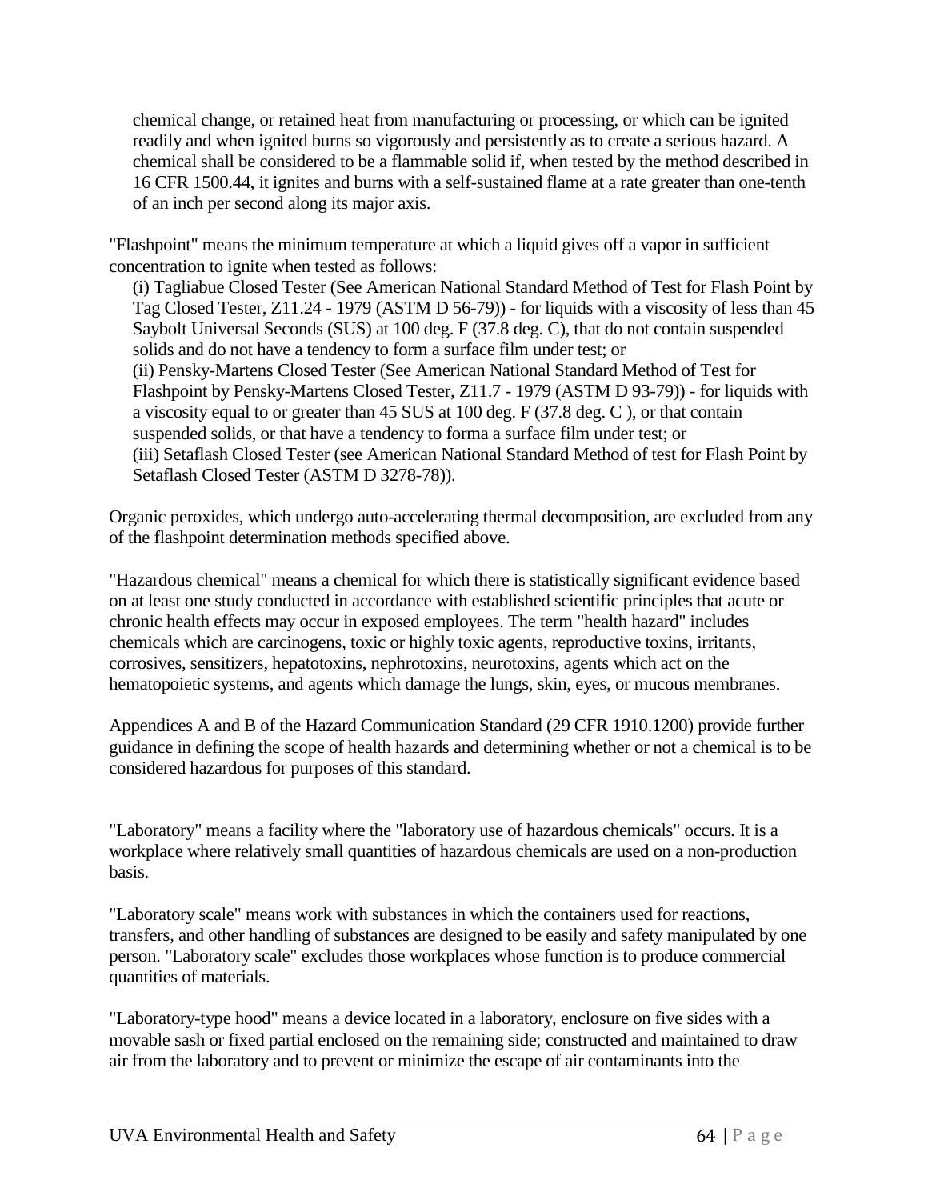chemical change, or retained heat from manufacturing or processing, or which can be ignited readily and when ignited burns so vigorously and persistently as to create a serious hazard. A chemical shall be considered to be a flammable solid if, when tested by the method described in 16 CFR 1500.44, it ignites and burns with a self-sustained flame at a rate greater than one-tenth of an inch per second along its major axis.

"Flashpoint" means the minimum temperature at which a liquid gives off a vapor in sufficient concentration to ignite when tested as follows:

(i) Tagliabue Closed Tester (See American National Standard Method of Test for Flash Point by Tag Closed Tester, Z11.24 - 1979 (ASTM D 56-79)) - for liquids with a viscosity of less than 45 Saybolt Universal Seconds (SUS) at 100 deg. F (37.8 deg. C), that do not contain suspended solids and do not have a tendency to form a surface film under test; or
(ii) Pensky-Martens Closed Tester (See American National Standard Method of Test for Flashpoint by Pensky-Martens Closed Tester, Z11.7 - 1979 (ASTM D 93-79)) - for liquids with a viscosity equal to or greater than 45 SUS at 100 deg. F (37.8 deg. C ), or that contain suspended solids, or that have a tendency to forma a surface film under test; or
(iii) Setaflash Closed Tester (see American National Standard Method of test for Flash Point by Setaflash Closed Tester (ASTM D 3278-78)).

Organic peroxides, which undergo auto-accelerating thermal decomposition, are excluded from any of the flashpoint determination methods specified above.

"Hazardous chemical" means a chemical for which there is statistically significant evidence based on at least one study conducted in accordance with established scientific principles that acute or chronic health effects may occur in exposed employees. The term "health hazard" includes chemicals which are carcinogens, toxic or highly toxic agents, reproductive toxins, irritants, corrosives, sensitizers, hepatotoxins, nephrotoxins, neurotoxins, agents which act on the hematopoietic systems, and agents which damage the lungs, skin, eyes, or mucous membranes.

Appendices A and B of the Hazard Communication Standard (29 CFR 1910.1200) provide further guidance in defining the scope of health hazards and determining whether or not a chemical is to be considered hazardous for purposes of this standard.

"Laboratory" means a facility where the "laboratory use of hazardous chemicals" occurs. It is a workplace where relatively small quantities of hazardous chemicals are used on a non-production basis.

"Laboratory scale" means work with substances in which the containers used for reactions, transfers, and other handling of substances are designed to be easily and safety manipulated by one person. "Laboratory scale" excludes those workplaces whose function is to produce commercial quantities of materials.

"Laboratory-type hood" means a device located in a laboratory, enclosure on five sides with a movable sash or fixed partial enclosed on the remaining side; constructed and maintained to draw air from the laboratory and to prevent or minimize the escape of air contaminants into the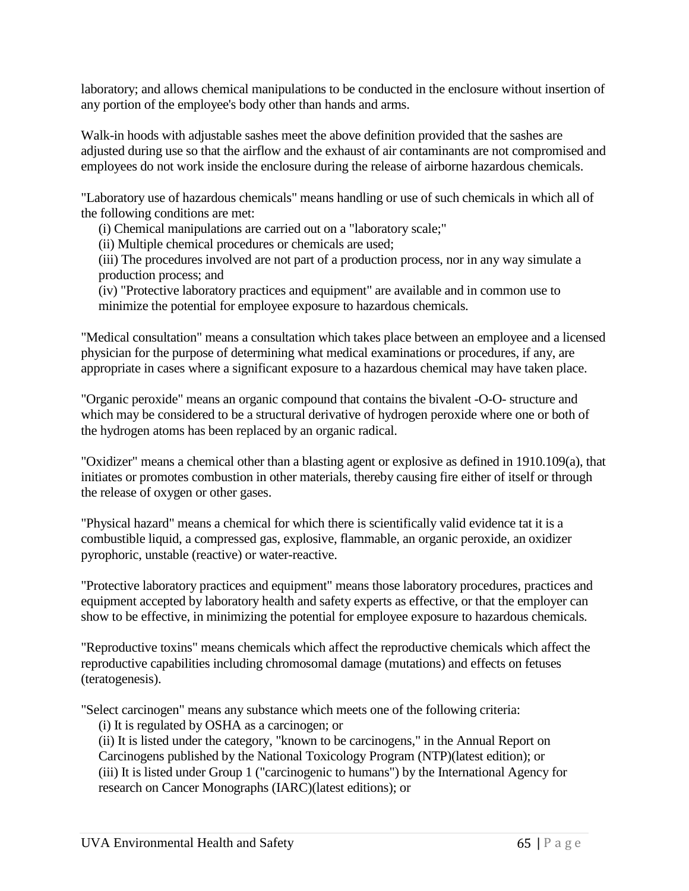laboratory; and allows chemical manipulations to be conducted in the enclosure without insertion of any portion of the employee's body other than hands and arms.

Walk-in hoods with adjustable sashes meet the above definition provided that the sashes are adjusted during use so that the airflow and the exhaust of air contaminants are not compromised and employees do not work inside the enclosure during the release of airborne hazardous chemicals.

"Laboratory use of hazardous chemicals" means handling or use of such chemicals in which all of the following conditions are met:

(i) Chemical manipulations are carried out on a "laboratory scale;"
(ii) Multiple chemical procedures or chemicals are used;
(iii) The procedures involved are not part of a production process, nor in any way simulate a production process; and
(iv) "Protective laboratory practices and equipment" are available and in common use to minimize the potential for employee exposure to hazardous chemicals.

"Medical consultation" means a consultation which takes place between an employee and a licensed physician for the purpose of determining what medical examinations or procedures, if any, are appropriate in cases where a significant exposure to a hazardous chemical may have taken place.

"Organic peroxide" means an organic compound that contains the bivalent -O-O- structure and which may be considered to be a structural derivative of hydrogen peroxide where one or both of the hydrogen atoms has been replaced by an organic radical.

"Oxidizer" means a chemical other than a blasting agent or explosive as defined in 1910.109(a), that initiates or promotes combustion in other materials, thereby causing fire either of itself or through the release of oxygen or other gases.

"Physical hazard" means a chemical for which there is scientifically valid evidence tat it is a combustible liquid, a compressed gas, explosive, flammable, an organic peroxide, an oxidizer pyrophoric, unstable (reactive) or water-reactive.

"Protective laboratory practices and equipment" means those laboratory procedures, practices and equipment accepted by laboratory health and safety experts as effective, or that the employer can show to be effective, in minimizing the potential for employee exposure to hazardous chemicals.

"Reproductive toxins" means chemicals which affect the reproductive chemicals which affect the reproductive capabilities including chromosomal damage (mutations) and effects on fetuses (teratogenesis).

"Select carcinogen" means any substance which meets one of the following criteria:

(i) It is regulated by OSHA as a carcinogen; or
(ii) It is listed under the category, "known to be carcinogens," in the Annual Report on Carcinogens published by the National Toxicology Program (NTP)(latest edition); or
(iii) It is listed under Group 1 ("carcinogenic to humans") by the International Agency for research on Cancer Monographs (IARC)(latest editions); or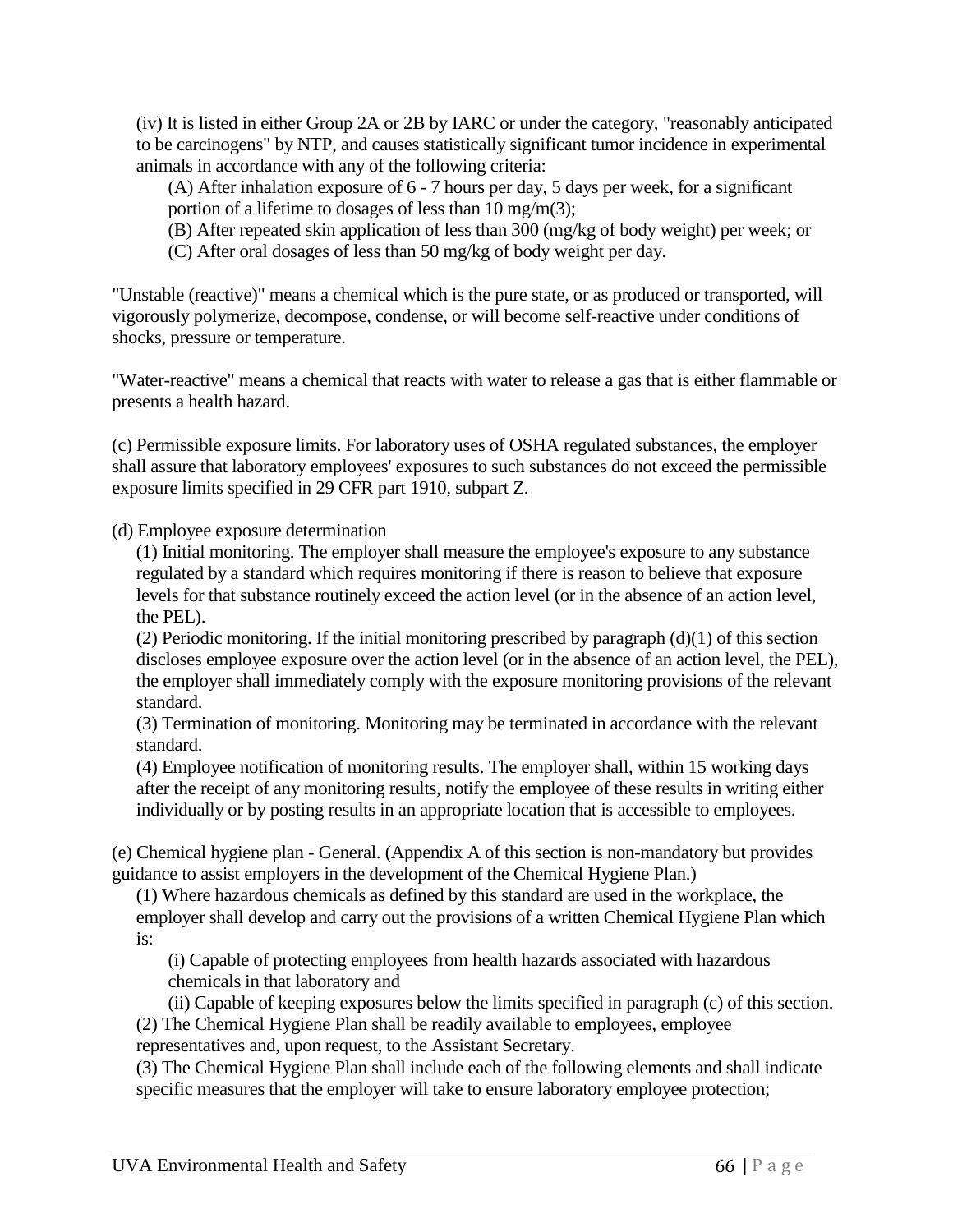(iv) It is listed in either Group 2A or 2B by IARC or under the category, "reasonably anticipated to be carcinogens" by NTP, and causes statistically significant tumor incidence in experimental animals in accordance with any of the following criteria:

(A) After inhalation exposure of 6 - 7 hours per day, 5 days per week, for a significant portion of a lifetime to dosages of less than 10 mg/m(3);

(B) After repeated skin application of less than 300 (mg/kg of body weight) per week; or

(C) After oral dosages of less than 50 mg/kg of body weight per day.

"Unstable (reactive)" means a chemical which is the pure state, or as produced or transported, will vigorously polymerize, decompose, condense, or will become self-reactive under conditions of shocks, pressure or temperature.

"Water-reactive" means a chemical that reacts with water to release a gas that is either flammable or presents a health hazard.

(c) Permissible exposure limits. For laboratory uses of OSHA regulated substances, the employer shall assure that laboratory employees' exposures to such substances do not exceed the permissible exposure limits specified in 29 CFR part 1910, subpart Z.

(d) Employee exposure determination

(1) Initial monitoring. The employer shall measure the employee's exposure to any substance regulated by a standard which requires monitoring if there is reason to believe that exposure levels for that substance routinely exceed the action level (or in the absence of an action level, the PEL).

(2) Periodic monitoring. If the initial monitoring prescribed by paragraph (d)(1) of this section discloses employee exposure over the action level (or in the absence of an action level, the PEL), the employer shall immediately comply with the exposure monitoring provisions of the relevant standard.

(3) Termination of monitoring. Monitoring may be terminated in accordance with the relevant standard.

(4) Employee notification of monitoring results. The employer shall, within 15 working days after the receipt of any monitoring results, notify the employee of these results in writing either individually or by posting results in an appropriate location that is accessible to employees.

(e) Chemical hygiene plan - General. (Appendix A of this section is non-mandatory but provides guidance to assist employers in the development of the Chemical Hygiene Plan.)

(1) Where hazardous chemicals as defined by this standard are used in the workplace, the employer shall develop and carry out the provisions of a written Chemical Hygiene Plan which is:

(i) Capable of protecting employees from health hazards associated with hazardous chemicals in that laboratory and

(ii) Capable of keeping exposures below the limits specified in paragraph (c) of this section.

(2) The Chemical Hygiene Plan shall be readily available to employees, employee representatives and, upon request, to the Assistant Secretary.

(3) The Chemical Hygiene Plan shall include each of the following elements and shall indicate specific measures that the employer will take to ensure laboratory employee protection;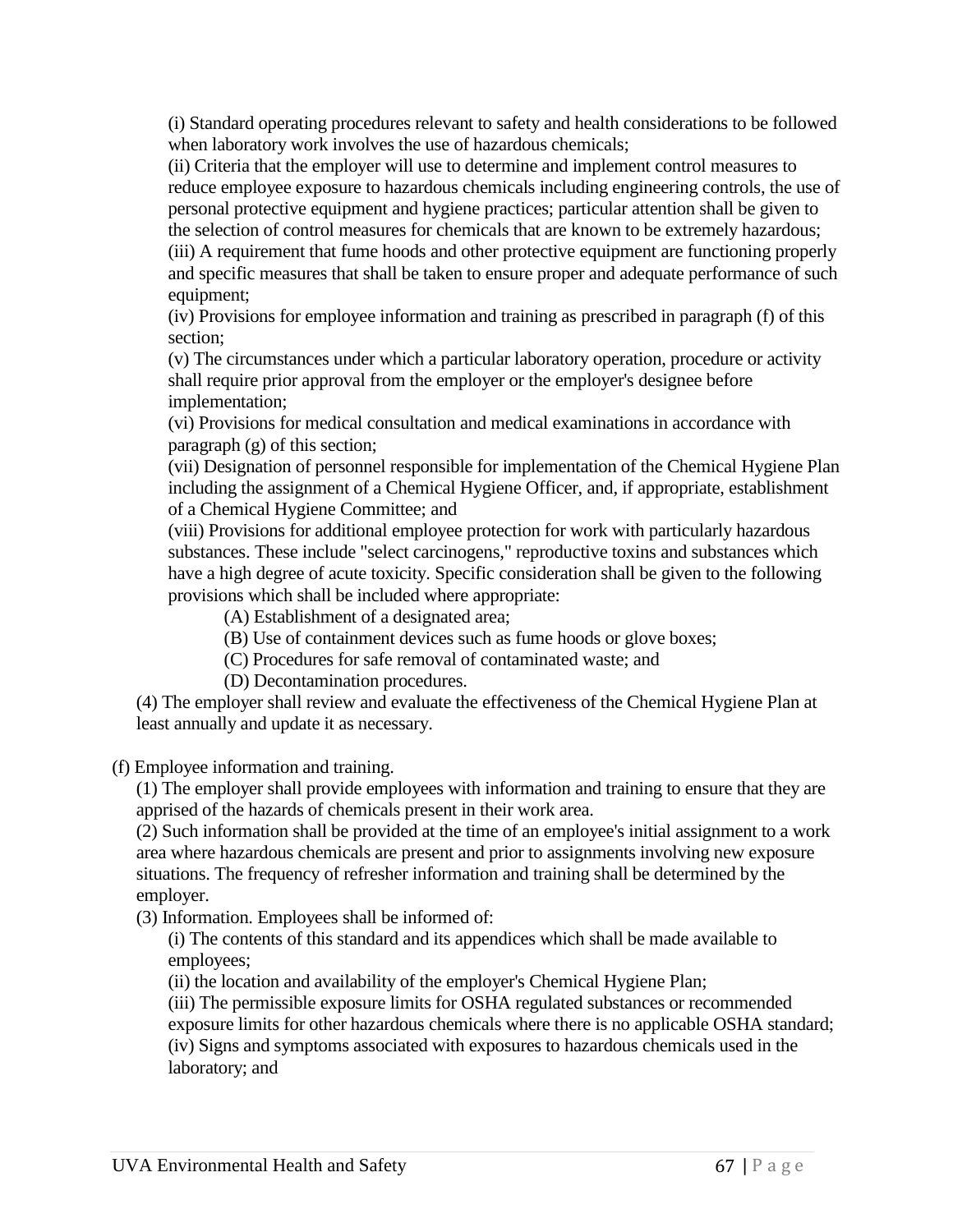(i) Standard operating procedures relevant to safety and health considerations to be followed when laboratory work involves the use of hazardous chemicals;

(ii) Criteria that the employer will use to determine and implement control measures to reduce employee exposure to hazardous chemicals including engineering controls, the use of personal protective equipment and hygiene practices; particular attention shall be given to the selection of control measures for chemicals that are known to be extremely hazardous;

(iii) A requirement that fume hoods and other protective equipment are functioning properly and specific measures that shall be taken to ensure proper and adequate performance of such equipment;

(iv) Provisions for employee information and training as prescribed in paragraph (f) of this section;

(v) The circumstances under which a particular laboratory operation, procedure or activity shall require prior approval from the employer or the employer's designee before implementation;

(vi) Provisions for medical consultation and medical examinations in accordance with paragraph (g) of this section;

(vii) Designation of personnel responsible for implementation of the Chemical Hygiene Plan including the assignment of a Chemical Hygiene Officer, and, if appropriate, establishment of a Chemical Hygiene Committee; and

(viii) Provisions for additional employee protection for work with particularly hazardous substances. These include "select carcinogens," reproductive toxins and substances which have a high degree of acute toxicity. Specific consideration shall be given to the following provisions which shall be included where appropriate:

(A) Establishment of a designated area;

(B) Use of containment devices such as fume hoods or glove boxes;

(C) Procedures for safe removal of contaminated waste; and

(D) Decontamination procedures.

(4) The employer shall review and evaluate the effectiveness of the Chemical Hygiene Plan at least annually and update it as necessary.

(f) Employee information and training.

(1) The employer shall provide employees with information and training to ensure that they are apprised of the hazards of chemicals present in their work area.

(2) Such information shall be provided at the time of an employee's initial assignment to a work area where hazardous chemicals are present and prior to assignments involving new exposure situations. The frequency of refresher information and training shall be determined by the employer.

(3) Information. Employees shall be informed of:

(i) The contents of this standard and its appendices which shall be made available to employees;

(ii) the location and availability of the employer's Chemical Hygiene Plan;

(iii) The permissible exposure limits for OSHA regulated substances or recommended exposure limits for other hazardous chemicals where there is no applicable OSHA standard;

(iv) Signs and symptoms associated with exposures to hazardous chemicals used in the laboratory; and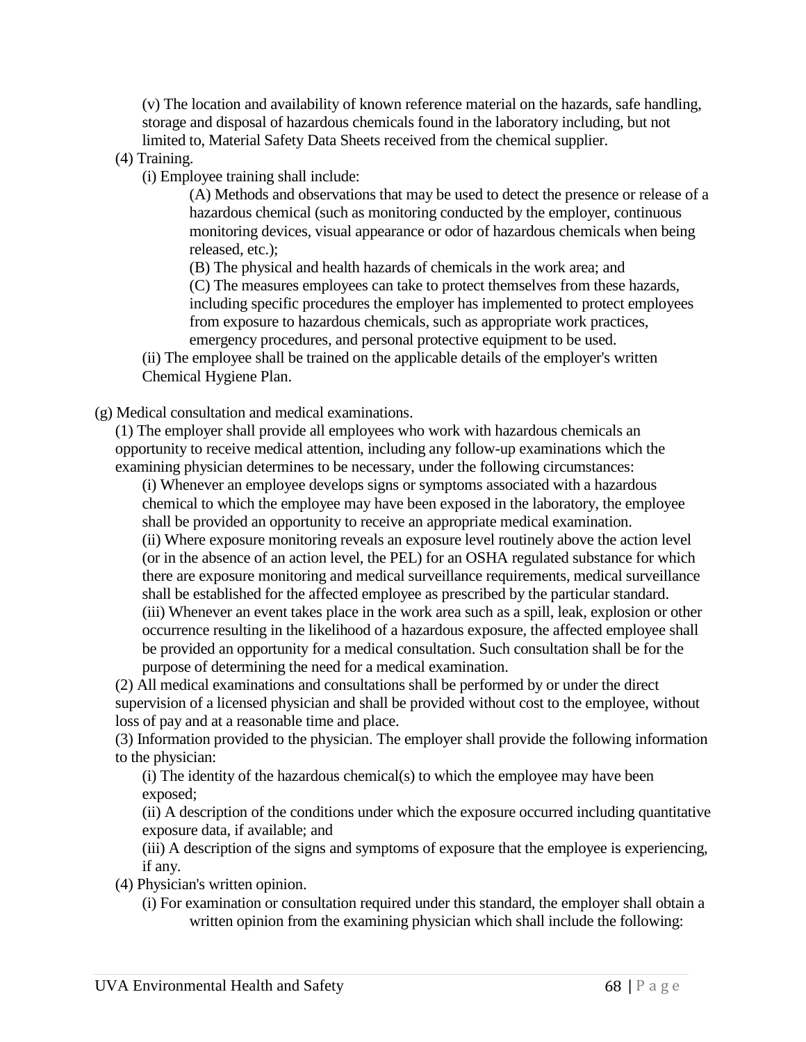(v) The location and availability of known reference material on the hazards, safe handling, storage and disposal of hazardous chemicals found in the laboratory including, but not limited to, Material Safety Data Sheets received from the chemical supplier.

(4) Training.

(i) Employee training shall include:

(A) Methods and observations that may be used to detect the presence or release of a hazardous chemical (such as monitoring conducted by the employer, continuous monitoring devices, visual appearance or odor of hazardous chemicals when being released, etc.);

(B) The physical and health hazards of chemicals in the work area; and

(C) The measures employees can take to protect themselves from these hazards, including specific procedures the employer has implemented to protect employees from exposure to hazardous chemicals, such as appropriate work practices, emergency procedures, and personal protective equipment to be used.

(ii) The employee shall be trained on the applicable details of the employer's written Chemical Hygiene Plan.

(g) Medical consultation and medical examinations.

(1) The employer shall provide all employees who work with hazardous chemicals an opportunity to receive medical attention, including any follow-up examinations which the examining physician determines to be necessary, under the following circumstances:

(i) Whenever an employee develops signs or symptoms associated with a hazardous chemical to which the employee may have been exposed in the laboratory, the employee shall be provided an opportunity to receive an appropriate medical examination.

(ii) Where exposure monitoring reveals an exposure level routinely above the action level (or in the absence of an action level, the PEL) for an OSHA regulated substance for which there are exposure monitoring and medical surveillance requirements, medical surveillance shall be established for the affected employee as prescribed by the particular standard.

(iii) Whenever an event takes place in the work area such as a spill, leak, explosion or other occurrence resulting in the likelihood of a hazardous exposure, the affected employee shall be provided an opportunity for a medical consultation. Such consultation shall be for the purpose of determining the need for a medical examination.

(2) All medical examinations and consultations shall be performed by or under the direct supervision of a licensed physician and shall be provided without cost to the employee, without loss of pay and at a reasonable time and place.

(3) Information provided to the physician. The employer shall provide the following information to the physician:

(i) The identity of the hazardous chemical(s) to which the employee may have been exposed;

(ii) A description of the conditions under which the exposure occurred including quantitative exposure data, if available; and

(iii) A description of the signs and symptoms of exposure that the employee is experiencing, if any.

(4) Physician's written opinion.

(i) For examination or consultation required under this standard, the employer shall obtain a written opinion from the examining physician which shall include the following: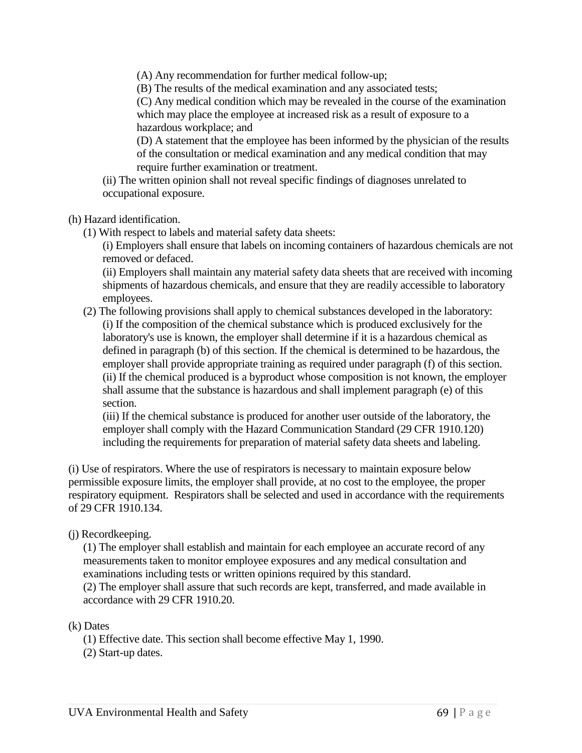(A) Any recommendation for further medical follow-up;

(B) The results of the medical examination and any associated tests;

(C) Any medical condition which may be revealed in the course of the examination which may place the employee at increased risk as a result of exposure to a hazardous workplace; and

(D) A statement that the employee has been informed by the physician of the results of the consultation or medical examination and any medical condition that may require further examination or treatment.

(ii) The written opinion shall not reveal specific findings of diagnoses unrelated to occupational exposure.

(h) Hazard identification.

(1) With respect to labels and material safety data sheets:

(i) Employers shall ensure that labels on incoming containers of hazardous chemicals are not removed or defaced.

(ii) Employers shall maintain any material safety data sheets that are received with incoming shipments of hazardous chemicals, and ensure that they are readily accessible to laboratory employees.

(2) The following provisions shall apply to chemical substances developed in the laboratory:

(i) If the composition of the chemical substance which is produced exclusively for the laboratory's use is known, the employer shall determine if it is a hazardous chemical as defined in paragraph (b) of this section. If the chemical is determined to be hazardous, the employer shall provide appropriate training as required under paragraph (f) of this section.

(ii) If the chemical produced is a byproduct whose composition is not known, the employer shall assume that the substance is hazardous and shall implement paragraph (e) of this section.

(iii) If the chemical substance is produced for another user outside of the laboratory, the employer shall comply with the Hazard Communication Standard (29 CFR 1910.120) including the requirements for preparation of material safety data sheets and labeling.

(i) Use of respirators. Where the use of respirators is necessary to maintain exposure below permissible exposure limits, the employer shall provide, at no cost to the employee, the proper respiratory equipment. Respirators shall be selected and used in accordance with the requirements of 29 CFR 1910.134.

(j) Recordkeeping.

(1) The employer shall establish and maintain for each employee an accurate record of any measurements taken to monitor employee exposures and any medical consultation and examinations including tests or written opinions required by this standard.

(2) The employer shall assure that such records are kept, transferred, and made available in accordance with 29 CFR 1910.20.

(k) Dates

(1) Effective date. This section shall become effective May 1, 1990.

(2) Start-up dates.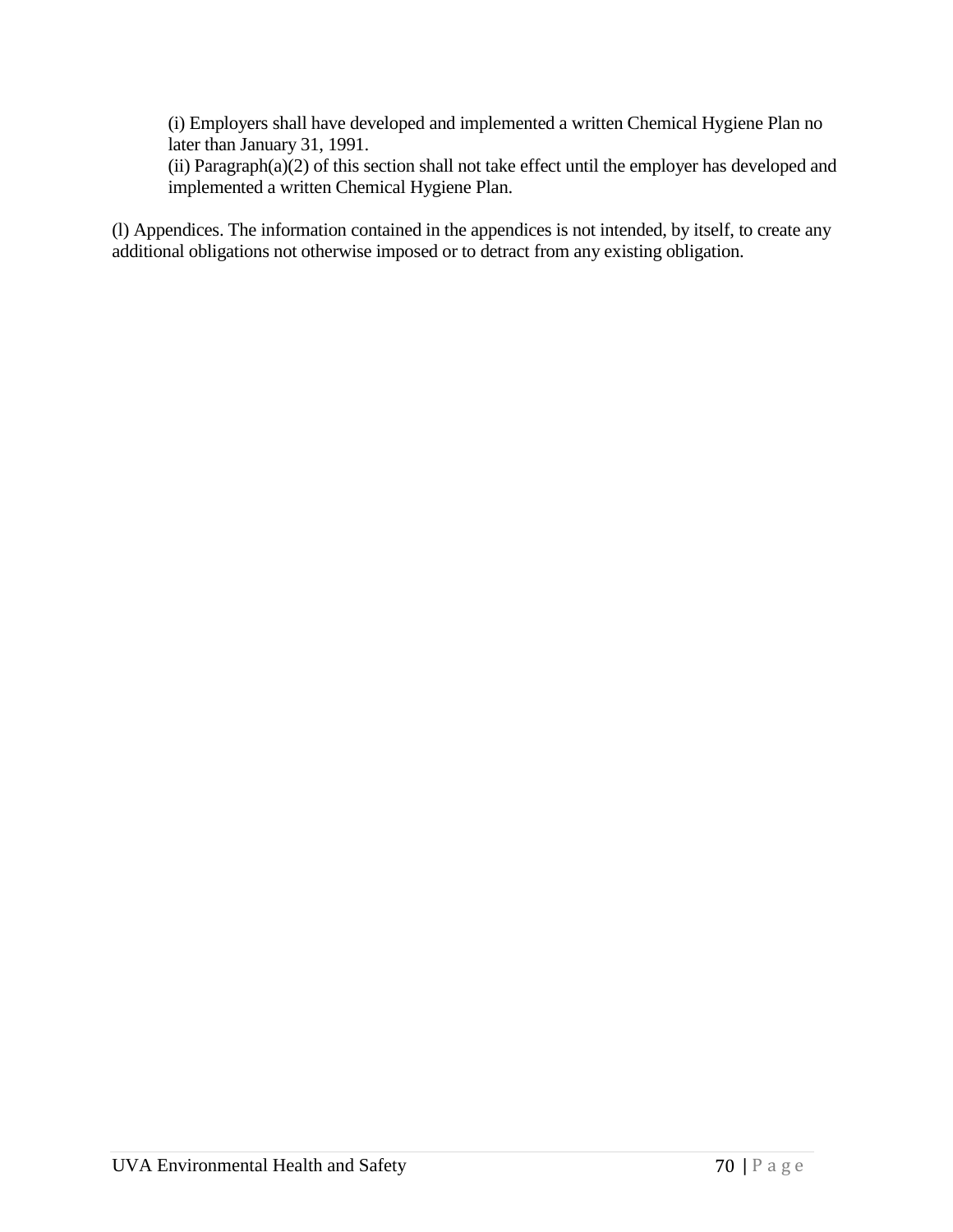(i) Employers shall have developed and implemented a written Chemical Hygiene Plan no later than January 31, 1991.

(ii) Paragraph(a)(2) of this section shall not take effect until the employer has developed and implemented a written Chemical Hygiene Plan.

(l) Appendices. The information contained in the appendices is not intended, by itself, to create any additional obligations not otherwise imposed or to detract from any existing obligation.